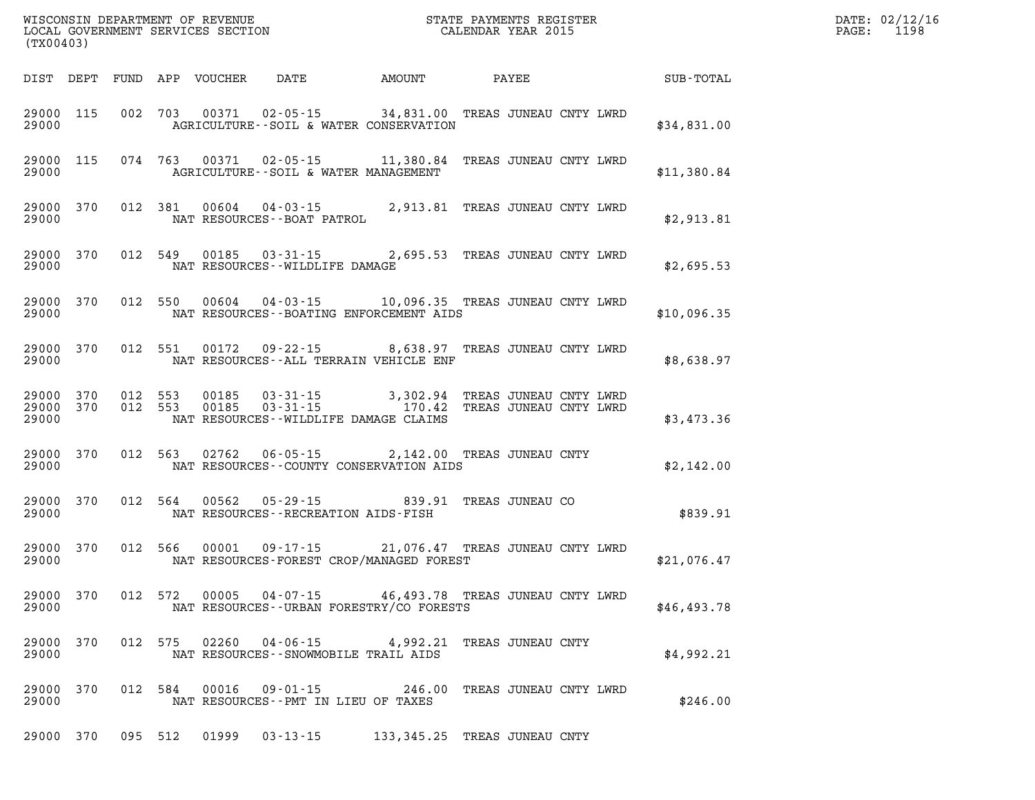WISCONSIN DEPARTMENT OF REVENUE
LOCAL GOVERNMENT SERVICES SECTION
(TX00403)

STATE PAYMENTS REGISTER
CALENDAR YEAR 2015

DATE: 02/12/16
PAGE: 1198

| DIST | DEPT | FUND | APP | VOUCHER | DATE | AMOUNT | PAYEE | SUB-TOTAL |
|---|---|---|---|---|---|---|---|---|
| 29000 | 115 | 002 | 703 | 00371 | 02-05-15 | 34,831.00 | TREAS JUNEAU CNTY LWRD | |
| 29000 | | | | | AGRICULTURE--SOIL & WATER CONSERVATION | | | $34,831.00 |
| 29000 | 115 | 074 | 763 | 00371 | 02-05-15 | 11,380.84 | TREAS JUNEAU CNTY LWRD | |
| 29000 | | | | | AGRICULTURE--SOIL & WATER MANAGEMENT | | | $11,380.84 |
| 29000 | 370 | 012 | 381 | 00604 | 04-03-15 | 2,913.81 | TREAS JUNEAU CNTY LWRD | |
| 29000 | | | | | NAT RESOURCES--BOAT PATROL | | | $2,913.81 |
| 29000 | 370 | 012 | 549 | 00185 | 03-31-15 | 2,695.53 | TREAS JUNEAU CNTY LWRD | |
| 29000 | | | | | NAT RESOURCES--WILDLIFE DAMAGE | | | $2,695.53 |
| 29000 | 370 | 012 | 550 | 00604 | 04-03-15 | 10,096.35 | TREAS JUNEAU CNTY LWRD | |
| 29000 | | | | | NAT RESOURCES--BOATING ENFORCEMENT AIDS | | | $10,096.35 |
| 29000 | 370 | 012 | 551 | 00172 | 09-22-15 | 8,638.97 | TREAS JUNEAU CNTY LWRD | |
| 29000 | | | | | NAT RESOURCES--ALL TERRAIN VEHICLE ENF | | | $8,638.97 |
| 29000 | 370 | 012 | 553 | 00185 | 03-31-15 | 3,302.94 | TREAS JUNEAU CNTY LWRD | |
| 29000 | 370 | 012 | 553 | 00185 | 03-31-15 | 170.42 | TREAS JUNEAU CNTY LWRD | |
| 29000 | | | | | NAT RESOURCES--WILDLIFE DAMAGE CLAIMS | | | $3,473.36 |
| 29000 | 370 | 012 | 563 | 02762 | 06-05-15 | 2,142.00 | TREAS JUNEAU CNTY | |
| 29000 | | | | | NAT RESOURCES--COUNTY CONSERVATION AIDS | | | $2,142.00 |
| 29000 | 370 | 012 | 564 | 00562 | 05-29-15 | 839.91 | TREAS JUNEAU CO | |
| 29000 | | | | | NAT RESOURCES--RECREATION AIDS-FISH | | | $839.91 |
| 29000 | 370 | 012 | 566 | 00001 | 09-17-15 | 21,076.47 | TREAS JUNEAU CNTY LWRD | |
| 29000 | | | | | NAT RESOURCES-FOREST CROP/MANAGED FOREST | | | $21,076.47 |
| 29000 | 370 | 012 | 572 | 00005 | 04-07-15 | 46,493.78 | TREAS JUNEAU CNTY LWRD | |
| 29000 | | | | | NAT RESOURCES--URBAN FORESTRY/CO FORESTS | | | $46,493.78 |
| 29000 | 370 | 012 | 575 | 02260 | 04-06-15 | 4,992.21 | TREAS JUNEAU CNTY | |
| 29000 | | | | | NAT RESOURCES--SNOWMOBILE TRAIL AIDS | | | $4,992.21 |
| 29000 | 370 | 012 | 584 | 00016 | 09-01-15 | 246.00 | TREAS JUNEAU CNTY LWRD | |
| 29000 | | | | | NAT RESOURCES--PMT IN LIEU OF TAXES | | | $246.00 |
| 29000 | 370 | 095 | 512 | 01999 | 03-13-15 | 133,345.25 | TREAS JUNEAU CNTY | |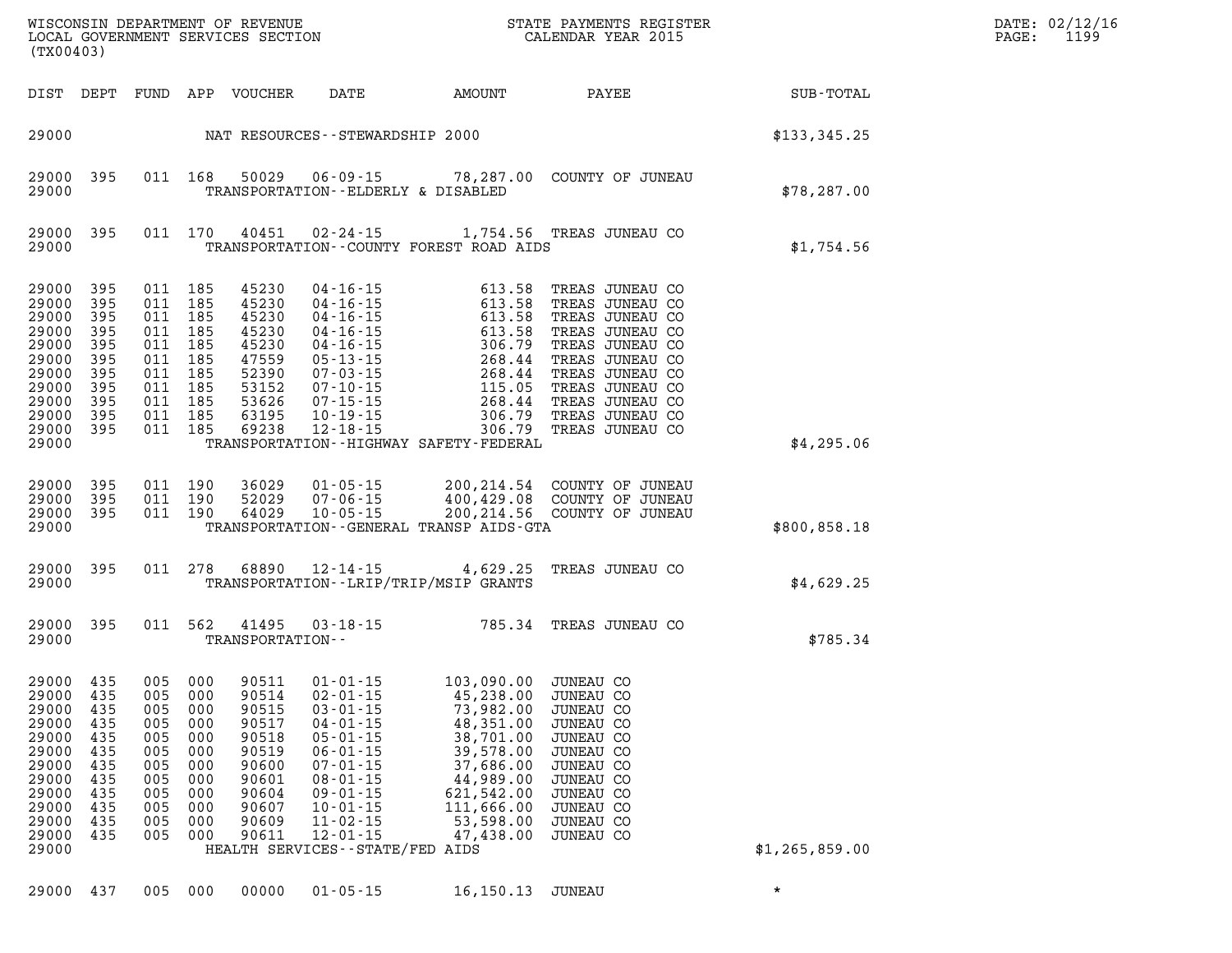| DIST | DEPT | FUND | APP | VOUCHER | DATE | AMOUNT | PAYEE | SUB-TOTAL |
|---|---|---|---|---|---|---|---|---|
| 29000 | | | | NAT RESOURCES--STEWARDSHIP 2000 | | | | $133,345.25 |
| 29000 | 395 | 011 | 168 | 50029 | 06-09-15 | 78,287.00 | COUNTY OF JUNEAU | |
| 29000 | | | | TRANSPORTATION--ELDERLY & DISABLED | | | | $78,287.00 |
| 29000 | 395 | 011 | 170 | 40451 | 02-24-15 | 1,754.56 | TREAS JUNEAU CO | |
| 29000 | | | | TRANSPORTATION--COUNTY FOREST ROAD AIDS | | | | $1,754.56 |
| 29000 | 395 | 011 | 185 | 45230 | 04-16-15 | 613.58 | TREAS JUNEAU CO | |
| 29000 | 395 | 011 | 185 | 45230 | 04-16-15 | 613.58 | TREAS JUNEAU CO | |
| 29000 | 395 | 011 | 185 | 45230 | 04-16-15 | 613.58 | TREAS JUNEAU CO | |
| 29000 | 395 | 011 | 185 | 45230 | 04-16-15 | 613.58 | TREAS JUNEAU CO | |
| 29000 | 395 | 011 | 185 | 45230 | 04-16-15 | 306.79 | TREAS JUNEAU CO | |
| 29000 | 395 | 011 | 185 | 47559 | 05-13-15 | 268.44 | TREAS JUNEAU CO | |
| 29000 | 395 | 011 | 185 | 52390 | 07-03-15 | 268.44 | TREAS JUNEAU CO | |
| 29000 | 395 | 011 | 185 | 53152 | 07-10-15 | 115.05 | TREAS JUNEAU CO | |
| 29000 | 395 | 011 | 185 | 53626 | 07-15-15 | 268.44 | TREAS JUNEAU CO | |
| 29000 | 395 | 011 | 185 | 63195 | 10-19-15 | 306.79 | TREAS JUNEAU CO | |
| 29000 | 395 | 011 | 185 | 69238 | 12-18-15 | 306.79 | TREAS JUNEAU CO | |
| 29000 | | | | TRANSPORTATION--HIGHWAY SAFETY-FEDERAL | | | | $4,295.06 |
| 29000 | 395 | 011 | 190 | 36029 | 01-05-15 | 200,214.54 | COUNTY OF JUNEAU | |
| 29000 | 395 | 011 | 190 | 52029 | 07-06-15 | 400,429.08 | COUNTY OF JUNEAU | |
| 29000 | 395 | 011 | 190 | 64029 | 10-05-15 | 200,214.56 | COUNTY OF JUNEAU | |
| 29000 | | | | TRANSPORTATION--GENERAL TRANSP AIDS-GTA | | | | $800,858.18 |
| 29000 | 395 | 011 | 278 | 68890 | 12-14-15 | 4,629.25 | TREAS JUNEAU CO | |
| 29000 | | | | TRANSPORTATION--LRIP/TRIP/MSIP GRANTS | | | | $4,629.25 |
| 29000 | 395 | 011 | 562 | 41495 | 03-18-15 | 785.34 | TREAS JUNEAU CO | |
| 29000 | | | | TRANSPORTATION-- | | | | $785.34 |
| 29000 | 435 | 005 | 000 | 90511 | 01-01-15 | 103,090.00 | JUNEAU CO | |
| 29000 | 435 | 005 | 000 | 90514 | 02-01-15 | 45,238.00 | JUNEAU CO | |
| 29000 | 435 | 005 | 000 | 90515 | 03-01-15 | 73,982.00 | JUNEAU CO | |
| 29000 | 435 | 005 | 000 | 90517 | 04-01-15 | 48,351.00 | JUNEAU CO | |
| 29000 | 435 | 005 | 000 | 90518 | 05-01-15 | 38,701.00 | JUNEAU CO | |
| 29000 | 435 | 005 | 000 | 90519 | 06-01-15 | 39,578.00 | JUNEAU CO | |
| 29000 | 435 | 005 | 000 | 90600 | 07-01-15 | 37,686.00 | JUNEAU CO | |
| 29000 | 435 | 005 | 000 | 90601 | 08-01-15 | 44,989.00 | JUNEAU CO | |
| 29000 | 435 | 005 | 000 | 90604 | 09-01-15 | 621,542.00 | JUNEAU CO | |
| 29000 | 435 | 005 | 000 | 90607 | 10-01-15 | 111,666.00 | JUNEAU CO | |
| 29000 | 435 | 005 | 000 | 90609 | 11-02-15 | 53,598.00 | JUNEAU CO | |
| 29000 | 435 | 005 | 000 | 90611 | 12-01-15 | 47,438.00 | JUNEAU CO | |
| 29000 | | | | HEALTH SERVICES--STATE/FED AIDS | | | | $1,265,859.00 |
| 29000 | 437 | 005 | 000 | 00000 | 01-05-15 | 16,150.13 | JUNEAU | * |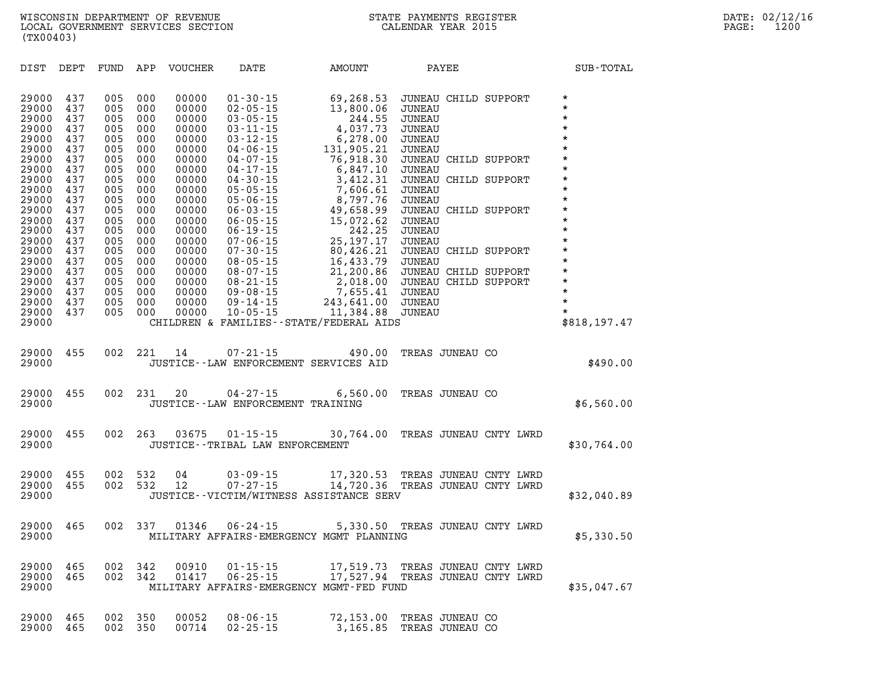| DIST | DEPT | FUND | APP | VOUCHER | DATE | AMOUNT | PAYEE | SUB-TOTAL |
|---|---|---|---|---|---|---|---|---|
| 29000 | 437 | 005 | 000 | 00000 | 01-30-15 | 69,268.53 | JUNEAU CHILD SUPPORT | * |
| 29000 | 437 | 005 | 000 | 00000 | 02-05-15 | 13,800.06 | JUNEAU | * |
| 29000 | 437 | 005 | 000 | 00000 | 03-05-15 | 244.55 | JUNEAU | * |
| 29000 | 437 | 005 | 000 | 00000 | 03-11-15 | 4,037.73 | JUNEAU | * |
| 29000 | 437 | 005 | 000 | 00000 | 03-12-15 | 6,278.00 | JUNEAU | * |
| 29000 | 437 | 005 | 000 | 00000 | 04-06-15 | 131,905.21 | JUNEAU | * |
| 29000 | 437 | 005 | 000 | 00000 | 04-07-15 | 76,918.30 | JUNEAU CHILD SUPPORT | * |
| 29000 | 437 | 005 | 000 | 00000 | 04-17-15 | 6,847.10 | JUNEAU | * |
| 29000 | 437 | 005 | 000 | 00000 | 04-30-15 | 3,412.31 | JUNEAU CHILD SUPPORT | * |
| 29000 | 437 | 005 | 000 | 00000 | 05-05-15 | 7,606.61 | JUNEAU | * |
| 29000 | 437 | 005 | 000 | 00000 | 05-06-15 | 8,797.76 | JUNEAU | * |
| 29000 | 437 | 005 | 000 | 00000 | 06-03-15 | 49,658.99 | JUNEAU CHILD SUPPORT | * |
| 29000 | 437 | 005 | 000 | 00000 | 06-05-15 | 15,072.62 | JUNEAU | * |
| 29000 | 437 | 005 | 000 | 00000 | 06-19-15 | 242.25 | JUNEAU | * |
| 29000 | 437 | 005 | 000 | 00000 | 07-06-15 | 25,197.17 | JUNEAU | * |
| 29000 | 437 | 005 | 000 | 00000 | 07-30-15 | 80,426.21 | JUNEAU CHILD SUPPORT | * |
| 29000 | 437 | 005 | 000 | 00000 | 08-05-15 | 16,433.79 | JUNEAU | * |
| 29000 | 437 | 005 | 000 | 00000 | 08-07-15 | 21,200.86 | JUNEAU CHILD SUPPORT | * |
| 29000 | 437 | 005 | 000 | 00000 | 08-21-15 | 2,018.00 | JUNEAU CHILD SUPPORT | * |
| 29000 | 437 | 005 | 000 | 00000 | 09-08-15 | 7,655.41 | JUNEAU | * |
| 29000 | 437 | 005 | 000 | 00000 | 09-14-15 | 243,641.00 | JUNEAU | * |
| 29000 | 437 | 005 | 000 | 00000 | 10-05-15 | 11,384.88 | JUNEAU | * |
| 29000 | | | | | CHILDREN & FAMILIES--STATE/FEDERAL AIDS | | | $818,197.47 |
| 29000 | 455 | 002 | 221 | 14 | 07-21-15 | 490.00 | TREAS JUNEAU CO | |
| 29000 | | | | | JUSTICE--LAW ENFORCEMENT SERVICES AID | | | $490.00 |
| 29000 | 455 | 002 | 231 | 20 | 04-27-15 | 6,560.00 | TREAS JUNEAU CO | |
| 29000 | | | | | JUSTICE--LAW ENFORCEMENT TRAINING | | | $6,560.00 |
| 29000 | 455 | 002 | 263 | 03675 | 01-15-15 | 30,764.00 | TREAS JUNEAU CNTY LWRD | |
| 29000 | | | | | JUSTICE--TRIBAL LAW ENFORCEMENT | | | $30,764.00 |
| 29000 | 455 | 002 | 532 | 04 | 03-09-15 | 17,320.53 | TREAS JUNEAU CNTY LWRD | |
| 29000 | 455 | 002 | 532 | 12 | 07-27-15 | 14,720.36 | TREAS JUNEAU CNTY LWRD | |
| 29000 | | | | | JUSTICE--VICTIM/WITNESS ASSISTANCE SERV | | | $32,040.89 |
| 29000 | 465 | 002 | 337 | 01346 | 06-24-15 | 5,330.50 | TREAS JUNEAU CNTY LWRD | |
| 29000 | | | | | MILITARY AFFAIRS-EMERGENCY MGMT PLANNING | | | $5,330.50 |
| 29000 | 465 | 002 | 342 | 00910 | 01-15-15 | 17,519.73 | TREAS JUNEAU CNTY LWRD | |
| 29000 | 465 | 002 | 342 | 01417 | 06-25-15 | 17,527.94 | TREAS JUNEAU CNTY LWRD | |
| 29000 | | | | | MILITARY AFFAIRS-EMERGENCY MGMT-FED FUND | | | $35,047.67 |
| 29000 | 465 | 002 | 350 | 00052 | 08-06-15 | 72,153.00 | TREAS JUNEAU CO | |
| 29000 | 465 | 002 | 350 | 00714 | 02-25-15 | 3,165.85 | TREAS JUNEAU CO | |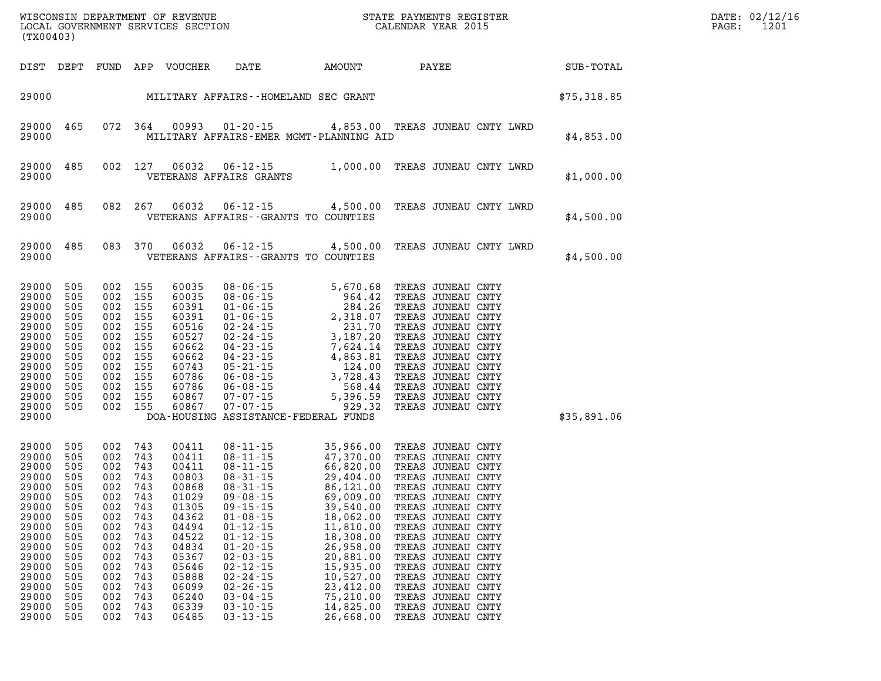WISCONSIN DEPARTMENT OF REVENUE
LOCAL GOVERNMENT SERVICES SECTION
(TX00403)

STATE PAYMENTS REGISTER
CALENDAR YEAR 2015

DATE: 02/12/16
PAGE: 1201

| DIST | DEPT | FUND | APP | VOUCHER | DATE | AMOUNT | PAYEE | SUB-TOTAL |
|---|---|---|---|---|---|---|---|---|
| 29000 | | | | | MILITARY AFFAIRS--HOMELAND SEC GRANT | | | $75,318.85 |
| 29000 | 465 | 072 | 364 | 00993 | 01-20-15 | 4,853.00 | TREAS JUNEAU CNTY LWRD | |
| 29000 | | | | | MILITARY AFFAIRS-EMER MGMT-PLANNING AID | | | $4,853.00 |
| 29000 | 485 | 002 | 127 | 06032 | 06-12-15 | 1,000.00 | TREAS JUNEAU CNTY LWRD | |
| 29000 | | | | | VETERANS AFFAIRS GRANTS | | | $1,000.00 |
| 29000 | 485 | 082 | 267 | 06032 | 06-12-15 | 4,500.00 | TREAS JUNEAU CNTY LWRD | |
| 29000 | | | | | VETERANS AFFAIRS--GRANTS TO COUNTIES | | | $4,500.00 |
| 29000 | 485 | 083 | 370 | 06032 | 06-12-15 | 4,500.00 | TREAS JUNEAU CNTY LWRD | |
| 29000 | | | | | VETERANS AFFAIRS--GRANTS TO COUNTIES | | | $4,500.00 |
| 29000 | 505 | 002 | 155 | 60035 | 08-06-15 | 5,670.68 | TREAS JUNEAU CNTY | |
| 29000 | 505 | 002 | 155 | 60035 | 08-06-15 | 964.42 | TREAS JUNEAU CNTY | |
| 29000 | 505 | 002 | 155 | 60391 | 01-06-15 | 284.26 | TREAS JUNEAU CNTY | |
| 29000 | 505 | 002 | 155 | 60391 | 01-06-15 | 2,318.07 | TREAS JUNEAU CNTY | |
| 29000 | 505 | 002 | 155 | 60516 | 02-24-15 | 231.70 | TREAS JUNEAU CNTY | |
| 29000 | 505 | 002 | 155 | 60527 | 02-24-15 | 3,187.20 | TREAS JUNEAU CNTY | |
| 29000 | 505 | 002 | 155 | 60662 | 04-23-15 | 7,624.14 | TREAS JUNEAU CNTY | |
| 29000 | 505 | 002 | 155 | 60662 | 04-23-15 | 4,863.81 | TREAS JUNEAU CNTY | |
| 29000 | 505 | 002 | 155 | 60743 | 05-21-15 | 124.00 | TREAS JUNEAU CNTY | |
| 29000 | 505 | 002 | 155 | 60786 | 06-08-15 | 3,728.43 | TREAS JUNEAU CNTY | |
| 29000 | 505 | 002 | 155 | 60786 | 06-08-15 | 568.44 | TREAS JUNEAU CNTY | |
| 29000 | 505 | 002 | 155 | 60867 | 07-07-15 | 5,396.59 | TREAS JUNEAU CNTY | |
| 29000 | 505 | 002 | 155 | 60867 | 07-07-15 | 929.32 | TREAS JUNEAU CNTY | |
| 29000 | | | | | DOA-HOUSING ASSISTANCE-FEDERAL FUNDS | | | $35,891.06 |
| 29000 | 505 | 002 | 743 | 00411 | 08-11-15 | 35,966.00 | TREAS JUNEAU CNTY | |
| 29000 | 505 | 002 | 743 | 00411 | 08-11-15 | 47,370.00 | TREAS JUNEAU CNTY | |
| 29000 | 505 | 002 | 743 | 00411 | 08-11-15 | 66,820.00 | TREAS JUNEAU CNTY | |
| 29000 | 505 | 002 | 743 | 00803 | 08-31-15 | 29,404.00 | TREAS JUNEAU CNTY | |
| 29000 | 505 | 002 | 743 | 00868 | 08-31-15 | 86,121.00 | TREAS JUNEAU CNTY | |
| 29000 | 505 | 002 | 743 | 01029 | 09-08-15 | 69,009.00 | TREAS JUNEAU CNTY | |
| 29000 | 505 | 002 | 743 | 01305 | 09-15-15 | 39,540.00 | TREAS JUNEAU CNTY | |
| 29000 | 505 | 002 | 743 | 04362 | 01-08-15 | 18,062.00 | TREAS JUNEAU CNTY | |
| 29000 | 505 | 002 | 743 | 04494 | 01-12-15 | 11,810.00 | TREAS JUNEAU CNTY | |
| 29000 | 505 | 002 | 743 | 04522 | 01-12-15 | 18,308.00 | TREAS JUNEAU CNTY | |
| 29000 | 505 | 002 | 743 | 04834 | 01-20-15 | 26,958.00 | TREAS JUNEAU CNTY | |
| 29000 | 505 | 002 | 743 | 05367 | 02-03-15 | 20,881.00 | TREAS JUNEAU CNTY | |
| 29000 | 505 | 002 | 743 | 05646 | 02-12-15 | 15,935.00 | TREAS JUNEAU CNTY | |
| 29000 | 505 | 002 | 743 | 05888 | 02-24-15 | 10,527.00 | TREAS JUNEAU CNTY | |
| 29000 | 505 | 002 | 743 | 06099 | 02-26-15 | 23,412.00 | TREAS JUNEAU CNTY | |
| 29000 | 505 | 002 | 743 | 06240 | 03-04-15 | 75,210.00 | TREAS JUNEAU CNTY | |
| 29000 | 505 | 002 | 743 | 06339 | 03-10-15 | 14,825.00 | TREAS JUNEAU CNTY | |
| 29000 | 505 | 002 | 743 | 06485 | 03-13-15 | 26,668.00 | TREAS JUNEAU CNTY | |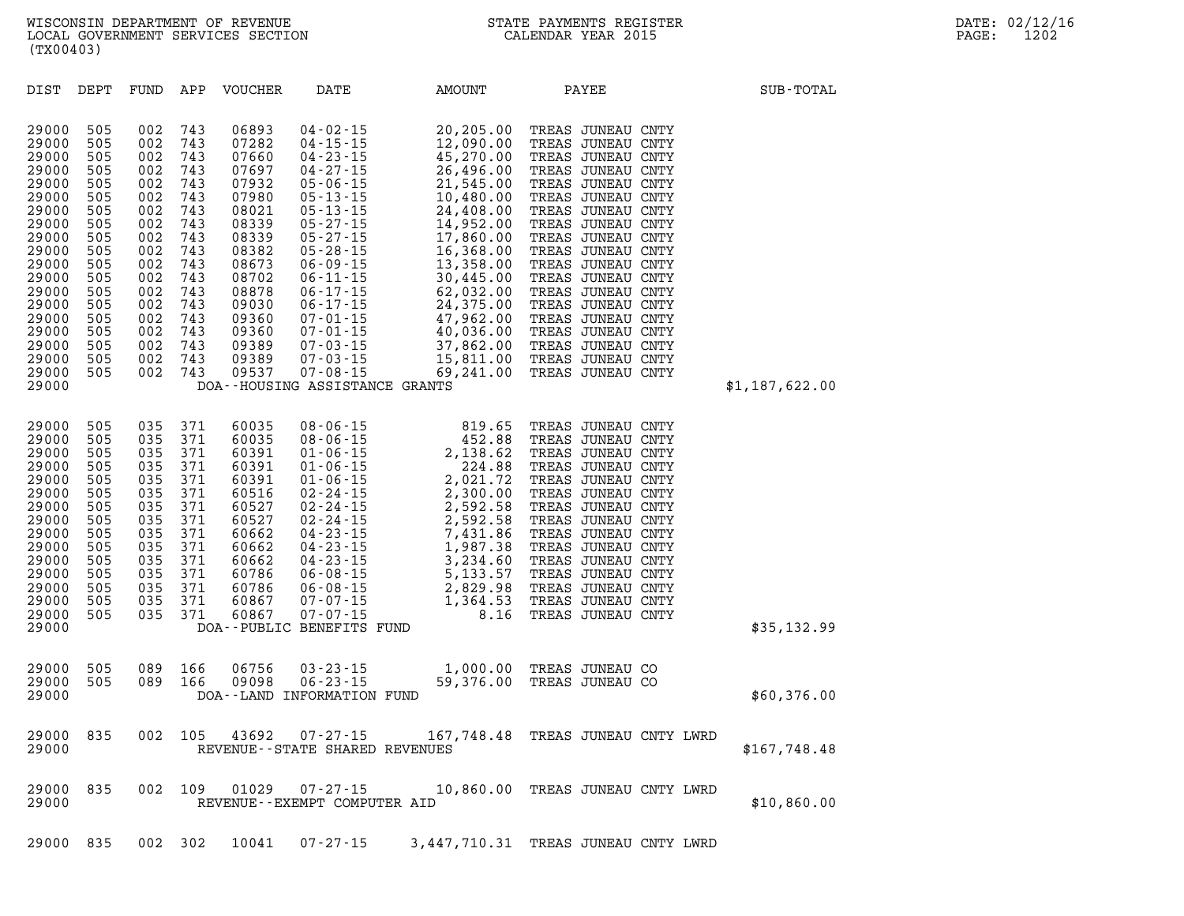WISCONSIN DEPARTMENT OF REVENUE
LOCAL GOVERNMENT SERVICES SECTION
(TX00403)

STATE PAYMENTS REGISTER
CALENDAR YEAR 2015

DATE: 02/12/16

| DIST | DEPT | FUND | APP | VOUCHER | DATE | AMOUNT | PAYEE | SUB-TOTAL |
|---|---|---|---|---|---|---|---|---|
| 29000 | 505 | 002 | 743 | 06893 | 04-02-15 | 20,205.00 | TREAS JUNEAU CNTY | |
| 29000 | 505 | 002 | 743 | 07282 | 04-15-15 | 12,090.00 | TREAS JUNEAU CNTY | |
| 29000 | 505 | 002 | 743 | 07660 | 04-23-15 | 45,270.00 | TREAS JUNEAU CNTY | |
| 29000 | 505 | 002 | 743 | 07697 | 04-27-15 | 26,496.00 | TREAS JUNEAU CNTY | |
| 29000 | 505 | 002 | 743 | 07932 | 05-06-15 | 21,545.00 | TREAS JUNEAU CNTY | |
| 29000 | 505 | 002 | 743 | 07980 | 05-13-15 | 10,480.00 | TREAS JUNEAU CNTY | |
| 29000 | 505 | 002 | 743 | 08021 | 05-13-15 | 24,408.00 | TREAS JUNEAU CNTY | |
| 29000 | 505 | 002 | 743 | 08339 | 05-27-15 | 14,952.00 | TREAS JUNEAU CNTY | |
| 29000 | 505 | 002 | 743 | 08339 | 05-27-15 | 17,860.00 | TREAS JUNEAU CNTY | |
| 29000 | 505 | 002 | 743 | 08382 | 05-28-15 | 16,368.00 | TREAS JUNEAU CNTY | |
| 29000 | 505 | 002 | 743 | 08673 | 06-09-15 | 13,358.00 | TREAS JUNEAU CNTY | |
| 29000 | 505 | 002 | 743 | 08702 | 06-11-15 | 30,445.00 | TREAS JUNEAU CNTY | |
| 29000 | 505 | 002 | 743 | 08878 | 06-17-15 | 62,032.00 | TREAS JUNEAU CNTY | |
| 29000 | 505 | 002 | 743 | 09030 | 06-17-15 | 24,375.00 | TREAS JUNEAU CNTY | |
| 29000 | 505 | 002 | 743 | 09360 | 07-01-15 | 47,962.00 | TREAS JUNEAU CNTY | |
| 29000 | 505 | 002 | 743 | 09360 | 07-01-15 | 40,036.00 | TREAS JUNEAU CNTY | |
| 29000 | 505 | 002 | 743 | 09389 | 07-03-15 | 37,862.00 | TREAS JUNEAU CNTY | |
| 29000 | 505 | 002 | 743 | 09389 | 07-03-15 | 15,811.00 | TREAS JUNEAU CNTY | |
| 29000 | 505 | 002 | 743 | 09537 | 07-08-15 | 69,241.00 | TREAS JUNEAU CNTY | |
| 29000 | | | | DOA--HOUSING ASSISTANCE GRANTS | | | | $1,187,622.00 |
| 29000 | 505 | 035 | 371 | 60035 | 08-06-15 | 819.65 | TREAS JUNEAU CNTY | |
| 29000 | 505 | 035 | 371 | 60035 | 08-06-15 | 452.88 | TREAS JUNEAU CNTY | |
| 29000 | 505 | 035 | 371 | 60391 | 01-06-15 | 2,138.62 | TREAS JUNEAU CNTY | |
| 29000 | 505 | 035 | 371 | 60391 | 01-06-15 | 224.88 | TREAS JUNEAU CNTY | |
| 29000 | 505 | 035 | 371 | 60391 | 01-06-15 | 2,021.72 | TREAS JUNEAU CNTY | |
| 29000 | 505 | 035 | 371 | 60516 | 02-24-15 | 2,300.00 | TREAS JUNEAU CNTY | |
| 29000 | 505 | 035 | 371 | 60527 | 02-24-15 | 2,592.58 | TREAS JUNEAU CNTY | |
| 29000 | 505 | 035 | 371 | 60527 | 02-24-15 | 2,592.58 | TREAS JUNEAU CNTY | |
| 29000 | 505 | 035 | 371 | 60662 | 04-23-15 | 7,431.86 | TREAS JUNEAU CNTY | |
| 29000 | 505 | 035 | 371 | 60662 | 04-23-15 | 1,987.38 | TREAS JUNEAU CNTY | |
| 29000 | 505 | 035 | 371 | 60662 | 04-23-15 | 3,234.60 | TREAS JUNEAU CNTY | |
| 29000 | 505 | 035 | 371 | 60786 | 06-08-15 | 5,133.57 | TREAS JUNEAU CNTY | |
| 29000 | 505 | 035 | 371 | 60786 | 06-08-15 | 2,829.98 | TREAS JUNEAU CNTY | |
| 29000 | 505 | 035 | 371 | 60867 | 07-07-15 | 1,364.53 | TREAS JUNEAU CNTY | |
| 29000 | 505 | 035 | 371 | 60867 | 07-07-15 | 8.16 | TREAS JUNEAU CNTY | |
| 29000 | | | | DOA--PUBLIC BENEFITS FUND | | | | $35,132.99 |
| 29000 | 505 | 089 | 166 | 06756 | 03-23-15 | 1,000.00 | TREAS JUNEAU CO | |
| 29000 | 505 | 089 | 166 | 09098 | 06-23-15 | 59,376.00 | TREAS JUNEAU CO | |
| 29000 | | | | DOA--LAND INFORMATION FUND | | | | $60,376.00 |
| 29000 | 835 | 002 | 105 | 43692 | 07-27-15 | 167,748.48 | TREAS JUNEAU CNTY LWRD | |
| 29000 | | | | REVENUE--STATE SHARED REVENUES | | | | $167,748.48 |
| 29000 | 835 | 002 | 109 | 01029 | 07-27-15 | 10,860.00 | TREAS JUNEAU CNTY LWRD | |
| 29000 | | | | REVENUE--EXEMPT COMPUTER AID | | | | $10,860.00 |
| 29000 | 835 | 002 | 302 | 10041 | 07-27-15 | 3,447,710.31 | TREAS JUNEAU CNTY LWRD | |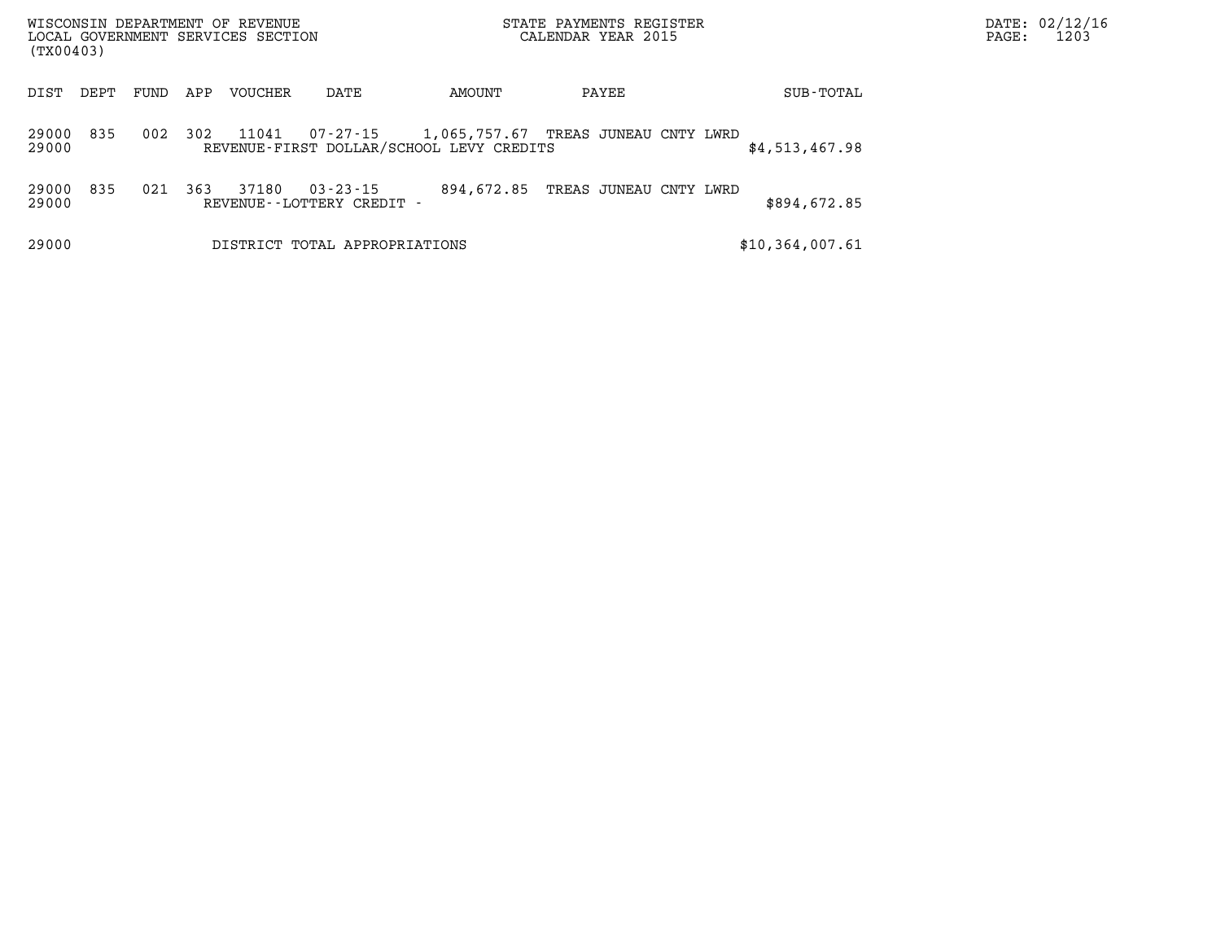| DIST | DEPT | FUND | APP | VOUCHER | DATE | AMOUNT | PAYEE | SUB-TOTAL |
|---|---|---|---|---|---|---|---|---|
| 29000 | 835 | 002 | 302 | 11041 | 07-27-15 | 1,065,757.67 | TREAS JUNEAU CNTY LWRD | |
| 29000 | | | | REVENUE-FIRST DOLLAR/SCHOOL LEVY CREDITS | | | | $4,513,467.98 |
| 29000 | 835 | 021 | 363 | 37180 | 03-23-15 | 894,672.85 | TREAS JUNEAU CNTY LWRD | |
| 29000 | | | | REVENUE--LOTTERY CREDIT - | | | | $894,672.85 |
| 29000 | | | | DISTRICT TOTAL APPROPRIATIONS | | | | $10,364,007.61 |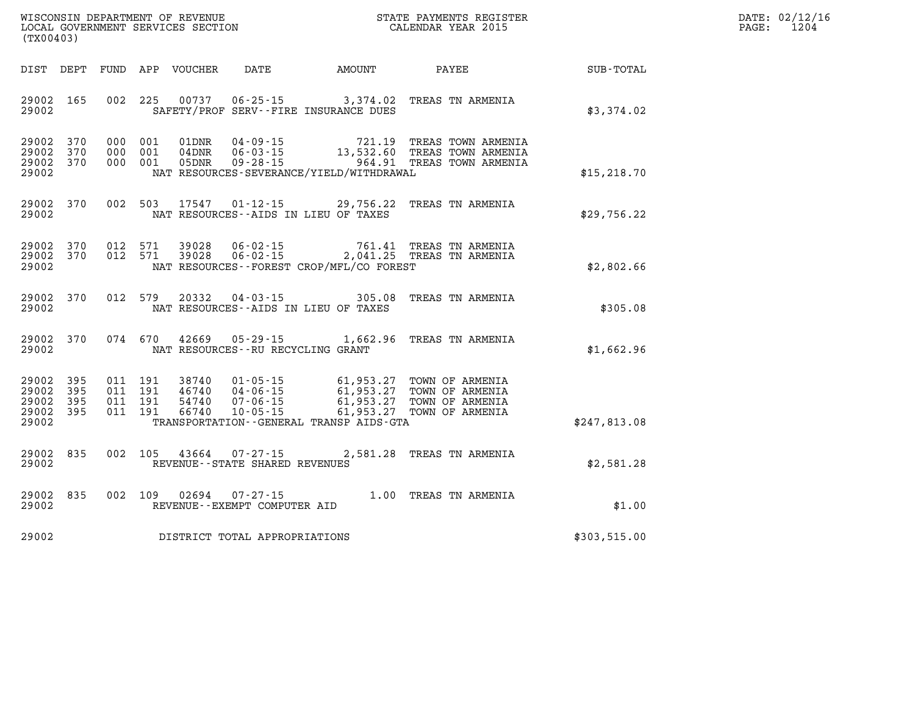WISCONSIN DEPARTMENT OF REVENUE
LOCAL GOVERNMENT SERVICES SECTION
(TX00403)

STATE PAYMENTS REGISTER
CALENDAR YEAR 2015

DATE: 02/12/16
PAGE: 1204

| DIST | DEPT | FUND | APP | VOUCHER | DATE | AMOUNT | PAYEE | SUB-TOTAL |
|---|---|---|---|---|---|---|---|---|
| 29002 | 165 | 002 | 225 | 00737 | 06-25-15 | 3,374.02 | TREAS TN ARMENIA | |
| 29002 | | | | | SAFETY/PROF SERV--FIRE INSURANCE DUES | | | $3,374.02 |
| 29002 | 370 | 000 | 001 | 01DNR | 04-09-15 | 721.19 | TREAS TOWN ARMENIA | |
| 29002 | 370 | 000 | 001 | 04DNR | 06-03-15 | 13,532.60 | TREAS TOWN ARMENIA | |
| 29002 | 370 | 000 | 001 | 05DNR | 09-28-15 | 964.91 | TREAS TOWN ARMENIA | |
| 29002 | | | | | NAT RESOURCES-SEVERANCE/YIELD/WITHDRAWAL | | | $15,218.70 |
| 29002 | 370 | 002 | 503 | 17547 | 01-12-15 | 29,756.22 | TREAS TN ARMENIA | |
| 29002 | | | | | NAT RESOURCES--AIDS IN LIEU OF TAXES | | | $29,756.22 |
| 29002 | 370 | 012 | 571 | 39028 | 06-02-15 | 761.41 | TREAS TN ARMENIA | |
| 29002 | 370 | 012 | 571 | 39028 | 06-02-15 | 2,041.25 | TREAS TN ARMENIA | |
| 29002 | | | | | NAT RESOURCES--FOREST CROP/MFL/CO FOREST | | | $2,802.66 |
| 29002 | 370 | 012 | 579 | 20332 | 04-03-15 | 305.08 | TREAS TN ARMENIA | |
| 29002 | | | | | NAT RESOURCES--AIDS IN LIEU OF TAXES | | | $305.08 |
| 29002 | 370 | 074 | 670 | 42669 | 05-29-15 | 1,662.96 | TREAS TN ARMENIA | |
| 29002 | | | | | NAT RESOURCES--RU RECYCLING GRANT | | | $1,662.96 |
| 29002 | 395 | 011 | 191 | 38740 | 01-05-15 | 61,953.27 | TOWN OF ARMENIA | |
| 29002 | 395 | 011 | 191 | 46740 | 04-06-15 | 61,953.27 | TOWN OF ARMENIA | |
| 29002 | 395 | 011 | 191 | 54740 | 07-06-15 | 61,953.27 | TOWN OF ARMENIA | |
| 29002 | 395 | 011 | 191 | 66740 | 10-05-15 | 61,953.27 | TOWN OF ARMENIA | |
| 29002 | | | | | TRANSPORTATION--GENERAL TRANSP AIDS-GTA | | | $247,813.08 |
| 29002 | 835 | 002 | 105 | 43664 | 07-27-15 | 2,581.28 | TREAS TN ARMENIA | |
| 29002 | | | | | REVENUE--STATE SHARED REVENUES | | | $2,581.28 |
| 29002 | 835 | 002 | 109 | 02694 | 07-27-15 | 1.00 | TREAS TN ARMENIA | |
| 29002 | | | | | REVENUE--EXEMPT COMPUTER AID | | | $1.00 |
| 29002 | | | | | DISTRICT TOTAL APPROPRIATIONS | | | $303,515.00 |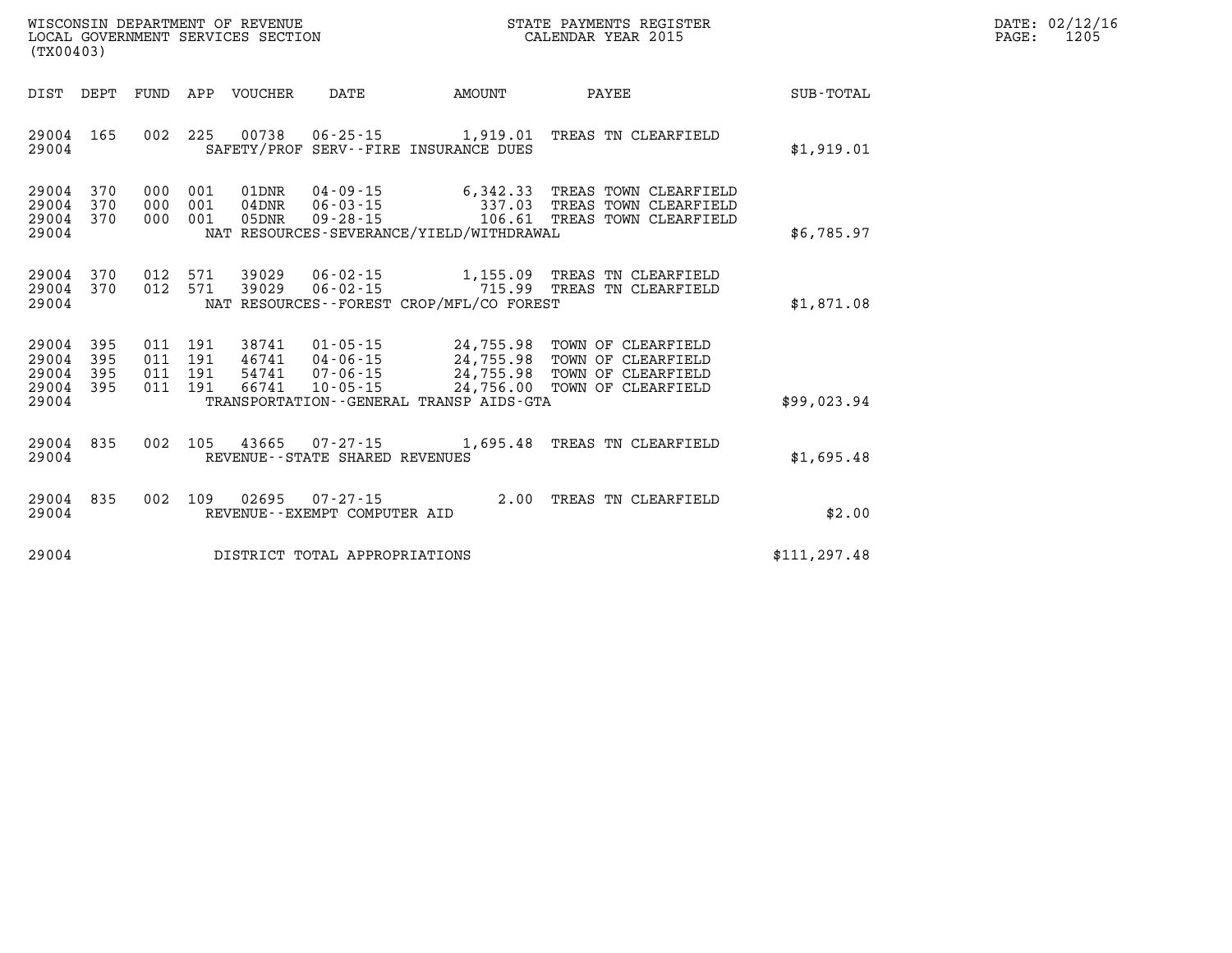WISCONSIN DEPARTMENT OF REVENUE
LOCAL GOVERNMENT SERVICES SECTION
(TX00403)

STATE PAYMENTS REGISTER
CALENDAR YEAR 2015

DATE: 02/12/16
PAGE: 1205

| DIST | DEPT | FUND | APP | VOUCHER | DATE | AMOUNT | PAYEE | SUB-TOTAL |
|---|---|---|---|---|---|---|---|---|
| 29004 | 165 | 002 | 225 | 00738 | 06-25-15 | 1,919.01 | TREAS TN CLEARFIELD | |
| 29004 | | | | SAFETY/PROF SERV--FIRE INSURANCE DUES | | | | $1,919.01 |
| 29004 | 370 | 000 | 001 | 01DNR | 04-09-15 | 6,342.33 | TREAS TOWN CLEARFIELD | |
| 29004 | 370 | 000 | 001 | 04DNR | 06-03-15 | 337.03 | TREAS TOWN CLEARFIELD | |
| 29004 | 370 | 000 | 001 | 05DNR | 09-28-15 | 106.61 | TREAS TOWN CLEARFIELD | |
| 29004 | | | | NAT RESOURCES-SEVERANCE/YIELD/WITHDRAWAL | | | | $6,785.97 |
| 29004 | 370 | 012 | 571 | 39029 | 06-02-15 | 1,155.09 | TREAS TN CLEARFIELD | |
| 29004 | 370 | 012 | 571 | 39029 | 06-02-15 | 715.99 | TREAS TN CLEARFIELD | |
| 29004 | | | | NAT RESOURCES--FOREST CROP/MFL/CO FOREST | | | | $1,871.08 |
| 29004 | 395 | 011 | 191 | 38741 | 01-05-15 | 24,755.98 | TOWN OF CLEARFIELD | |
| 29004 | 395 | 011 | 191 | 46741 | 04-06-15 | 24,755.98 | TOWN OF CLEARFIELD | |
| 29004 | 395 | 011 | 191 | 54741 | 07-06-15 | 24,755.98 | TOWN OF CLEARFIELD | |
| 29004 | 395 | 011 | 191 | 66741 | 10-05-15 | 24,756.00 | TOWN OF CLEARFIELD | |
| 29004 | | | | TRANSPORTATION--GENERAL TRANSP AIDS-GTA | | | | $99,023.94 |
| 29004 | 835 | 002 | 105 | 43665 | 07-27-15 | 1,695.48 | TREAS TN CLEARFIELD | |
| 29004 | | | | REVENUE--STATE SHARED REVENUES | | | | $1,695.48 |
| 29004 | 835 | 002 | 109 | 02695 | 07-27-15 | 2.00 | TREAS TN CLEARFIELD | |
| 29004 | | | | REVENUE--EXEMPT COMPUTER AID | | | | $2.00 |
| 29004 | | | | DISTRICT TOTAL APPROPRIATIONS | | | | $111,297.48 |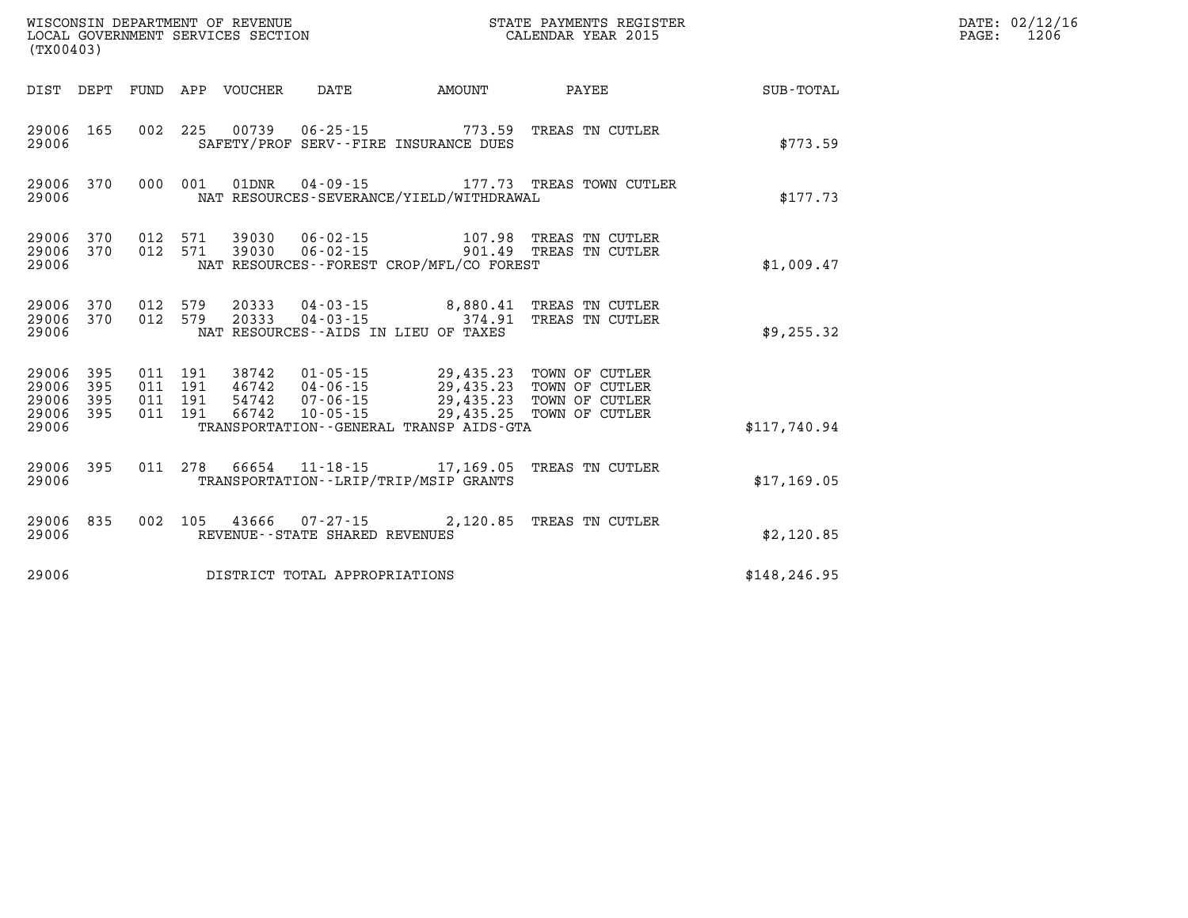WISCONSIN DEPARTMENT OF REVENUE
LOCAL GOVERNMENT SERVICES SECTION
(TX00403)

STATE PAYMENTS REGISTER
CALENDAR YEAR 2015

DATE: 02/12/16
PAGE: 1206

| DIST | DEPT | FUND | APP | VOUCHER | DATE | AMOUNT | PAYEE | SUB-TOTAL |
|---|---|---|---|---|---|---|---|---|
| 29006 | 165 | 002 | 225 | 00739 | 06-25-15 | 773.59 | TREAS TN CUTLER | |
| 29006 | | | | SAFETY/PROF SERV--FIRE INSURANCE DUES | | | | $773.59 |
| 29006 | 370 | 000 | 001 | 01DNR | 04-09-15 | 177.73 | TREAS TOWN CUTLER | |
| 29006 | | | | NAT RESOURCES-SEVERANCE/YIELD/WITHDRAWAL | | | | $177.73 |
| 29006 | 370 | 012 | 571 | 39030 | 06-02-15 | 107.98 | TREAS TN CUTLER | |
| 29006 | 370 | 012 | 571 | 39030 | 06-02-15 | 901.49 | TREAS TN CUTLER | |
| 29006 | | | | NAT RESOURCES--FOREST CROP/MFL/CO FOREST | | | | $1,009.47 |
| 29006 | 370 | 012 | 579 | 20333 | 04-03-15 | 8,880.41 | TREAS TN CUTLER | |
| 29006 | 370 | 012 | 579 | 20333 | 04-03-15 | 374.91 | TREAS TN CUTLER | |
| 29006 | | | | NAT RESOURCES--AIDS IN LIEU OF TAXES | | | | $9,255.32 |
| 29006 | 395 | 011 | 191 | 38742 | 01-05-15 | 29,435.23 | TOWN OF CUTLER | |
| 29006 | 395 | 011 | 191 | 46742 | 04-06-15 | 29,435.23 | TOWN OF CUTLER | |
| 29006 | 395 | 011 | 191 | 54742 | 07-06-15 | 29,435.23 | TOWN OF CUTLER | |
| 29006 | 395 | 011 | 191 | 66742 | 10-05-15 | 29,435.25 | TOWN OF CUTLER | |
| 29006 | | | | TRANSPORTATION--GENERAL TRANSP AIDS-GTA | | | | $117,740.94 |
| 29006 | 395 | 011 | 278 | 66654 | 11-18-15 | 17,169.05 | TREAS TN CUTLER | |
| 29006 | | | | TRANSPORTATION--LRIP/TRIP/MSIP GRANTS | | | | $17,169.05 |
| 29006 | 835 | 002 | 105 | 43666 | 07-27-15 | 2,120.85 | TREAS TN CUTLER | |
| 29006 | | | | REVENUE--STATE SHARED REVENUES | | | | $2,120.85 |
| 29006 | | | | DISTRICT TOTAL APPROPRIATIONS | | | | $148,246.95 |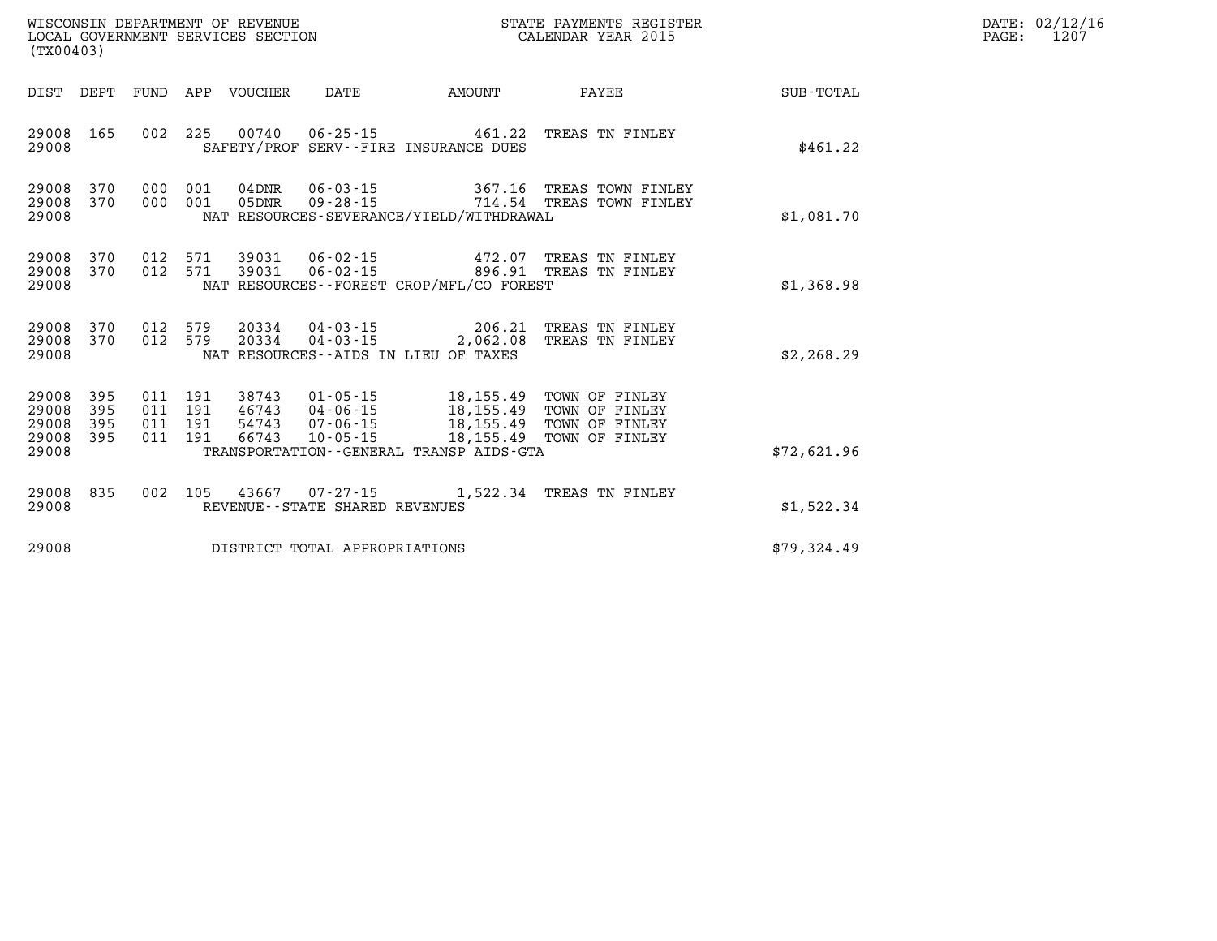WISCONSIN DEPARTMENT OF REVENUE
LOCAL GOVERNMENT SERVICES SECTION
(TX00403)

STATE PAYMENTS REGISTER
CALENDAR YEAR 2015

DATE: 02/12/16
PAGE: 1207

| DIST | DEPT | FUND | APP | VOUCHER | DATE | AMOUNT | PAYEE | SUB-TOTAL |
|---|---|---|---|---|---|---|---|---|
| 29008 | 165 | 002 | 225 | 00740 | 06-25-15 | 461.22 | TREAS TN FINLEY | |
| 29008 | | | | SAFETY/PROF SERV--FIRE INSURANCE DUES | | | | $461.22 |
| 29008 | 370 | 000 | 001 | 04DNR | 06-03-15 | 367.16 | TREAS TOWN FINLEY | |
| 29008 | 370 | 000 | 001 | 05DNR | 09-28-15 | 714.54 | TREAS TOWN FINLEY | |
| 29008 | | | | NAT RESOURCES-SEVERANCE/YIELD/WITHDRAWAL | | | | $1,081.70 |
| 29008 | 370 | 012 | 571 | 39031 | 06-02-15 | 472.07 | TREAS TN FINLEY | |
| 29008 | 370 | 012 | 571 | 39031 | 06-02-15 | 896.91 | TREAS TN FINLEY | |
| 29008 | | | | NAT RESOURCES--FOREST CROP/MFL/CO FOREST | | | | $1,368.98 |
| 29008 | 370 | 012 | 579 | 20334 | 04-03-15 | 206.21 | TREAS TN FINLEY | |
| 29008 | 370 | 012 | 579 | 20334 | 04-03-15 | 2,062.08 | TREAS TN FINLEY | |
| 29008 | | | | NAT RESOURCES--AIDS IN LIEU OF TAXES | | | | $2,268.29 |
| 29008 | 395 | 011 | 191 | 38743 | 01-05-15 | 18,155.49 | TOWN OF FINLEY | |
| 29008 | 395 | 011 | 191 | 46743 | 04-06-15 | 18,155.49 | TOWN OF FINLEY | |
| 29008 | 395 | 011 | 191 | 54743 | 07-06-15 | 18,155.49 | TOWN OF FINLEY | |
| 29008 | 395 | 011 | 191 | 66743 | 10-05-15 | 18,155.49 | TOWN OF FINLEY | |
| 29008 | | | | TRANSPORTATION--GENERAL TRANSP AIDS-GTA | | | | $72,621.96 |
| 29008 | 835 | 002 | 105 | 43667 | 07-27-15 | 1,522.34 | TREAS TN FINLEY | |
| 29008 | | | | REVENUE--STATE SHARED REVENUES | | | | $1,522.34 |
| 29008 | | | | DISTRICT TOTAL APPROPRIATIONS | | | | $79,324.49 |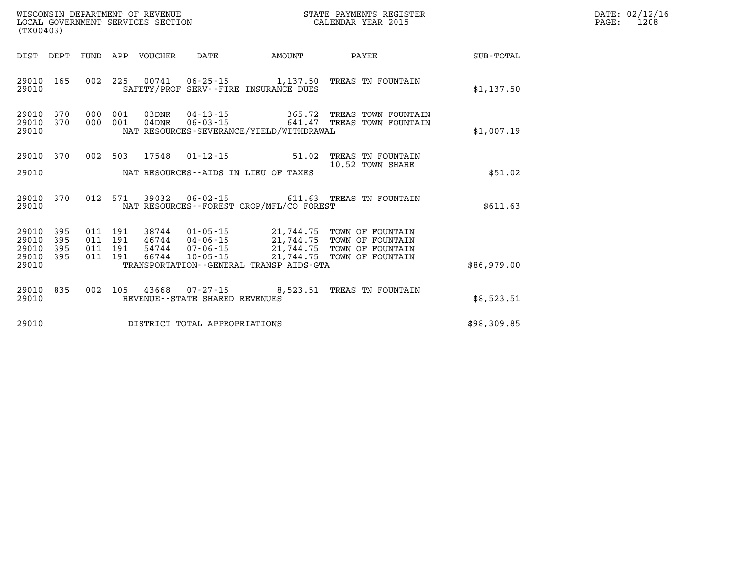WISCONSIN DEPARTMENT OF REVENUE
LOCAL GOVERNMENT SERVICES SECTION
(TX00403)

STATE PAYMENTS REGISTER
CALENDAR YEAR 2015

DATE: 02/12/16
PAGE: 1208

| DIST | DEPT | FUND | APP | VOUCHER | DATE | AMOUNT | PAYEE | SUB-TOTAL |
|---|---|---|---|---|---|---|---|---|
| 29010 | 165 | 002 | 225 | 00741 | 06-25-15 | 1,137.50 | TREAS TN FOUNTAIN | |
| 29010 | | | | SAFETY/PROF SERV--FIRE INSURANCE DUES | | | | $1,137.50 |
| 29010 | 370 | 000 | 001 | 03DNR | 04-13-15 | 365.72 | TREAS TOWN FOUNTAIN | |
| 29010 | 370 | 000 | 001 | 04DNR | 06-03-15 | 641.47 | TREAS TOWN FOUNTAIN | |
| 29010 | | | | NAT RESOURCES-SEVERANCE/YIELD/WITHDRAWAL | | | | $1,007.19 |
| 29010 | 370 | 002 | 503 | 17548 | 01-12-15 | 51.02 | TREAS TN FOUNTAIN<br>10.52 TOWN SHARE | |
| 29010 | | | | NAT RESOURCES--AIDS IN LIEU OF TAXES | | | | $51.02 |
| 29010 | 370 | 012 | 571 | 39032 | 06-02-15 | 611.63 | TREAS TN FOUNTAIN | |
| 29010 | | | | NAT RESOURCES--FOREST CROP/MFL/CO FOREST | | | | $611.63 |
| 29010 | 395 | 011 | 191 | 38744 | 01-05-15 | 21,744.75 | TOWN OF FOUNTAIN | |
| 29010 | 395 | 011 | 191 | 46744 | 04-06-15 | 21,744.75 | TOWN OF FOUNTAIN | |
| 29010 | 395 | 011 | 191 | 54744 | 07-06-15 | 21,744.75 | TOWN OF FOUNTAIN | |
| 29010 | 395 | 011 | 191 | 66744 | 10-05-15 | 21,744.75 | TOWN OF FOUNTAIN | |
| 29010 | | | | TRANSPORTATION--GENERAL TRANSP AIDS-GTA | | | | $86,979.00 |
| 29010 | 835 | 002 | 105 | 43668 | 07-27-15 | 8,523.51 | TREAS TN FOUNTAIN | |
| 29010 | | | | REVENUE--STATE SHARED REVENUES | | | | $8,523.51 |
| 29010 | | | | DISTRICT TOTAL APPROPRIATIONS | | | | $98,309.85 |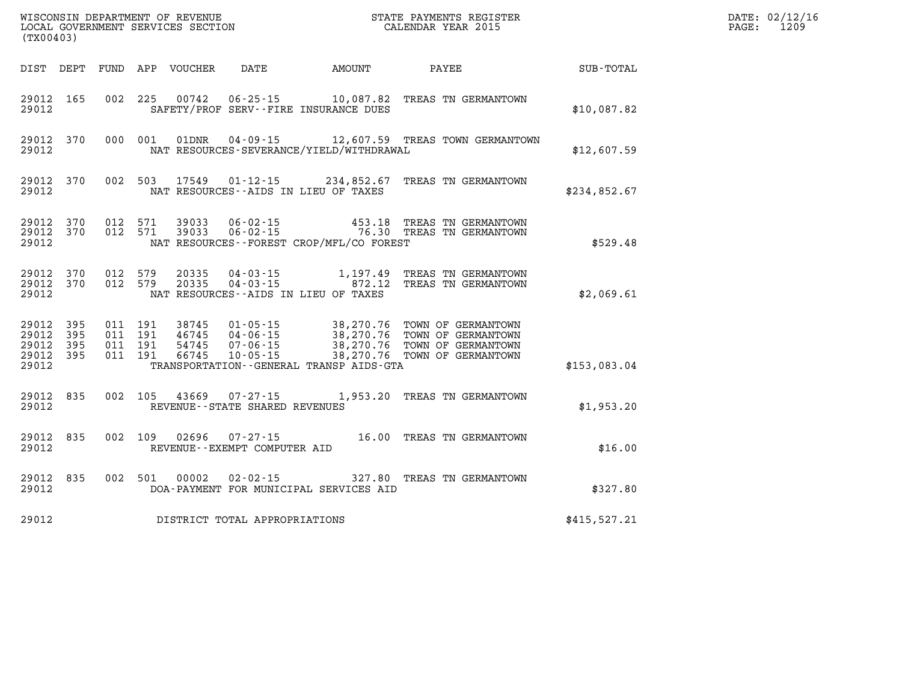WISCONSIN DEPARTMENT OF REVENUE
LOCAL GOVERNMENT SERVICES SECTION
(TX00403)

STATE PAYMENTS REGISTER
CALENDAR YEAR 2015

DATE: 02/12/16
PAGE: 1209

| DIST | DEPT | FUND | APP | VOUCHER | DATE | AMOUNT | PAYEE | SUB-TOTAL |
|---|---|---|---|---|---|---|---|---|
| 29012 | 165 | 002 | 225 | 00742 | 06-25-15 | 10,087.82 | TREAS TN GERMANTOWN | |
| 29012 | | | | | SAFETY/PROF SERV--FIRE INSURANCE DUES | | | $10,087.82 |
| 29012 | 370 | 000 | 001 | 01DNR | 04-09-15 | 12,607.59 | TREAS TOWN GERMANTOWN | |
| 29012 | | | | | NAT RESOURCES-SEVERANCE/YIELD/WITHDRAWAL | | | $12,607.59 |
| 29012 | 370 | 002 | 503 | 17549 | 01-12-15 | 234,852.67 | TREAS TN GERMANTOWN | |
| 29012 | | | | | NAT RESOURCES--AIDS IN LIEU OF TAXES | | | $234,852.67 |
| 29012 | 370 | 012 | 571 | 39033 | 06-02-15 | 453.18 | TREAS TN GERMANTOWN | |
| 29012 | 370 | 012 | 571 | 39033 | 06-02-15 | 76.30 | TREAS TN GERMANTOWN | |
| 29012 | | | | | NAT RESOURCES--FOREST CROP/MFL/CO FOREST | | | $529.48 |
| 29012 | 370 | 012 | 579 | 20335 | 04-03-15 | 1,197.49 | TREAS TN GERMANTOWN | |
| 29012 | 370 | 012 | 579 | 20335 | 04-03-15 | 872.12 | TREAS TN GERMANTOWN | |
| 29012 | | | | | NAT RESOURCES--AIDS IN LIEU OF TAXES | | | $2,069.61 |
| 29012 | 395 | 011 | 191 | 38745 | 01-05-15 | 38,270.76 | TOWN OF GERMANTOWN | |
| 29012 | 395 | 011 | 191 | 46745 | 04-06-15 | 38,270.76 | TOWN OF GERMANTOWN | |
| 29012 | 395 | 011 | 191 | 54745 | 07-06-15 | 38,270.76 | TOWN OF GERMANTOWN | |
| 29012 | 395 | 011 | 191 | 66745 | 10-05-15 | 38,270.76 | TOWN OF GERMANTOWN | |
| 29012 | | | | | TRANSPORTATION--GENERAL TRANSP AIDS-GTA | | | $153,083.04 |
| 29012 | 835 | 002 | 105 | 43669 | 07-27-15 | 1,953.20 | TREAS TN GERMANTOWN | |
| 29012 | | | | | REVENUE--STATE SHARED REVENUES | | | $1,953.20 |
| 29012 | 835 | 002 | 109 | 02696 | 07-27-15 | 16.00 | TREAS TN GERMANTOWN | |
| 29012 | | | | | REVENUE--EXEMPT COMPUTER AID | | | $16.00 |
| 29012 | 835 | 002 | 501 | 00002 | 02-02-15 | 327.80 | TREAS TN GERMANTOWN | |
| 29012 | | | | | DOA-PAYMENT FOR MUNICIPAL SERVICES AID | | | $327.80 |
| 29012 | | | | | DISTRICT TOTAL APPROPRIATIONS | | | $415,527.21 |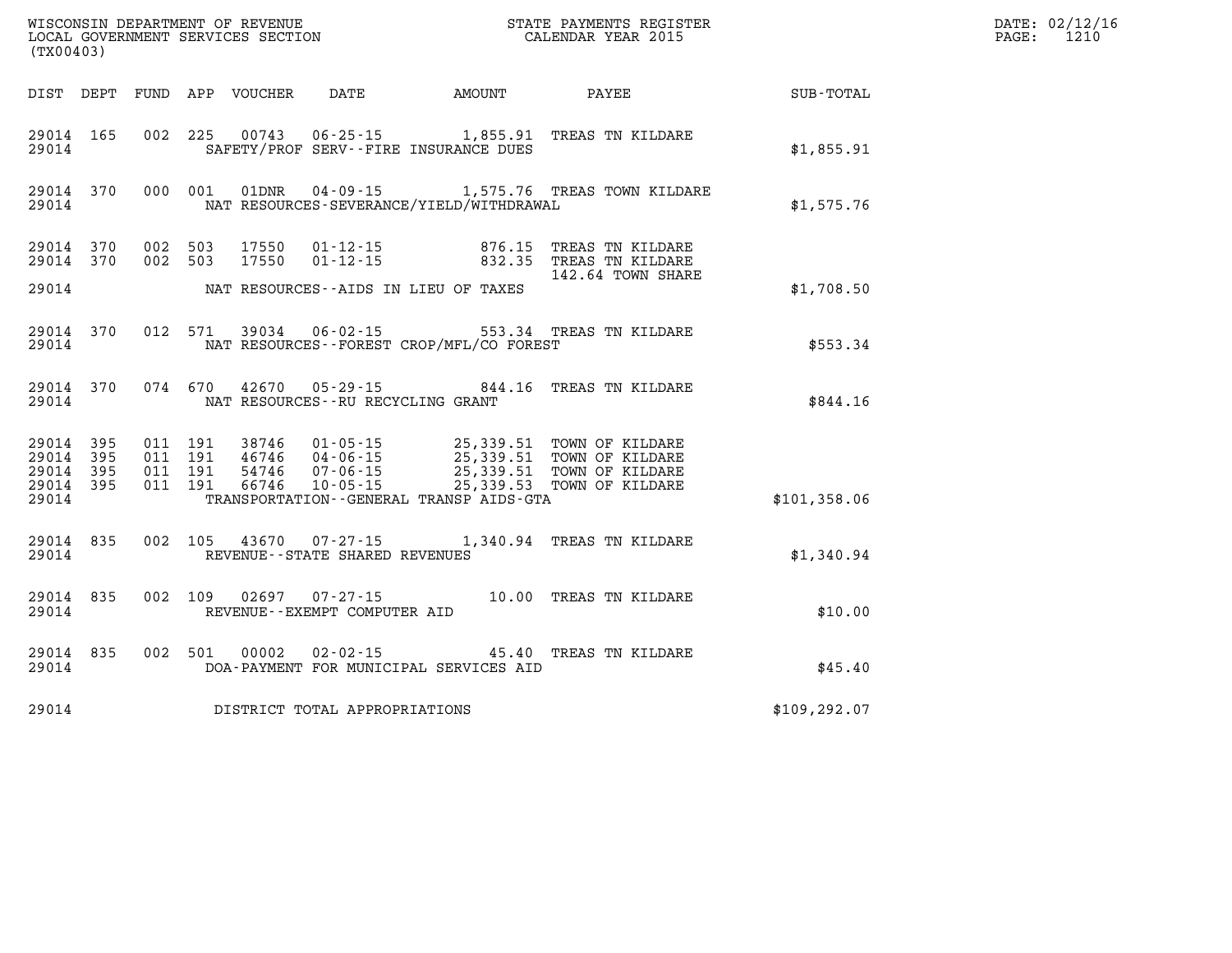WISCONSIN DEPARTMENT OF REVENUE
LOCAL GOVERNMENT SERVICES SECTION
(TX00403)

STATE PAYMENTS REGISTER
CALENDAR YEAR 2015

DATE: 02/12/16
PAGE: 1210

| DIST | DEPT | FUND | APP | VOUCHER | DATE | AMOUNT | PAYEE | SUB-TOTAL |
|---|---|---|---|---|---|---|---|---|
| 29014 | 165 | 002 | 225 | 00743 | 06-25-15 | 1,855.91 | TREAS TN KILDARE | |
| 29014 | | | | | SAFETY/PROF SERV--FIRE INSURANCE DUES | | | $1,855.91 |
| 29014 | 370 | 000 | 001 | 01DNR | 04-09-15 | 1,575.76 | TREAS TOWN KILDARE | |
| 29014 | | | | | NAT RESOURCES-SEVERANCE/YIELD/WITHDRAWAL | | | $1,575.76 |
| 29014 | 370 | 002 | 503 | 17550 | 01-12-15 | 876.15 | TREAS TN KILDARE | |
| 29014 | 370 | 002 | 503 | 17550 | 01-12-15 | 832.35 | TREAS TN KILDARE | |
| | | | | | | | 142.64 TOWN SHARE | |
| 29014 | | | | | NAT RESOURCES--AIDS IN LIEU OF TAXES | | | $1,708.50 |
| 29014 | 370 | 012 | 571 | 39034 | 06-02-15 | 553.34 | TREAS TN KILDARE | |
| 29014 | | | | | NAT RESOURCES--FOREST CROP/MFL/CO FOREST | | | $553.34 |
| 29014 | 370 | 074 | 670 | 42670 | 05-29-15 | 844.16 | TREAS TN KILDARE | |
| 29014 | | | | | NAT RESOURCES--RU RECYCLING GRANT | | | $844.16 |
| 29014 | 395 | 011 | 191 | 38746 | 01-05-15 | 25,339.51 | TOWN OF KILDARE | |
| 29014 | 395 | 011 | 191 | 46746 | 04-06-15 | 25,339.51 | TOWN OF KILDARE | |
| 29014 | 395 | 011 | 191 | 54746 | 07-06-15 | 25,339.51 | TOWN OF KILDARE | |
| 29014 | 395 | 011 | 191 | 66746 | 10-05-15 | 25,339.53 | TOWN OF KILDARE | |
| 29014 | | | | | TRANSPORTATION--GENERAL TRANSP AIDS-GTA | | | $101,358.06 |
| 29014 | 835 | 002 | 105 | 43670 | 07-27-15 | 1,340.94 | TREAS TN KILDARE | |
| 29014 | | | | | REVENUE--STATE SHARED REVENUES | | | $1,340.94 |
| 29014 | 835 | 002 | 109 | 02697 | 07-27-15 | 10.00 | TREAS TN KILDARE | |
| 29014 | | | | | REVENUE--EXEMPT COMPUTER AID | | | $10.00 |
| 29014 | 835 | 002 | 501 | 00002 | 02-02-15 | 45.40 | TREAS TN KILDARE | |
| 29014 | | | | | DOA-PAYMENT FOR MUNICIPAL SERVICES AID | | | $45.40 |
| 29014 | | | | | DISTRICT TOTAL APPROPRIATIONS | | | $109,292.07 |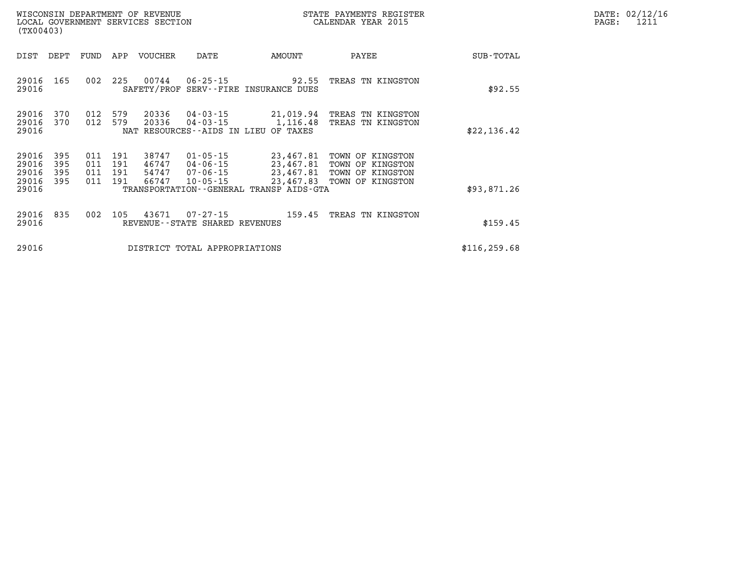WISCONSIN DEPARTMENT OF REVENUE
LOCAL GOVERNMENT SERVICES SECTION
(TX00403)

STATE PAYMENTS REGISTER
CALENDAR YEAR 2015

DATE: 02/12/16
PAGE: 1211

| DIST | DEPT | FUND | APP | VOUCHER | DATE | AMOUNT | PAYEE | SUB-TOTAL |
|---|---|---|---|---|---|---|---|---|
| 29016 | 165 | 002 | 225 | 00744 | 06-25-15 | 92.55 | TREAS TN KINGSTON | |
| 29016 | | | | SAFETY/PROF SERV--FIRE INSURANCE DUES | | | | $92.55 |
| 29016 | 370 | 012 | 579 | 20336 | 04-03-15 | 21,019.94 | TREAS TN KINGSTON | |
| 29016 | 370 | 012 | 579 | 20336 | 04-03-15 | 1,116.48 | TREAS TN KINGSTON | |
| 29016 | | | | NAT RESOURCES--AIDS IN LIEU OF TAXES | | | | $22,136.42 |
| 29016 | 395 | 011 | 191 | 38747 | 01-05-15 | 23,467.81 | TOWN OF KINGSTON | |
| 29016 | 395 | 011 | 191 | 46747 | 04-06-15 | 23,467.81 | TOWN OF KINGSTON | |
| 29016 | 395 | 011 | 191 | 54747 | 07-06-15 | 23,467.81 | TOWN OF KINGSTON | |
| 29016 | 395 | 011 | 191 | 66747 | 10-05-15 | 23,467.83 | TOWN OF KINGSTON | |
| 29016 | | | | TRANSPORTATION--GENERAL TRANSP AIDS-GTA | | | | $93,871.26 |
| 29016 | 835 | 002 | 105 | 43671 | 07-27-15 | 159.45 | TREAS TN KINGSTON | |
| 29016 | | | | REVENUE--STATE SHARED REVENUES | | | | $159.45 |
| 29016 | | | | DISTRICT TOTAL APPROPRIATIONS | | | | $116,259.68 |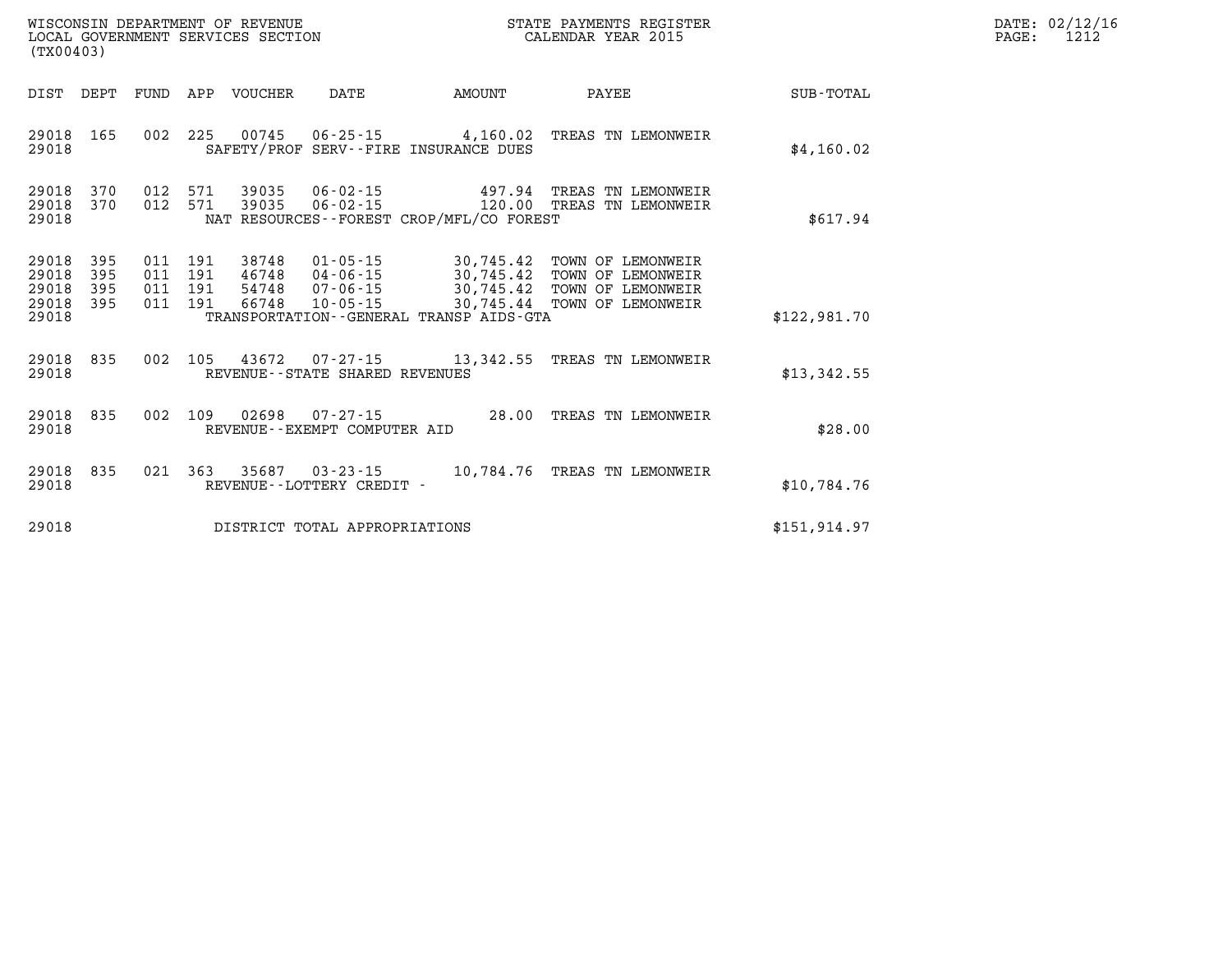WISCONSIN DEPARTMENT OF REVENUE
LOCAL GOVERNMENT SERVICES SECTION
(TX00403)

STATE PAYMENTS REGISTER
CALENDAR YEAR 2015

| DIST | DEPT | FUND | APP | VOUCHER | DATE | AMOUNT | PAYEE | SUB-TOTAL |
|---|---|---|---|---|---|---|---|---|
| 29018 | 165 | 002 | 225 | 00745 | 06-25-15 | 4,160.02 | TREAS TN LEMONWEIR | |
| 29018 | | | | SAFETY/PROF SERV--FIRE INSURANCE DUES | | | | $4,160.02 |
| 29018 | 370 | 012 | 571 | 39035 | 06-02-15 | 497.94 | TREAS TN LEMONWEIR | |
| 29018 | 370 | 012 | 571 | 39035 | 06-02-15 | 120.00 | TREAS TN LEMONWEIR | |
| 29018 | | | | NAT RESOURCES--FOREST CROP/MFL/CO FOREST | | | | $617.94 |
| 29018 | 395 | 011 | 191 | 38748 | 01-05-15 | 30,745.42 | TOWN OF LEMONWEIR | |
| 29018 | 395 | 011 | 191 | 46748 | 04-06-15 | 30,745.42 | TOWN OF LEMONWEIR | |
| 29018 | 395 | 011 | 191 | 54748 | 07-06-15 | 30,745.42 | TOWN OF LEMONWEIR | |
| 29018 | 395 | 011 | 191 | 66748 | 10-05-15 | 30,745.44 | TOWN OF LEMONWEIR | |
| 29018 | | | | TRANSPORTATION--GENERAL TRANSP AIDS-GTA | | | | $122,981.70 |
| 29018 | 835 | 002 | 105 | 43672 | 07-27-15 | 13,342.55 | TREAS TN LEMONWEIR | |
| 29018 | | | | REVENUE--STATE SHARED REVENUES | | | | $13,342.55 |
| 29018 | 835 | 002 | 109 | 02698 | 07-27-15 | 28.00 | TREAS TN LEMONWEIR | |
| 29018 | | | | REVENUE--EXEMPT COMPUTER AID | | | | $28.00 |
| 29018 | 835 | 021 | 363 | 35687 | 03-23-15 | 10,784.76 | TREAS TN LEMONWEIR | |
| 29018 | | | | REVENUE--LOTTERY CREDIT - | | | | $10,784.76 |
| 29018 | | | | DISTRICT TOTAL APPROPRIATIONS | | | | $151,914.97 |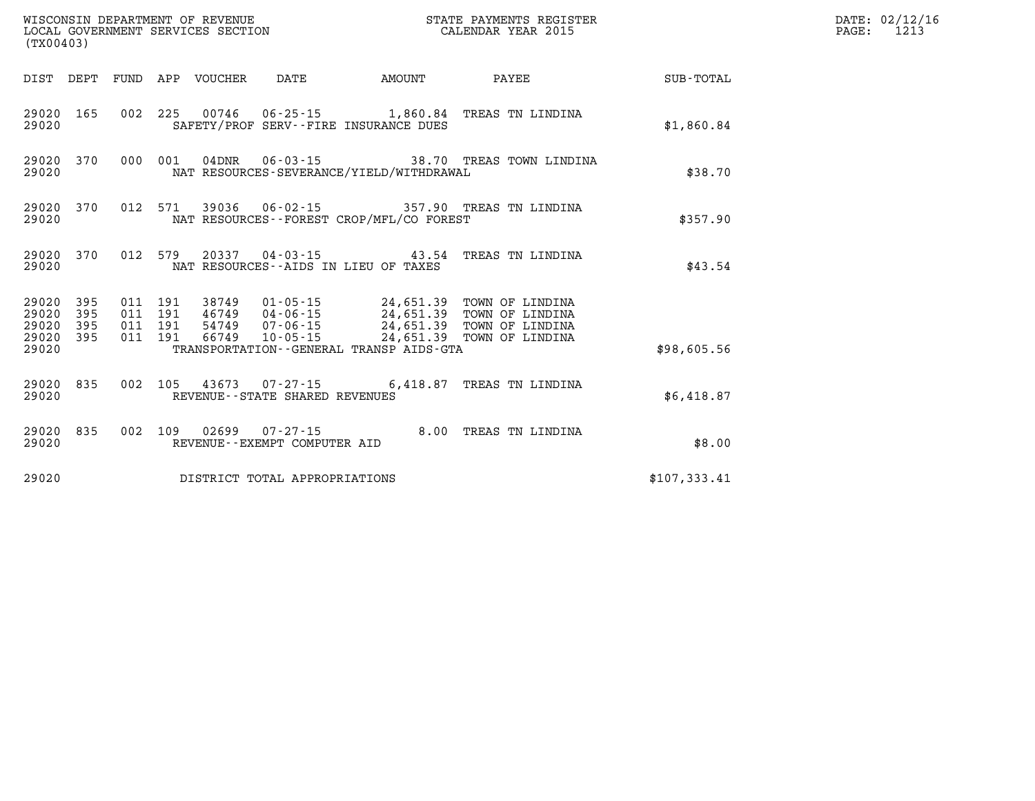WISCONSIN DEPARTMENT OF REVENUE
LOCAL GOVERNMENT SERVICES SECTION
(TX00403)

STATE PAYMENTS REGISTER
CALENDAR YEAR 2015

DATE: 02/12/16
PAGE: 1213

| DIST | DEPT | FUND | APP | VOUCHER | DATE | AMOUNT | PAYEE | SUB-TOTAL |
|---|---|---|---|---|---|---|---|---|
| 29020 | 165 | 002 | 225 | 00746 | 06-25-15 | 1,860.84 | TREAS TN LINDINA | |
| 29020 | | | | SAFETY/PROF SERV--FIRE INSURANCE DUES | | | | $1,860.84 |
| 29020 | 370 | 000 | 001 | 04DNR | 06-03-15 | 38.70 | TREAS TOWN LINDINA | |
| 29020 | | | | NAT RESOURCES-SEVERANCE/YIELD/WITHDRAWAL | | | | $38.70 |
| 29020 | 370 | 012 | 571 | 39036 | 06-02-15 | 357.90 | TREAS TN LINDINA | |
| 29020 | | | | NAT RESOURCES--FOREST CROP/MFL/CO FOREST | | | | $357.90 |
| 29020 | 370 | 012 | 579 | 20337 | 04-03-15 | 43.54 | TREAS TN LINDINA | |
| 29020 | | | | NAT RESOURCES--AIDS IN LIEU OF TAXES | | | | $43.54 |
| 29020 | 395 | 011 | 191 | 38749 | 01-05-15 | 24,651.39 | TOWN OF LINDINA | |
| 29020 | 395 | 011 | 191 | 46749 | 04-06-15 | 24,651.39 | TOWN OF LINDINA | |
| 29020 | 395 | 011 | 191 | 54749 | 07-06-15 | 24,651.39 | TOWN OF LINDINA | |
| 29020 | 395 | 011 | 191 | 66749 | 10-05-15 | 24,651.39 | TOWN OF LINDINA | |
| 29020 | | | | TRANSPORTATION--GENERAL TRANSP AIDS-GTA | | | | $98,605.56 |
| 29020 | 835 | 002 | 105 | 43673 | 07-27-15 | 6,418.87 | TREAS TN LINDINA | |
| 29020 | | | | REVENUE--STATE SHARED REVENUES | | | | $6,418.87 |
| 29020 | 835 | 002 | 109 | 02699 | 07-27-15 | 8.00 | TREAS TN LINDINA | |
| 29020 | | | | REVENUE--EXEMPT COMPUTER AID | | | | $8.00 |
| 29020 | | | | DISTRICT TOTAL APPROPRIATIONS | | | | $107,333.41 |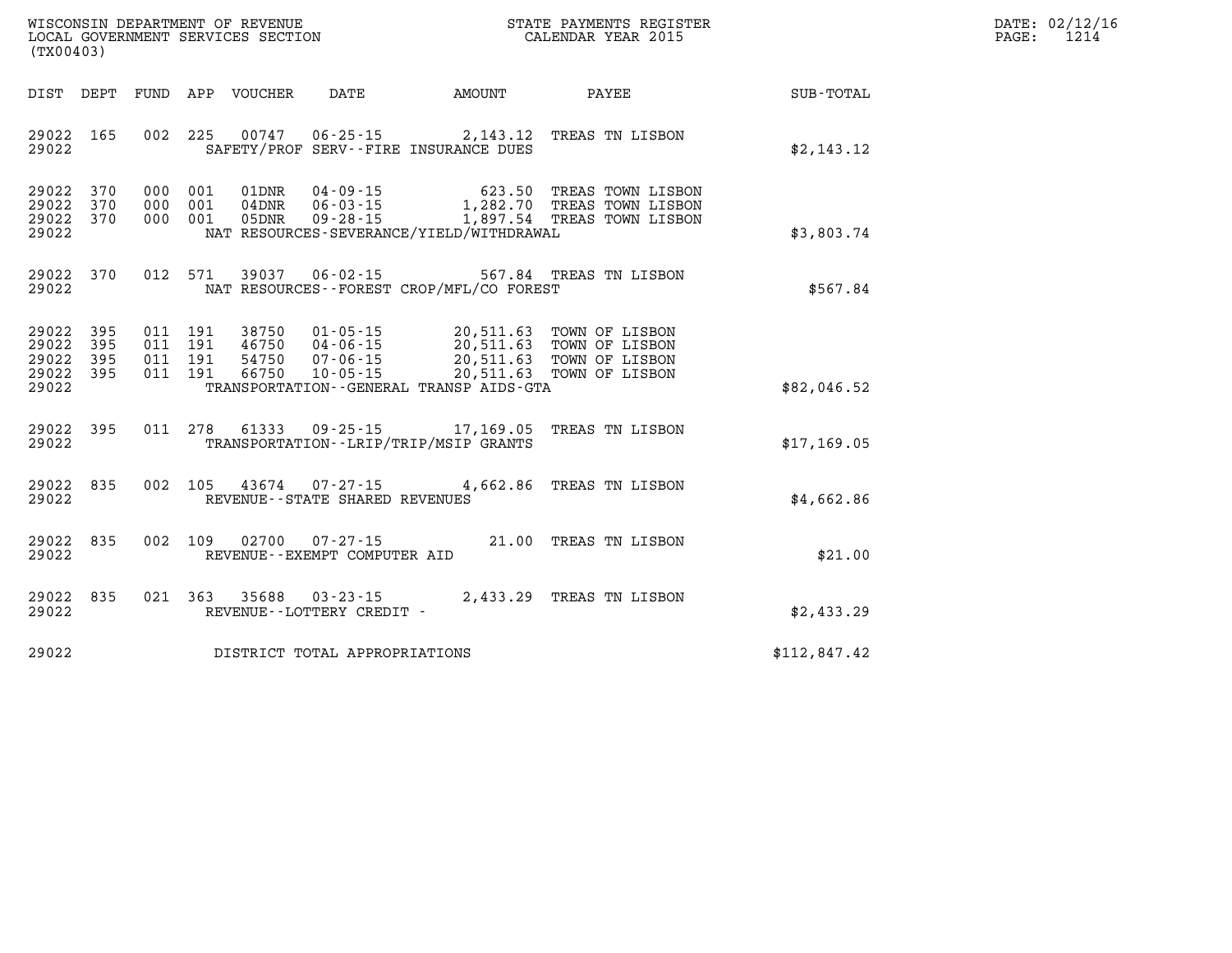WISCONSIN DEPARTMENT OF REVENUE
LOCAL GOVERNMENT SERVICES SECTION
(TX00403)

STATE PAYMENTS REGISTER
CALENDAR YEAR 2015

DATE: 02/12/16
PAGE: 1214

| DIST | DEPT | FUND | APP | VOUCHER | DATE | AMOUNT | PAYEE | SUB-TOTAL |
|---|---|---|---|---|---|---|---|---|
| 29022 | 165 | 002 | 225 | 00747 | 06-25-15 | 2,143.12 | TREAS TN LISBON | |
| 29022 | | | | SAFETY/PROF SERV--FIRE INSURANCE DUES | | | | $2,143.12 |
| 29022 | 370 | 000 | 001 | 01DNR | 04-09-15 | 623.50 | TREAS TOWN LISBON | |
| 29022 | 370 | 000 | 001 | 04DNR | 06-03-15 | 1,282.70 | TREAS TOWN LISBON | |
| 29022 | 370 | 000 | 001 | 05DNR | 09-28-15 | 1,897.54 | TREAS TOWN LISBON | |
| 29022 | | | | NAT RESOURCES-SEVERANCE/YIELD/WITHDRAWAL | | | | $3,803.74 |
| 29022 | 370 | 012 | 571 | 39037 | 06-02-15 | 567.84 | TREAS TN LISBON | |
| 29022 | | | | NAT RESOURCES--FOREST CROP/MFL/CO FOREST | | | | $567.84 |
| 29022 | 395 | 011 | 191 | 38750 | 01-05-15 | 20,511.63 | TOWN OF LISBON | |
| 29022 | 395 | 011 | 191 | 46750 | 04-06-15 | 20,511.63 | TOWN OF LISBON | |
| 29022 | 395 | 011 | 191 | 54750 | 07-06-15 | 20,511.63 | TOWN OF LISBON | |
| 29022 | 395 | 011 | 191 | 66750 | 10-05-15 | 20,511.63 | TOWN OF LISBON | |
| 29022 | | | | TRANSPORTATION--GENERAL TRANSP AIDS-GTA | | | | $82,046.52 |
| 29022 | 395 | 011 | 278 | 61333 | 09-25-15 | 17,169.05 | TREAS TN LISBON | |
| 29022 | | | | TRANSPORTATION--LRIP/TRIP/MSIP GRANTS | | | | $17,169.05 |
| 29022 | 835 | 002 | 105 | 43674 | 07-27-15 | 4,662.86 | TREAS TN LISBON | |
| 29022 | | | | REVENUE--STATE SHARED REVENUES | | | | $4,662.86 |
| 29022 | 835 | 002 | 109 | 02700 | 07-27-15 | 21.00 | TREAS TN LISBON | |
| 29022 | | | | REVENUE--EXEMPT COMPUTER AID | | | | $21.00 |
| 29022 | 835 | 021 | 363 | 35688 | 03-23-15 | 2,433.29 | TREAS TN LISBON | |
| 29022 | | | | REVENUE--LOTTERY CREDIT - | | | | $2,433.29 |
| 29022 | | | | DISTRICT TOTAL APPROPRIATIONS | | | | $112,847.42 |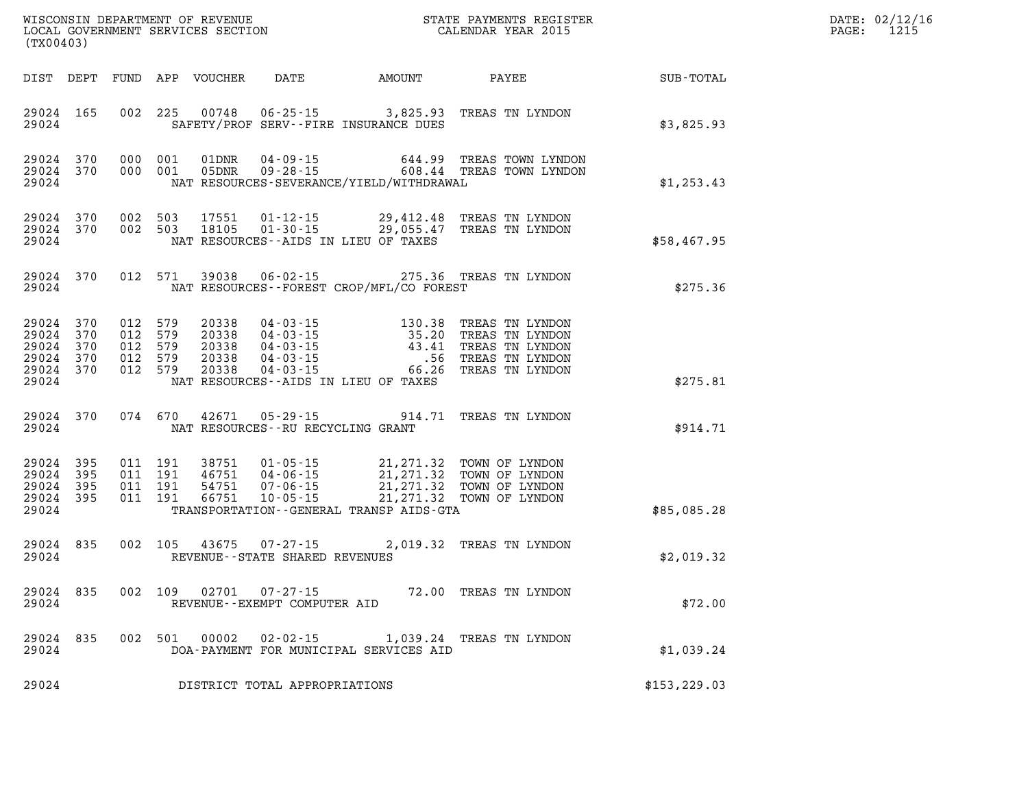WISCONSIN DEPARTMENT OF REVENUE
LOCAL GOVERNMENT SERVICES SECTION
(TX00403)

STATE PAYMENTS REGISTER
CALENDAR YEAR 2015

DATE: 02/12/16
PAGE: 1215

| DIST | DEPT | FUND | APP | VOUCHER | DATE | AMOUNT | PAYEE | SUB-TOTAL |
|---|---|---|---|---|---|---|---|---|
| 29024 | 165 | 002 | 225 | 00748 | 06-25-15 | 3,825.93 | TREAS TN LYNDON | |
| 29024 | | | | SAFETY/PROF SERV--FIRE INSURANCE DUES | | | | $3,825.93 |
| 29024 | 370 | 000 | 001 | 01DNR | 04-09-15 | 644.99 | TREAS TOWN LYNDON | |
| 29024 | 370 | 000 | 001 | 05DNR | 09-28-15 | 608.44 | TREAS TOWN LYNDON | |
| 29024 | | | | NAT RESOURCES-SEVERANCE/YIELD/WITHDRAWAL | | | | $1,253.43 |
| 29024 | 370 | 002 | 503 | 17551 | 01-12-15 | 29,412.48 | TREAS TN LYNDON | |
| 29024 | 370 | 002 | 503 | 18105 | 01-30-15 | 29,055.47 | TREAS TN LYNDON | |
| 29024 | | | | NAT RESOURCES--AIDS IN LIEU OF TAXES | | | | $58,467.95 |
| 29024 | 370 | 012 | 571 | 39038 | 06-02-15 | 275.36 | TREAS TN LYNDON | |
| 29024 | | | | NAT RESOURCES--FOREST CROP/MFL/CO FOREST | | | | $275.36 |
| 29024 | 370 | 012 | 579 | 20338 | 04-03-15 | 130.38 | TREAS TN LYNDON | |
| 29024 | 370 | 012 | 579 | 20338 | 04-03-15 | 35.20 | TREAS TN LYNDON | |
| 29024 | 370 | 012 | 579 | 20338 | 04-03-15 | 43.41 | TREAS TN LYNDON | |
| 29024 | 370 | 012 | 579 | 20338 | 04-03-15 | .56 | TREAS TN LYNDON | |
| 29024 | 370 | 012 | 579 | 20338 | 04-03-15 | 66.26 | TREAS TN LYNDON | |
| 29024 | | | | NAT RESOURCES--AIDS IN LIEU OF TAXES | | | | $275.81 |
| 29024 | 370 | 074 | 670 | 42671 | 05-29-15 | 914.71 | TREAS TN LYNDON | |
| 29024 | | | | NAT RESOURCES--RU RECYCLING GRANT | | | | $914.71 |
| 29024 | 395 | 011 | 191 | 38751 | 01-05-15 | 21,271.32 | TOWN OF LYNDON | |
| 29024 | 395 | 011 | 191 | 46751 | 04-06-15 | 21,271.32 | TOWN OF LYNDON | |
| 29024 | 395 | 011 | 191 | 54751 | 07-06-15 | 21,271.32 | TOWN OF LYNDON | |
| 29024 | 395 | 011 | 191 | 66751 | 10-05-15 | 21,271.32 | TOWN OF LYNDON | |
| 29024 | | | | TRANSPORTATION--GENERAL TRANSP AIDS-GTA | | | | $85,085.28 |
| 29024 | 835 | 002 | 105 | 43675 | 07-27-15 | 2,019.32 | TREAS TN LYNDON | |
| 29024 | | | | REVENUE--STATE SHARED REVENUES | | | | $2,019.32 |
| 29024 | 835 | 002 | 109 | 02701 | 07-27-15 | 72.00 | TREAS TN LYNDON | |
| 29024 | | | | REVENUE--EXEMPT COMPUTER AID | | | | $72.00 |
| 29024 | 835 | 002 | 501 | 00002 | 02-02-15 | 1,039.24 | TREAS TN LYNDON | |
| 29024 | | | | DOA-PAYMENT FOR MUNICIPAL SERVICES AID | | | | $1,039.24 |
| 29024 | | | | DISTRICT TOTAL APPROPRIATIONS | | | | $153,229.03 |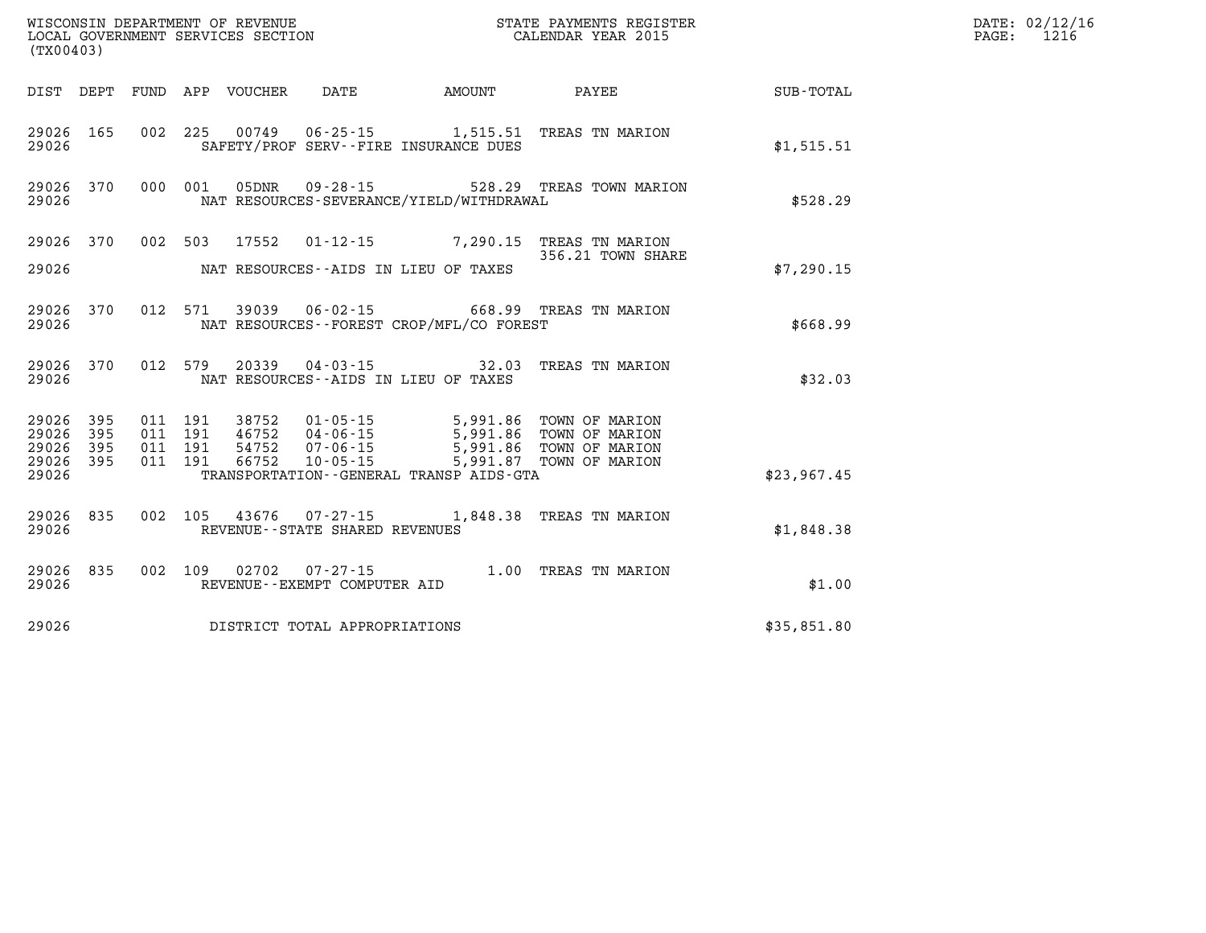WISCONSIN DEPARTMENT OF REVENUE
LOCAL GOVERNMENT SERVICES SECTION
(TX00403)

STATE PAYMENTS REGISTER
CALENDAR YEAR 2015

DATE: 02/12/16
PAGE: 1216

| DIST | DEPT | FUND | APP | VOUCHER | DATE | AMOUNT | PAYEE | SUB-TOTAL |
|---|---|---|---|---|---|---|---|---|
| 29026 | 165 | 002 | 225 | 00749 | 06-25-15 | 1,515.51 | TREAS TN MARION | |
| 29026 | | | | | SAFETY/PROF SERV--FIRE INSURANCE DUES | | | $1,515.51 |
| 29026 | 370 | 000 | 001 | 05DNR | 09-28-15 | 528.29 | TREAS TOWN MARION | |
| 29026 | | | | | NAT RESOURCES-SEVERANCE/YIELD/WITHDRAWAL | | | $528.29 |
| 29026 | 370 | 002 | 503 | 17552 | 01-12-15 | 7,290.15 | TREAS TN MARION | |
| | | | | | | | 356.21 TOWN SHARE | |
| 29026 | | | | | NAT RESOURCES--AIDS IN LIEU OF TAXES | | | $7,290.15 |
| 29026 | 370 | 012 | 571 | 39039 | 06-02-15 | 668.99 | TREAS TN MARION | |
| 29026 | | | | | NAT RESOURCES--FOREST CROP/MFL/CO FOREST | | | $668.99 |
| 29026 | 370 | 012 | 579 | 20339 | 04-03-15 | 32.03 | TREAS TN MARION | |
| 29026 | | | | | NAT RESOURCES--AIDS IN LIEU OF TAXES | | | $32.03 |
| 29026 | 395 | 011 | 191 | 38752 | 01-05-15 | 5,991.86 | TOWN OF MARION | |
| 29026 | 395 | 011 | 191 | 46752 | 04-06-15 | 5,991.86 | TOWN OF MARION | |
| 29026 | 395 | 011 | 191 | 54752 | 07-06-15 | 5,991.86 | TOWN OF MARION | |
| 29026 | 395 | 011 | 191 | 66752 | 10-05-15 | 5,991.87 | TOWN OF MARION | |
| 29026 | | | | | TRANSPORTATION--GENERAL TRANSP AIDS-GTA | | | $23,967.45 |
| 29026 | 835 | 002 | 105 | 43676 | 07-27-15 | 1,848.38 | TREAS TN MARION | |
| 29026 | | | | | REVENUE--STATE SHARED REVENUES | | | $1,848.38 |
| 29026 | 835 | 002 | 109 | 02702 | 07-27-15 | 1.00 | TREAS TN MARION | |
| 29026 | | | | | REVENUE--EXEMPT COMPUTER AID | | | $1.00 |
| 29026 | | | | | DISTRICT TOTAL APPROPRIATIONS | | | $35,851.80 |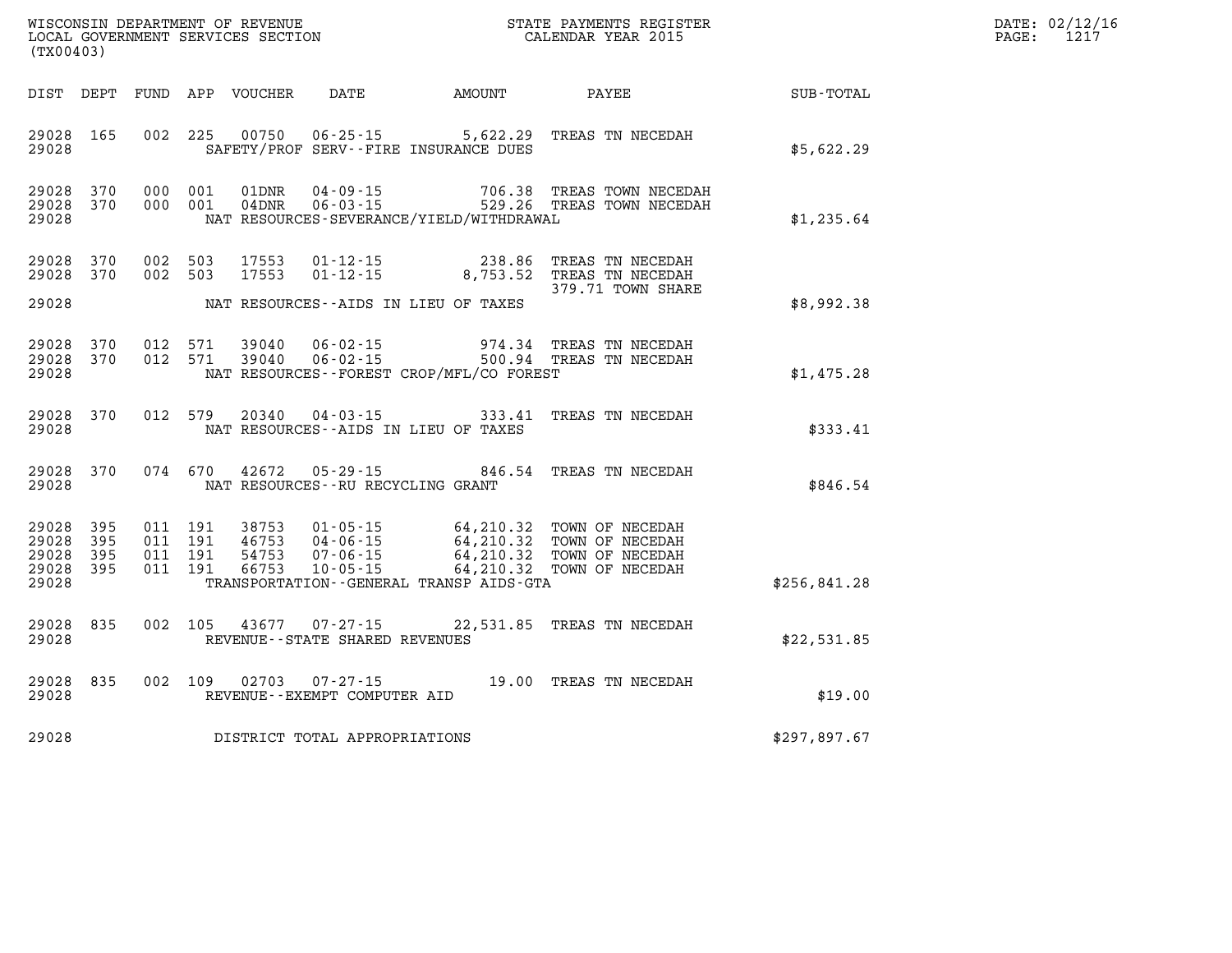WISCONSIN DEPARTMENT OF REVENUE
LOCAL GOVERNMENT SERVICES SECTION
(TX00403)

STATE PAYMENTS REGISTER
CALENDAR YEAR 2015

DATE: 02/12/16
PAGE: 1217

| DIST | DEPT | FUND | APP | VOUCHER | DATE | AMOUNT | PAYEE | SUB-TOTAL |
|---|---|---|---|---|---|---|---|---|
| 29028 | 165 | 002 | 225 | 00750 | 06-25-15 | 5,622.29 | TREAS TN NECEDAH | |
| 29028 | | | | | SAFETY/PROF SERV--FIRE INSURANCE DUES | | | $5,622.29 |
| 29028 | 370 | 000 | 001 | 01DNR | 04-09-15 | 706.38 | TREAS TOWN NECEDAH | |
| 29028 | 370 | 000 | 001 | 04DNR | 06-03-15 | 529.26 | TREAS TOWN NECEDAH | |
| 29028 | | | | | NAT RESOURCES-SEVERANCE/YIELD/WITHDRAWAL | | | $1,235.64 |
| 29028 | 370 | 002 | 503 | 17553 | 01-12-15 | 238.86 | TREAS TN NECEDAH | |
| 29028 | 370 | 002 | 503 | 17553 | 01-12-15 | 8,753.52 | TREAS TN NECEDAH 379.71 TOWN SHARE | |
| 29028 | | | | | NAT RESOURCES--AIDS IN LIEU OF TAXES | | | $8,992.38 |
| 29028 | 370 | 012 | 571 | 39040 | 06-02-15 | 974.34 | TREAS TN NECEDAH | |
| 29028 | 370 | 012 | 571 | 39040 | 06-02-15 | 500.94 | TREAS TN NECEDAH | |
| 29028 | | | | | NAT RESOURCES--FOREST CROP/MFL/CO FOREST | | | $1,475.28 |
| 29028 | 370 | 012 | 579 | 20340 | 04-03-15 | 333.41 | TREAS TN NECEDAH | |
| 29028 | | | | | NAT RESOURCES--AIDS IN LIEU OF TAXES | | | $333.41 |
| 29028 | 370 | 074 | 670 | 42672 | 05-29-15 | 846.54 | TREAS TN NECEDAH | |
| 29028 | | | | | NAT RESOURCES--RU RECYCLING GRANT | | | $846.54 |
| 29028 | 395 | 011 | 191 | 38753 | 01-05-15 | 64,210.32 | TOWN OF NECEDAH | |
| 29028 | 395 | 011 | 191 | 46753 | 04-06-15 | 64,210.32 | TOWN OF NECEDAH | |
| 29028 | 395 | 011 | 191 | 54753 | 07-06-15 | 64,210.32 | TOWN OF NECEDAH | |
| 29028 | 395 | 011 | 191 | 66753 | 10-05-15 | 64,210.32 | TOWN OF NECEDAH | |
| 29028 | | | | | TRANSPORTATION--GENERAL TRANSP AIDS-GTA | | | $256,841.28 |
| 29028 | 835 | 002 | 105 | 43677 | 07-27-15 | 22,531.85 | TREAS TN NECEDAH | |
| 29028 | | | | | REVENUE--STATE SHARED REVENUES | | | $22,531.85 |
| 29028 | 835 | 002 | 109 | 02703 | 07-27-15 | 19.00 | TREAS TN NECEDAH | |
| 29028 | | | | | REVENUE--EXEMPT COMPUTER AID | | | $19.00 |
| 29028 | | | | | DISTRICT TOTAL APPROPRIATIONS | | | $297,897.67 |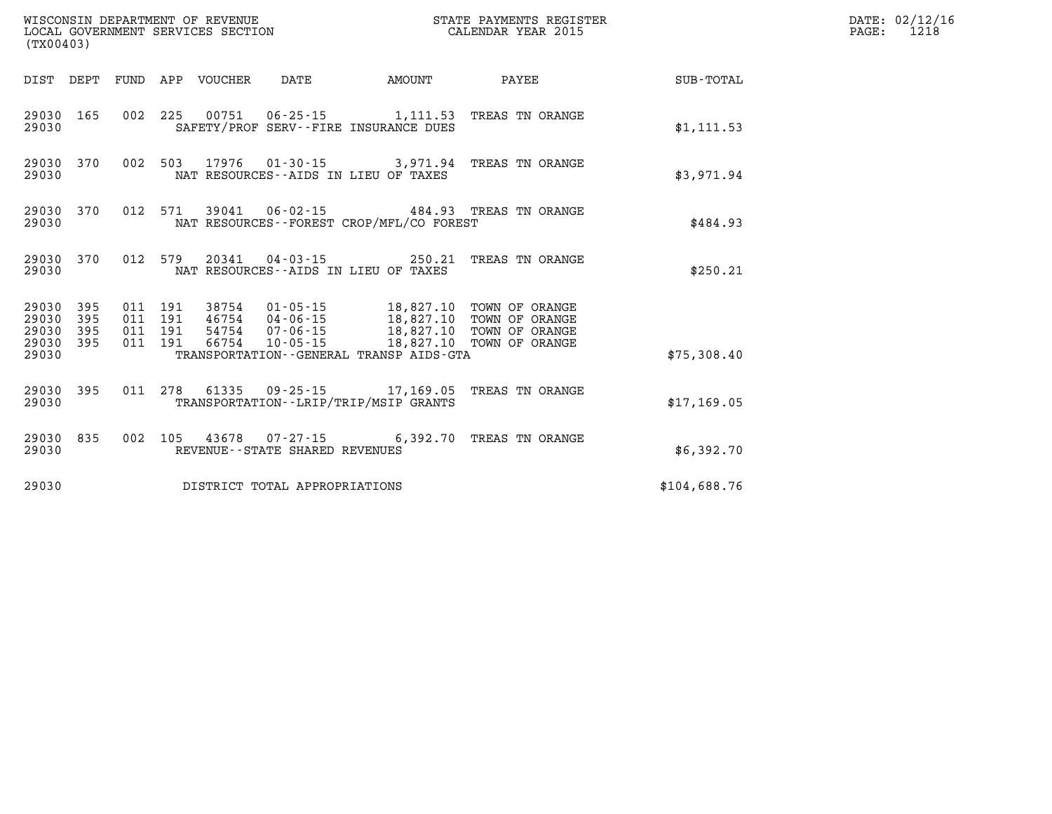WISCONSIN DEPARTMENT OF REVENUE
LOCAL GOVERNMENT SERVICES SECTION
(TX00403)

STATE PAYMENTS REGISTER
CALENDAR YEAR 2015

DATE: 02/12/16
PAGE: 1218

| DIST | DEPT | FUND | APP | VOUCHER | DATE | AMOUNT | PAYEE | SUB-TOTAL |
|---|---|---|---|---|---|---|---|---|
| 29030 | 165 | 002 | 225 | 00751 | 06-25-15 | 1,111.53 | TREAS TN ORANGE | |
| 29030 | | | | SAFETY/PROF SERV--FIRE INSURANCE DUES | | | | $1,111.53 |
| 29030 | 370 | 002 | 503 | 17976 | 01-30-15 | 3,971.94 | TREAS TN ORANGE | |
| 29030 | | | | NAT RESOURCES--AIDS IN LIEU OF TAXES | | | | $3,971.94 |
| 29030 | 370 | 012 | 571 | 39041 | 06-02-15 | 484.93 | TREAS TN ORANGE | |
| 29030 | | | | NAT RESOURCES--FOREST CROP/MFL/CO FOREST | | | | $484.93 |
| 29030 | 370 | 012 | 579 | 20341 | 04-03-15 | 250.21 | TREAS TN ORANGE | |
| 29030 | | | | NAT RESOURCES--AIDS IN LIEU OF TAXES | | | | $250.21 |
| 29030 | 395 | 011 | 191 | 38754 | 01-05-15 | 18,827.10 | TOWN OF ORANGE | |
| 29030 | 395 | 011 | 191 | 46754 | 04-06-15 | 18,827.10 | TOWN OF ORANGE | |
| 29030 | 395 | 011 | 191 | 54754 | 07-06-15 | 18,827.10 | TOWN OF ORANGE | |
| 29030 | 395 | 011 | 191 | 66754 | 10-05-15 | 18,827.10 | TOWN OF ORANGE | |
| 29030 | | | | TRANSPORTATION--GENERAL TRANSP AIDS-GTA | | | | $75,308.40 |
| 29030 | 395 | 011 | 278 | 61335 | 09-25-15 | 17,169.05 | TREAS TN ORANGE | |
| 29030 | | | | TRANSPORTATION--LRIP/TRIP/MSIP GRANTS | | | | $17,169.05 |
| 29030 | 835 | 002 | 105 | 43678 | 07-27-15 | 6,392.70 | TREAS TN ORANGE | |
| 29030 | | | | REVENUE--STATE SHARED REVENUES | | | | $6,392.70 |
| 29030 | | | | DISTRICT TOTAL APPROPRIATIONS | | | | $104,688.76 |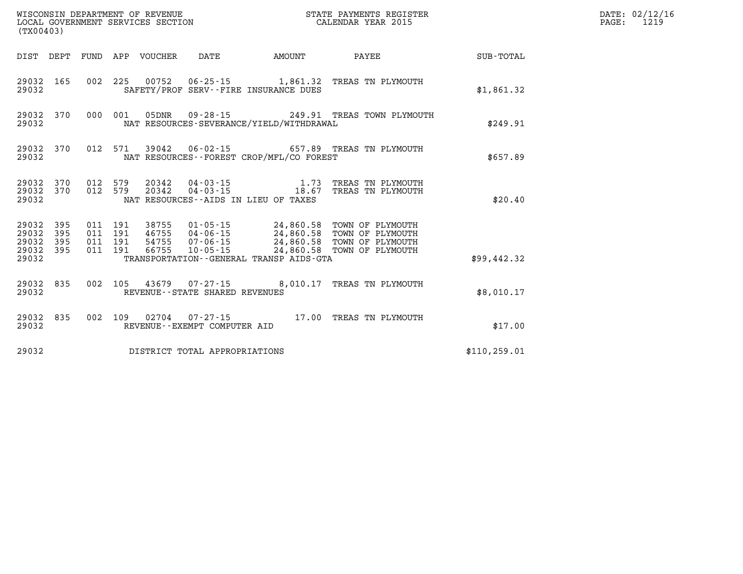WISCONSIN DEPARTMENT OF REVENUE
LOCAL GOVERNMENT SERVICES SECTION
(TX00403)

STATE PAYMENTS REGISTER
CALENDAR YEAR 2015

DATE: 02/12/16
PAGE: 1219

| DIST | DEPT | FUND | APP | VOUCHER | DATE | AMOUNT | PAYEE | SUB-TOTAL |
|---|---|---|---|---|---|---|---|---|
| 29032 | 165 | 002 | 225 | 00752 | 06-25-15 | 1,861.32 | TREAS TN PLYMOUTH | |
| 29032 | | | | | SAFETY/PROF SERV--FIRE INSURANCE DUES | | | $1,861.32 |
| 29032 | 370 | 000 | 001 | 05DNR | 09-28-15 | 249.91 | TREAS TOWN PLYMOUTH | |
| 29032 | | | | | NAT RESOURCES-SEVERANCE/YIELD/WITHDRAWAL | | | $249.91 |
| 29032 | 370 | 012 | 571 | 39042 | 06-02-15 | 657.89 | TREAS TN PLYMOUTH | |
| 29032 | | | | | NAT RESOURCES--FOREST CROP/MFL/CO FOREST | | | $657.89 |
| 29032 | 370 | 012 | 579 | 20342 | 04-03-15 | 1.73 | TREAS TN PLYMOUTH | |
| 29032 | 370 | 012 | 579 | 20342 | 04-03-15 | 18.67 | TREAS TN PLYMOUTH | |
| 29032 | | | | | NAT RESOURCES--AIDS IN LIEU OF TAXES | | | $20.40 |
| 29032 | 395 | 011 | 191 | 38755 | 01-05-15 | 24,860.58 | TOWN OF PLYMOUTH | |
| 29032 | 395 | 011 | 191 | 46755 | 04-06-15 | 24,860.58 | TOWN OF PLYMOUTH | |
| 29032 | 395 | 011 | 191 | 54755 | 07-06-15 | 24,860.58 | TOWN OF PLYMOUTH | |
| 29032 | 395 | 011 | 191 | 66755 | 10-05-15 | 24,860.58 | TOWN OF PLYMOUTH | |
| 29032 | | | | | TRANSPORTATION--GENERAL TRANSP AIDS-GTA | | | $99,442.32 |
| 29032 | 835 | 002 | 105 | 43679 | 07-27-15 | 8,010.17 | TREAS TN PLYMOUTH | |
| 29032 | | | | | REVENUE--STATE SHARED REVENUES | | | $8,010.17 |
| 29032 | 835 | 002 | 109 | 02704 | 07-27-15 | 17.00 | TREAS TN PLYMOUTH | |
| 29032 | | | | | REVENUE--EXEMPT COMPUTER AID | | | $17.00 |
| 29032 | | | | | DISTRICT TOTAL APPROPRIATIONS | | | $110,259.01 |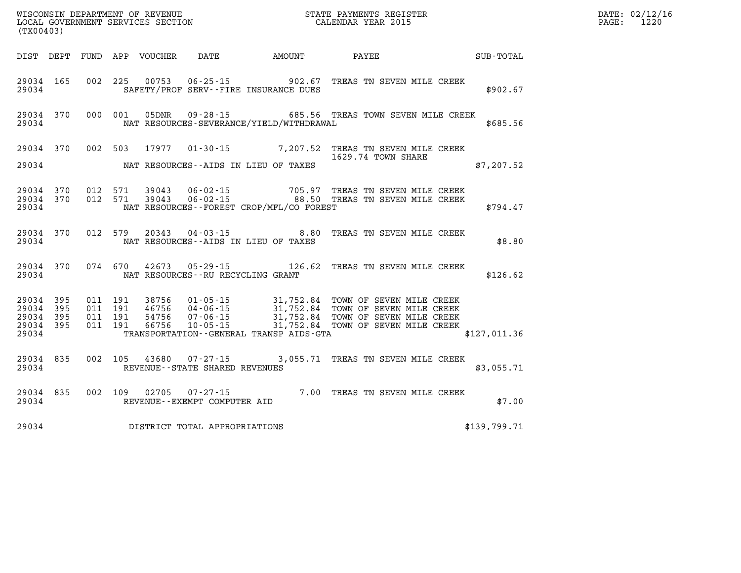WISCONSIN DEPARTMENT OF REVENUE
LOCAL GOVERNMENT SERVICES SECTION
(TX00403)

STATE PAYMENTS REGISTER
CALENDAR YEAR 2015

DATE: 02/12/16
PAGE: 1220

| DIST | DEPT | FUND | APP | VOUCHER | DATE | AMOUNT | PAYEE | SUB-TOTAL |
|---|---|---|---|---|---|---|---|---|
| 29034 | 165 | 002 | 225 | 00753 | 06-25-15 | 902.67 | TREAS TN SEVEN MILE CREEK | |
| 29034 | | | | | SAFETY/PROF SERV--FIRE INSURANCE DUES | | | $902.67 |
| 29034 | 370 | 000 | 001 | 05DNR | 09-28-15 | 685.56 | TREAS TOWN SEVEN MILE CREEK | |
| 29034 | | | | | NAT RESOURCES-SEVERANCE/YIELD/WITHDRAWAL | | | $685.56 |
| 29034 | 370 | 002 | 503 | 17977 | 01-30-15 | 7,207.52 | TREAS TN SEVEN MILE CREEK 1629.74 TOWN SHARE | |
| 29034 | | | | | NAT RESOURCES--AIDS IN LIEU OF TAXES | | | $7,207.52 |
| 29034 | 370 | 012 | 571 | 39043 | 06-02-15 | 705.97 | TREAS TN SEVEN MILE CREEK | |
| 29034 | 370 | 012 | 571 | 39043 | 06-02-15 | 88.50 | TREAS TN SEVEN MILE CREEK | |
| 29034 | | | | | NAT RESOURCES--FOREST CROP/MFL/CO FOREST | | | $794.47 |
| 29034 | 370 | 012 | 579 | 20343 | 04-03-15 | 8.80 | TREAS TN SEVEN MILE CREEK | |
| 29034 | | | | | NAT RESOURCES--AIDS IN LIEU OF TAXES | | | $8.80 |
| 29034 | 370 | 074 | 670 | 42673 | 05-29-15 | 126.62 | TREAS TN SEVEN MILE CREEK | |
| 29034 | | | | | NAT RESOURCES--RU RECYCLING GRANT | | | $126.62 |
| 29034 | 395 | 011 | 191 | 38756 | 01-05-15 | 31,752.84 | TOWN OF SEVEN MILE CREEK | |
| 29034 | 395 | 011 | 191 | 46756 | 04-06-15 | 31,752.84 | TOWN OF SEVEN MILE CREEK | |
| 29034 | 395 | 011 | 191 | 54756 | 07-06-15 | 31,752.84 | TOWN OF SEVEN MILE CREEK | |
| 29034 | 395 | 011 | 191 | 66756 | 10-05-15 | 31,752.84 | TOWN OF SEVEN MILE CREEK | |
| 29034 | | | | | TRANSPORTATION--GENERAL TRANSP AIDS-GTA | | | $127,011.36 |
| 29034 | 835 | 002 | 105 | 43680 | 07-27-15 | 3,055.71 | TREAS TN SEVEN MILE CREEK | |
| 29034 | | | | | REVENUE--STATE SHARED REVENUES | | | $3,055.71 |
| 29034 | 835 | 002 | 109 | 02705 | 07-27-15 | 7.00 | TREAS TN SEVEN MILE CREEK | |
| 29034 | | | | | REVENUE--EXEMPT COMPUTER AID | | | $7.00 |
| 29034 | | | | | DISTRICT TOTAL APPROPRIATIONS | | | $139,799.71 |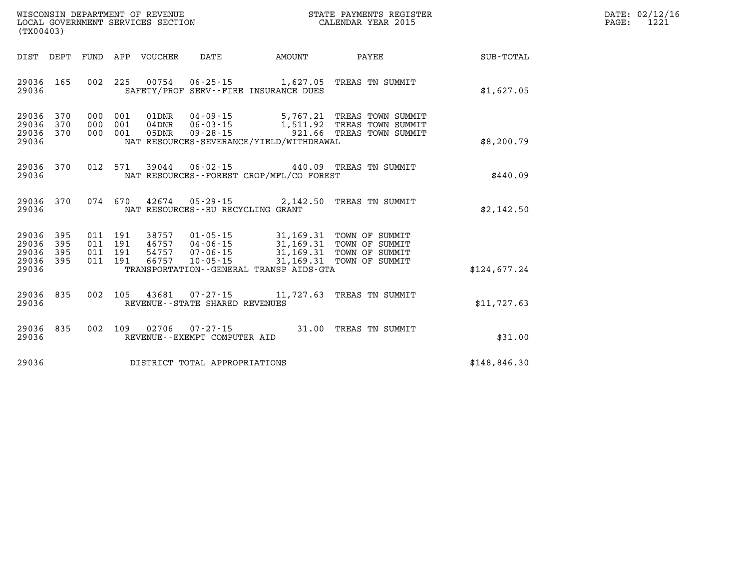WISCONSIN DEPARTMENT OF REVENUE
LOCAL GOVERNMENT SERVICES SECTION
(TX00403)

STATE PAYMENTS REGISTER
CALENDAR YEAR 2015

DATE: 02/12/16
PAGE: 1221

| DIST | DEPT | FUND | APP | VOUCHER | DATE | AMOUNT | PAYEE | SUB-TOTAL |
|---|---|---|---|---|---|---|---|---|
| 29036 | 165 | 002 | 225 | 00754 | 06-25-15 | 1,627.05 | TREAS TN SUMMIT | |
| 29036 | | | | SAFETY/PROF SERV--FIRE INSURANCE DUES | | | | $1,627.05 |
| 29036 | 370 | 000 | 001 | 01DNR | 04-09-15 | 5,767.21 | TREAS TOWN SUMMIT | |
| 29036 | 370 | 000 | 001 | 04DNR | 06-03-15 | 1,511.92 | TREAS TOWN SUMMIT | |
| 29036 | 370 | 000 | 001 | 05DNR | 09-28-15 | 921.66 | TREAS TOWN SUMMIT | |
| 29036 | | | | NAT RESOURCES-SEVERANCE/YIELD/WITHDRAWAL | | | | $8,200.79 |
| 29036 | 370 | 012 | 571 | 39044 | 06-02-15 | 440.09 | TREAS TN SUMMIT | |
| 29036 | | | | NAT RESOURCES--FOREST CROP/MFL/CO FOREST | | | | $440.09 |
| 29036 | 370 | 074 | 670 | 42674 | 05-29-15 | 2,142.50 | TREAS TN SUMMIT | |
| 29036 | | | | NAT RESOURCES--RU RECYCLING GRANT | | | | $2,142.50 |
| 29036 | 395 | 011 | 191 | 38757 | 01-05-15 | 31,169.31 | TOWN OF SUMMIT | |
| 29036 | 395 | 011 | 191 | 46757 | 04-06-15 | 31,169.31 | TOWN OF SUMMIT | |
| 29036 | 395 | 011 | 191 | 54757 | 07-06-15 | 31,169.31 | TOWN OF SUMMIT | |
| 29036 | 395 | 011 | 191 | 66757 | 10-05-15 | 31,169.31 | TOWN OF SUMMIT | |
| 29036 | | | | TRANSPORTATION--GENERAL TRANSP AIDS-GTA | | | | $124,677.24 |
| 29036 | 835 | 002 | 105 | 43681 | 07-27-15 | 11,727.63 | TREAS TN SUMMIT | |
| 29036 | | | | REVENUE--STATE SHARED REVENUES | | | | $11,727.63 |
| 29036 | 835 | 002 | 109 | 02706 | 07-27-15 | 31.00 | TREAS TN SUMMIT | |
| 29036 | | | | REVENUE--EXEMPT COMPUTER AID | | | | $31.00 |
| 29036 | | | | DISTRICT TOTAL APPROPRIATIONS | | | | $148,846.30 |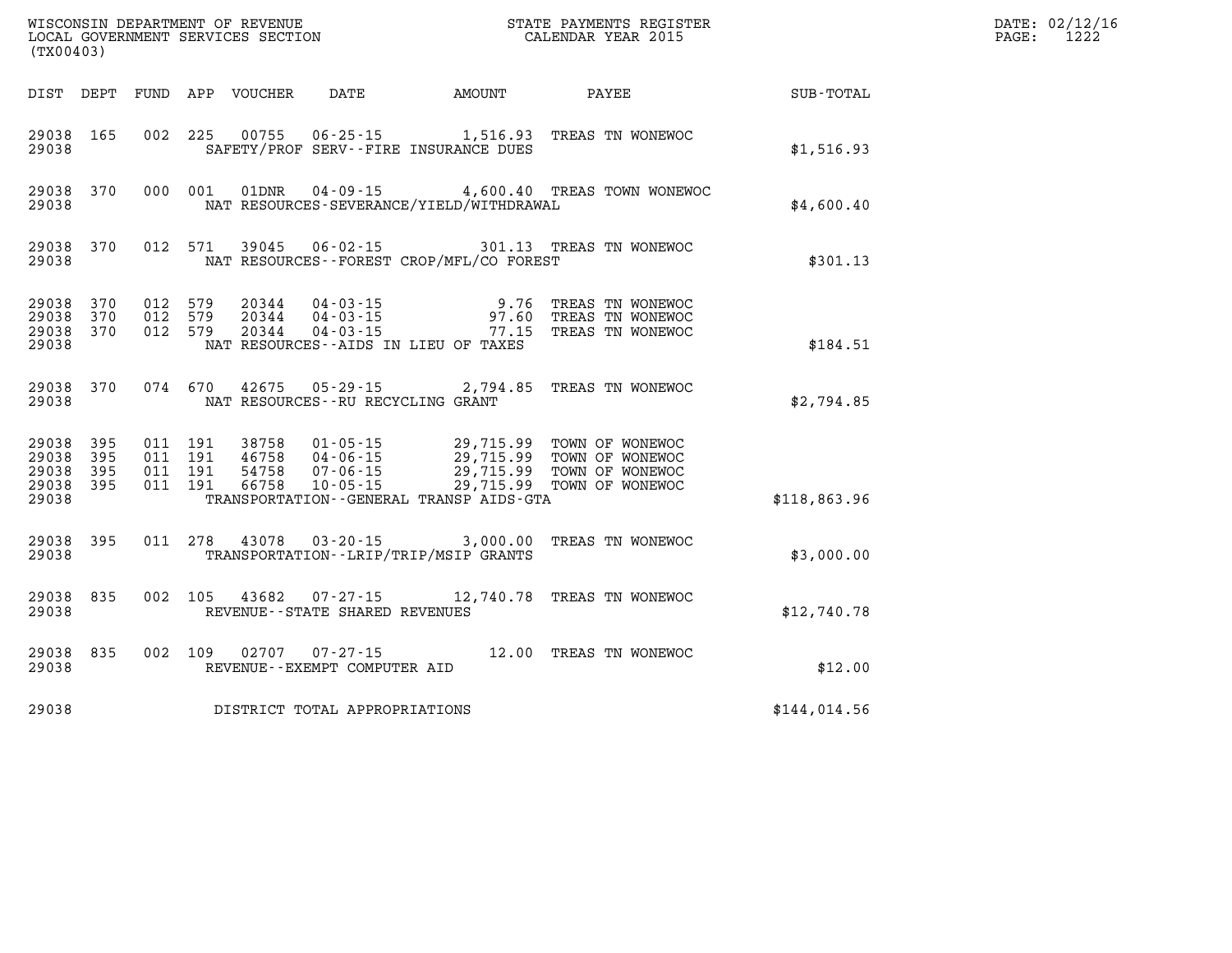WISCONSIN DEPARTMENT OF REVENUE
LOCAL GOVERNMENT SERVICES SECTION
(TX00403)

STATE PAYMENTS REGISTER
CALENDAR YEAR 2015

DATE: 02/12/16
PAGE: 1222

| DIST | DEPT | FUND | APP | VOUCHER | DATE | AMOUNT | PAYEE | SUB-TOTAL |
|---|---|---|---|---|---|---|---|---|
| 29038 | 165 | 002 | 225 | 00755 | 06-25-15 | 1,516.93 | TREAS TN WONEWOC | |
| 29038 | | | | SAFETY/PROF SERV--FIRE INSURANCE DUES | | | | $1,516.93 |
| 29038 | 370 | 000 | 001 | 01DNR | 04-09-15 | 4,600.40 | TREAS TOWN WONEWOC | |
| 29038 | | | | NAT RESOURCES-SEVERANCE/YIELD/WITHDRAWAL | | | | $4,600.40 |
| 29038 | 370 | 012 | 571 | 39045 | 06-02-15 | 301.13 | TREAS TN WONEWOC | |
| 29038 | | | | NAT RESOURCES--FOREST CROP/MFL/CO FOREST | | | | $301.13 |
| 29038 | 370 | 012 | 579 | 20344 | 04-03-15 | 9.76 | TREAS TN WONEWOC | |
| 29038 | 370 | 012 | 579 | 20344 | 04-03-15 | 97.60 | TREAS TN WONEWOC | |
| 29038 | 370 | 012 | 579 | 20344 | 04-03-15 | 77.15 | TREAS TN WONEWOC | |
| 29038 | | | | NAT RESOURCES--AIDS IN LIEU OF TAXES | | | | $184.51 |
| 29038 | 370 | 074 | 670 | 42675 | 05-29-15 | 2,794.85 | TREAS TN WONEWOC | |
| 29038 | | | | NAT RESOURCES--RU RECYCLING GRANT | | | | $2,794.85 |
| 29038 | 395 | 011 | 191 | 38758 | 01-05-15 | 29,715.99 | TOWN OF WONEWOC | |
| 29038 | 395 | 011 | 191 | 46758 | 04-06-15 | 29,715.99 | TOWN OF WONEWOC | |
| 29038 | 395 | 011 | 191 | 54758 | 07-06-15 | 29,715.99 | TOWN OF WONEWOC | |
| 29038 | 395 | 011 | 191 | 66758 | 10-05-15 | 29,715.99 | TOWN OF WONEWOC | |
| 29038 | | | | TRANSPORTATION--GENERAL TRANSP AIDS-GTA | | | | $118,863.96 |
| 29038 | 395 | 011 | 278 | 43078 | 03-20-15 | 3,000.00 | TREAS TN WONEWOC | |
| 29038 | | | | TRANSPORTATION--LRIP/TRIP/MSIP GRANTS | | | | $3,000.00 |
| 29038 | 835 | 002 | 105 | 43682 | 07-27-15 | 12,740.78 | TREAS TN WONEWOC | |
| 29038 | | | | REVENUE--STATE SHARED REVENUES | | | | $12,740.78 |
| 29038 | 835 | 002 | 109 | 02707 | 07-27-15 | 12.00 | TREAS TN WONEWOC | |
| 29038 | | | | REVENUE--EXEMPT COMPUTER AID | | | | $12.00 |
| 29038 | | | | DISTRICT TOTAL APPROPRIATIONS | | | | $144,014.56 |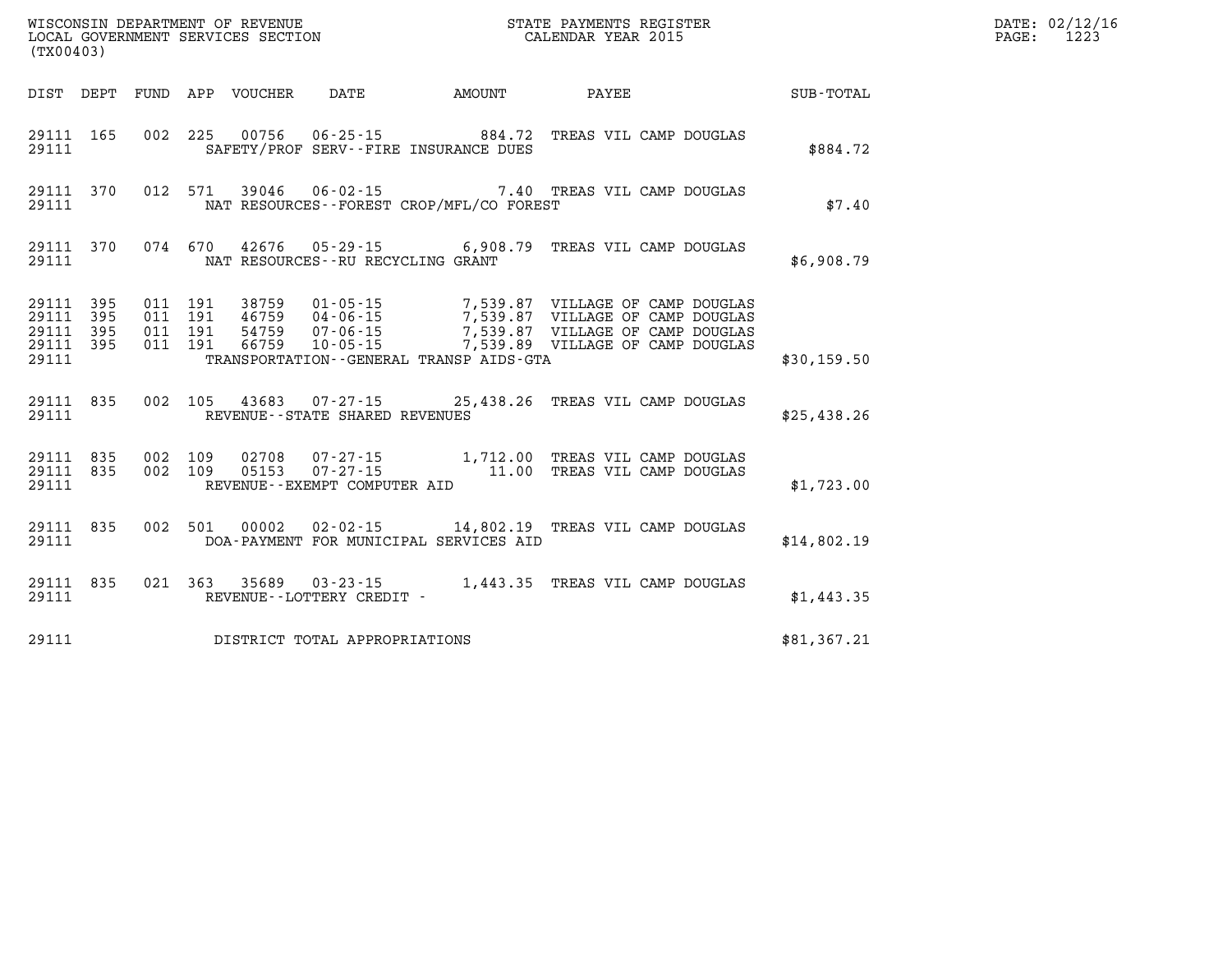WISCONSIN DEPARTMENT OF REVENUE
LOCAL GOVERNMENT SERVICES SECTION
(TX00403)

STATE PAYMENTS REGISTER
CALENDAR YEAR 2015

DATE: 02/12/16

| DIST | DEPT | FUND | APP | VOUCHER | DATE | AMOUNT | PAYEE | SUB-TOTAL |
|---|---|---|---|---|---|---|---|---|
| 29111 | 165 | 002 | 225 | 00756 | 06-25-15 | 884.72 | TREAS VIL CAMP DOUGLAS | |
| 29111 | | | | | SAFETY/PROF SERV--FIRE INSURANCE DUES | | | $884.72 |
| 29111 | 370 | 012 | 571 | 39046 | 06-02-15 | 7.40 | TREAS VIL CAMP DOUGLAS | |
| 29111 | | | | | NAT RESOURCES--FOREST CROP/MFL/CO FOREST | | | $7.40 |
| 29111 | 370 | 074 | 670 | 42676 | 05-29-15 | 6,908.79 | TREAS VIL CAMP DOUGLAS | |
| 29111 | | | | | NAT RESOURCES--RU RECYCLING GRANT | | | $6,908.79 |
| 29111 | 395 | 011 | 191 | 38759 | 01-05-15 | 7,539.87 | VILLAGE OF CAMP DOUGLAS | |
| 29111 | 395 | 011 | 191 | 46759 | 04-06-15 | 7,539.87 | VILLAGE OF CAMP DOUGLAS | |
| 29111 | 395 | 011 | 191 | 54759 | 07-06-15 | 7,539.87 | VILLAGE OF CAMP DOUGLAS | |
| 29111 | 395 | 011 | 191 | 66759 | 10-05-15 | 7,539.89 | VILLAGE OF CAMP DOUGLAS | |
| 29111 | | | | | TRANSPORTATION--GENERAL TRANSP AIDS-GTA | | | $30,159.50 |
| 29111 | 835 | 002 | 105 | 43683 | 07-27-15 | 25,438.26 | TREAS VIL CAMP DOUGLAS | |
| 29111 | | | | | REVENUE--STATE SHARED REVENUES | | | $25,438.26 |
| 29111 | 835 | 002 | 109 | 02708 | 07-27-15 | 1,712.00 | TREAS VIL CAMP DOUGLAS | |
| 29111 | 835 | 002 | 109 | 05153 | 07-27-15 | 11.00 | TREAS VIL CAMP DOUGLAS | |
| 29111 | | | | | REVENUE--EXEMPT COMPUTER AID | | | $1,723.00 |
| 29111 | 835 | 002 | 501 | 00002 | 02-02-15 | 14,802.19 | TREAS VIL CAMP DOUGLAS | |
| 29111 | | | | | DOA-PAYMENT FOR MUNICIPAL SERVICES AID | | | $14,802.19 |
| 29111 | 835 | 021 | 363 | 35689 | 03-23-15 | 1,443.35 | TREAS VIL CAMP DOUGLAS | |
| 29111 | | | | | REVENUE--LOTTERY CREDIT - | | | $1,443.35 |
| 29111 | | | | | DISTRICT TOTAL APPROPRIATIONS | | | $81,367.21 |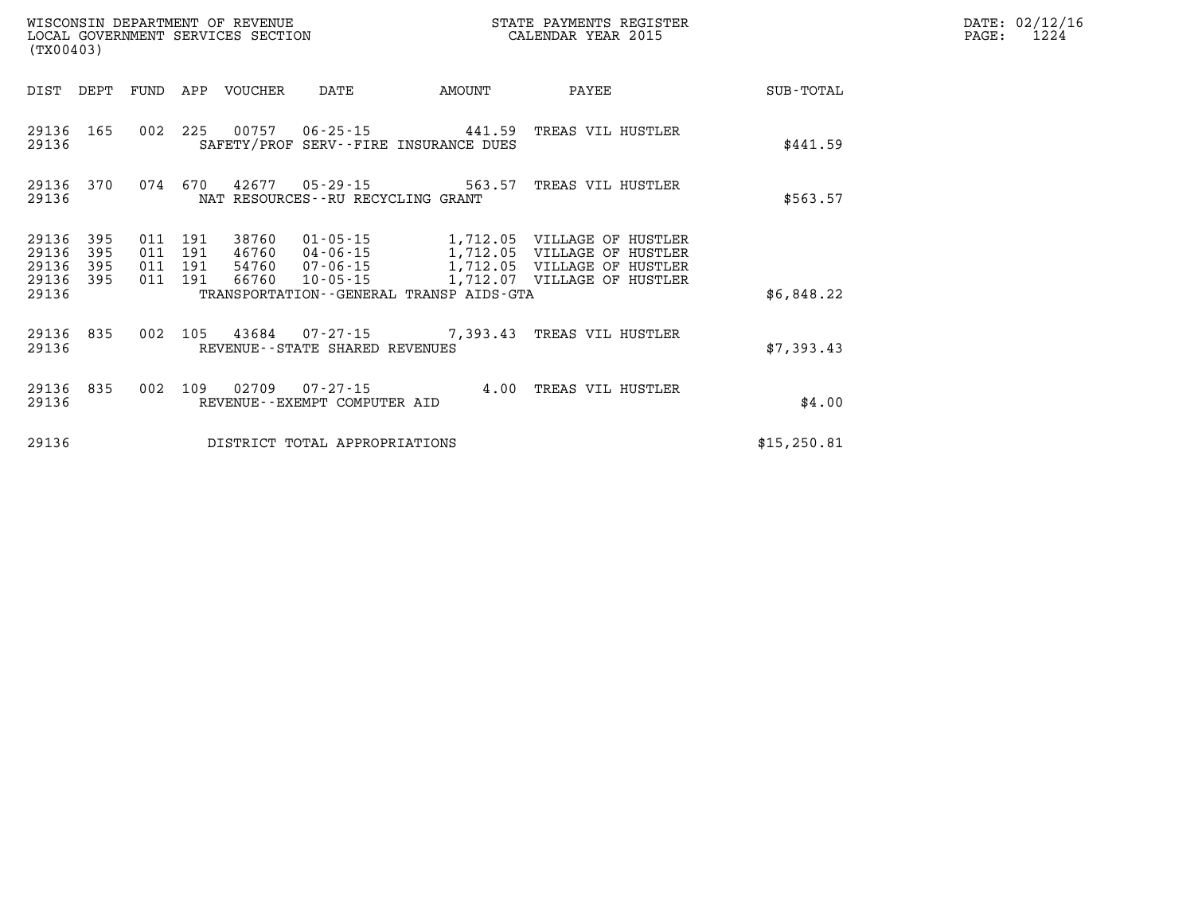WISCONSIN DEPARTMENT OF REVENUE
LOCAL GOVERNMENT SERVICES SECTION
(TX00403)

STATE PAYMENTS REGISTER
CALENDAR YEAR 2015

DATE: 02/12/16

| DIST | DEPT | FUND | APP | VOUCHER | DATE | AMOUNT | PAYEE | SUB-TOTAL |
|---|---|---|---|---|---|---|---|---|
| 29136 | 165 | 002 | 225 | 00757 | 06-25-15 | 441.59 | TREAS VIL HUSTLER | |
| 29136 | | | | SAFETY/PROF SERV--FIRE INSURANCE DUES | | | | $441.59 |
| 29136 | 370 | 074 | 670 | 42677 | 05-29-15 | 563.57 | TREAS VIL HUSTLER | |
| 29136 | | | | NAT RESOURCES--RU RECYCLING GRANT | | | | $563.57 |
| 29136 | 395 | 011 | 191 | 38760 | 01-05-15 | 1,712.05 | VILLAGE OF HUSTLER | |
| 29136 | 395 | 011 | 191 | 46760 | 04-06-15 | 1,712.05 | VILLAGE OF HUSTLER | |
| 29136 | 395 | 011 | 191 | 54760 | 07-06-15 | 1,712.05 | VILLAGE OF HUSTLER | |
| 29136 | 395 | 011 | 191 | 66760 | 10-05-15 | 1,712.07 | VILLAGE OF HUSTLER | |
| 29136 | | | | TRANSPORTATION--GENERAL TRANSP AIDS-GTA | | | | $6,848.22 |
| 29136 | 835 | 002 | 105 | 43684 | 07-27-15 | 7,393.43 | TREAS VIL HUSTLER | |
| 29136 | | | | REVENUE--STATE SHARED REVENUES | | | | $7,393.43 |
| 29136 | 835 | 002 | 109 | 02709 | 07-27-15 | 4.00 | TREAS VIL HUSTLER | |
| 29136 | | | | REVENUE--EXEMPT COMPUTER AID | | | | $4.00 |
| 29136 | | | | DISTRICT TOTAL APPROPRIATIONS | | | | $15,250.81 |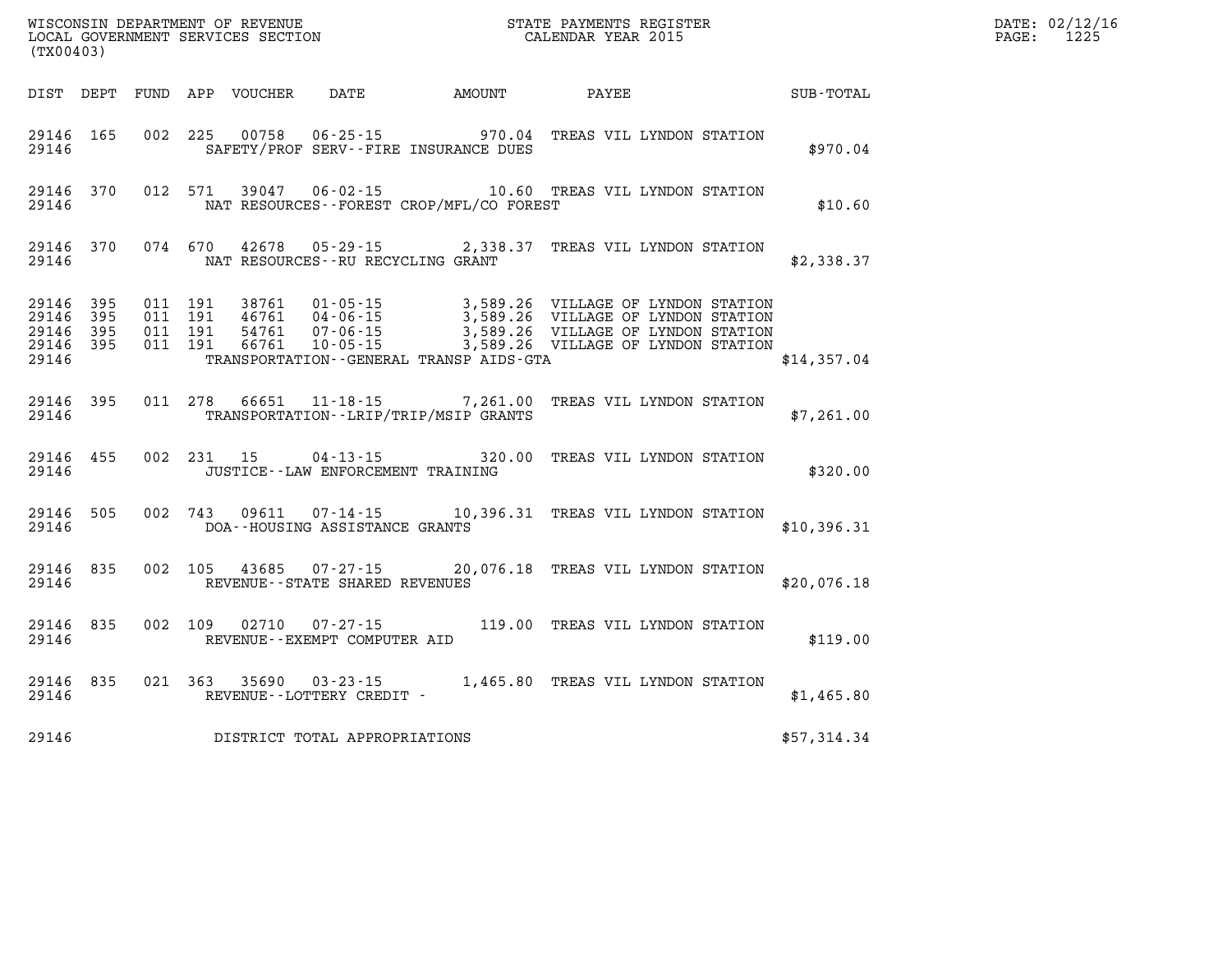WISCONSIN DEPARTMENT OF REVENUE
LOCAL GOVERNMENT SERVICES SECTION
(TX00403)

STATE PAYMENTS REGISTER
CALENDAR YEAR 2015

DATE: 02/12/16
PAGE: 1225

| DIST | DEPT | FUND | APP | VOUCHER | DATE | AMOUNT | PAYEE | SUB-TOTAL |
|---|---|---|---|---|---|---|---|---|
| 29146 | 165 | 002 | 225 | 00758 | 06-25-15 | 970.04 | TREAS VIL LYNDON STATION | |
| 29146 | | | | | SAFETY/PROF SERV--FIRE INSURANCE DUES | | | $970.04 |
| 29146 | 370 | 012 | 571 | 39047 | 06-02-15 | 10.60 | TREAS VIL LYNDON STATION | |
| 29146 | | | | | NAT RESOURCES--FOREST CROP/MFL/CO FOREST | | | $10.60 |
| 29146 | 370 | 074 | 670 | 42678 | 05-29-15 | 2,338.37 | TREAS VIL LYNDON STATION | |
| 29146 | | | | | NAT RESOURCES--RU RECYCLING GRANT | | | $2,338.37 |
| 29146 | 395 | 011 | 191 | 38761 | 01-05-15 | 3,589.26 | VILLAGE OF LYNDON STATION | |
| 29146 | 395 | 011 | 191 | 46761 | 04-06-15 | 3,589.26 | VILLAGE OF LYNDON STATION | |
| 29146 | 395 | 011 | 191 | 54761 | 07-06-15 | 3,589.26 | VILLAGE OF LYNDON STATION | |
| 29146 | 395 | 011 | 191 | 66761 | 10-05-15 | 3,589.26 | VILLAGE OF LYNDON STATION | |
| 29146 | | | | | TRANSPORTATION--GENERAL TRANSP AIDS-GTA | | | $14,357.04 |
| 29146 | 395 | 011 | 278 | 66651 | 11-18-15 | 7,261.00 | TREAS VIL LYNDON STATION | |
| 29146 | | | | | TRANSPORTATION--LRIP/TRIP/MSIP GRANTS | | | $7,261.00 |
| 29146 | 455 | 002 | 231 | 15 | 04-13-15 | 320.00 | TREAS VIL LYNDON STATION | |
| 29146 | | | | | JUSTICE--LAW ENFORCEMENT TRAINING | | | $320.00 |
| 29146 | 505 | 002 | 743 | 09611 | 07-14-15 | 10,396.31 | TREAS VIL LYNDON STATION | |
| 29146 | | | | | DOA--HOUSING ASSISTANCE GRANTS | | | $10,396.31 |
| 29146 | 835 | 002 | 105 | 43685 | 07-27-15 | 20,076.18 | TREAS VIL LYNDON STATION | |
| 29146 | | | | | REVENUE--STATE SHARED REVENUES | | | $20,076.18 |
| 29146 | 835 | 002 | 109 | 02710 | 07-27-15 | 119.00 | TREAS VIL LYNDON STATION | |
| 29146 | | | | | REVENUE--EXEMPT COMPUTER AID | | | $119.00 |
| 29146 | 835 | 021 | 363 | 35690 | 03-23-15 | 1,465.80 | TREAS VIL LYNDON STATION | |
| 29146 | | | | | REVENUE--LOTTERY CREDIT - | | | $1,465.80 |
| 29146 | | | | | DISTRICT TOTAL APPROPRIATIONS | | | $57,314.34 |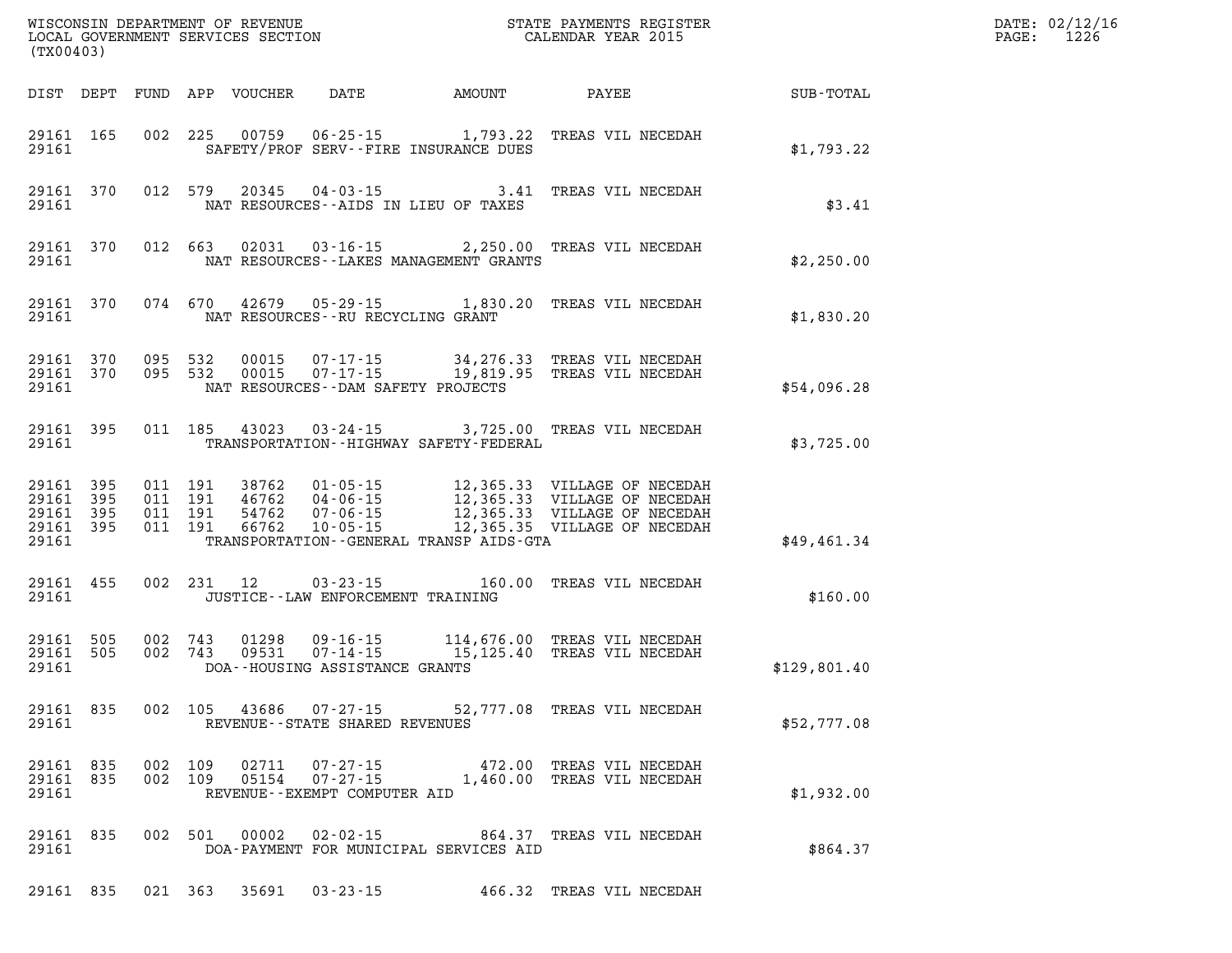WISCONSIN DEPARTMENT OF REVENUE
LOCAL GOVERNMENT SERVICES SECTION
(TX00403)

STATE PAYMENTS REGISTER
CALENDAR YEAR 2015

DATE: 02/12/16
PAGE: 1226

| DIST | DEPT | FUND | APP | VOUCHER | DATE | AMOUNT | PAYEE | SUB-TOTAL |
|---|---|---|---|---|---|---|---|---|
| 29161 | 165 | 002 | 225 | 00759 | 06-25-15 | 1,793.22 | TREAS VIL NECEDAH | |
| 29161 | | | | | SAFETY/PROF SERV--FIRE INSURANCE DUES | | | $1,793.22 |
| 29161 | 370 | 012 | 579 | 20345 | 04-03-15 | 3.41 | TREAS VIL NECEDAH | |
| 29161 | | | | | NAT RESOURCES--AIDS IN LIEU OF TAXES | | | $3.41 |
| 29161 | 370 | 012 | 663 | 02031 | 03-16-15 | 2,250.00 | TREAS VIL NECEDAH | |
| 29161 | | | | | NAT RESOURCES--LAKES MANAGEMENT GRANTS | | | $2,250.00 |
| 29161 | 370 | 074 | 670 | 42679 | 05-29-15 | 1,830.20 | TREAS VIL NECEDAH | |
| 29161 | | | | | NAT RESOURCES--RU RECYCLING GRANT | | | $1,830.20 |
| 29161 | 370 | 095 | 532 | 00015 | 07-17-15 | 34,276.33 | TREAS VIL NECEDAH | |
| 29161 | 370 | 095 | 532 | 00015 | 07-17-15 | 19,819.95 | TREAS VIL NECEDAH | |
| 29161 | | | | | NAT RESOURCES--DAM SAFETY PROJECTS | | | $54,096.28 |
| 29161 | 395 | 011 | 185 | 43023 | 03-24-15 | 3,725.00 | TREAS VIL NECEDAH | |
| 29161 | | | | | TRANSPORTATION--HIGHWAY SAFETY-FEDERAL | | | $3,725.00 |
| 29161 | 395 | 011 | 191 | 38762 | 01-05-15 | 12,365.33 | VILLAGE OF NECEDAH | |
| 29161 | 395 | 011 | 191 | 46762 | 04-06-15 | 12,365.33 | VILLAGE OF NECEDAH | |
| 29161 | 395 | 011 | 191 | 54762 | 07-06-15 | 12,365.33 | VILLAGE OF NECEDAH | |
| 29161 | 395 | 011 | 191 | 66762 | 10-05-15 | 12,365.35 | VILLAGE OF NECEDAH | |
| 29161 | | | | | TRANSPORTATION--GENERAL TRANSP AIDS-GTA | | | $49,461.34 |
| 29161 | 455 | 002 | 231 | 12 | 03-23-15 | 160.00 | TREAS VIL NECEDAH | |
| 29161 | | | | | JUSTICE--LAW ENFORCEMENT TRAINING | | | $160.00 |
| 29161 | 505 | 002 | 743 | 01298 | 09-16-15 | 114,676.00 | TREAS VIL NECEDAH | |
| 29161 | 505 | 002 | 743 | 09531 | 07-14-15 | 15,125.40 | TREAS VIL NECEDAH | |
| 29161 | | | | | DOA--HOUSING ASSISTANCE GRANTS | | | $129,801.40 |
| 29161 | 835 | 002 | 105 | 43686 | 07-27-15 | 52,777.08 | TREAS VIL NECEDAH | |
| 29161 | | | | | REVENUE--STATE SHARED REVENUES | | | $52,777.08 |
| 29161 | 835 | 002 | 109 | 02711 | 07-27-15 | 472.00 | TREAS VIL NECEDAH | |
| 29161 | 835 | 002 | 109 | 05154 | 07-27-15 | 1,460.00 | TREAS VIL NECEDAH | |
| 29161 | | | | | REVENUE--EXEMPT COMPUTER AID | | | $1,932.00 |
| 29161 | 835 | 002 | 501 | 00002 | 02-02-15 | 864.37 | TREAS VIL NECEDAH | |
| 29161 | | | | | DOA-PAYMENT FOR MUNICIPAL SERVICES AID | | | $864.37 |
| 29161 | 835 | 021 | 363 | 35691 | 03-23-15 | 466.32 | TREAS VIL NECEDAH | |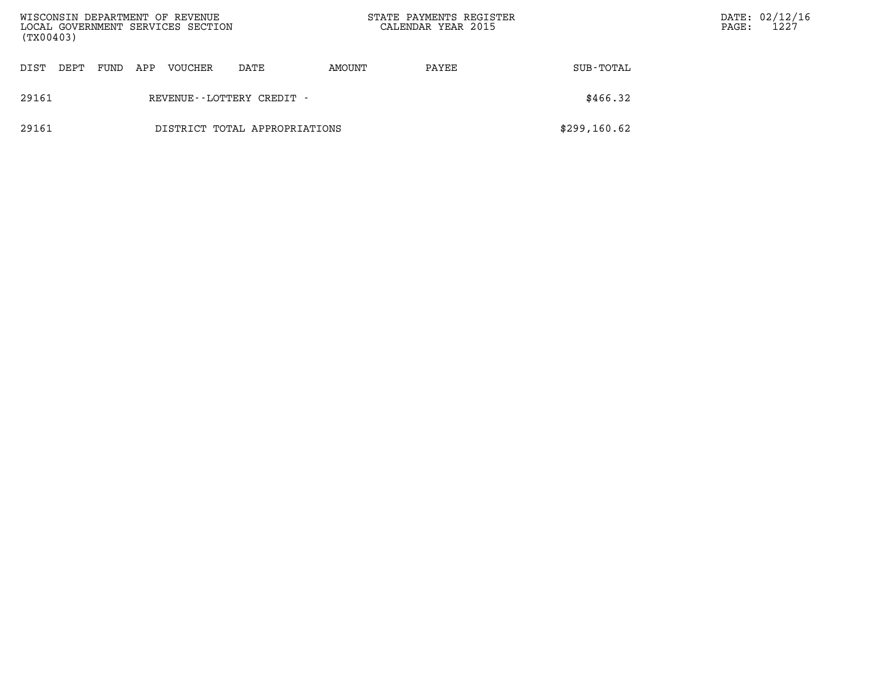| DIST | DEPT | FUND | APP | VOUCHER | DATE | AMOUNT | PAYEE | SUB-TOTAL |
|---|---|---|---|---|---|---|---|---|
| 29161 | | | | REVENUE--LOTTERY CREDIT - | | | | $466.32 |
| 29161 | | | | DISTRICT TOTAL APPROPRIATIONS | | | | $299,160.62 |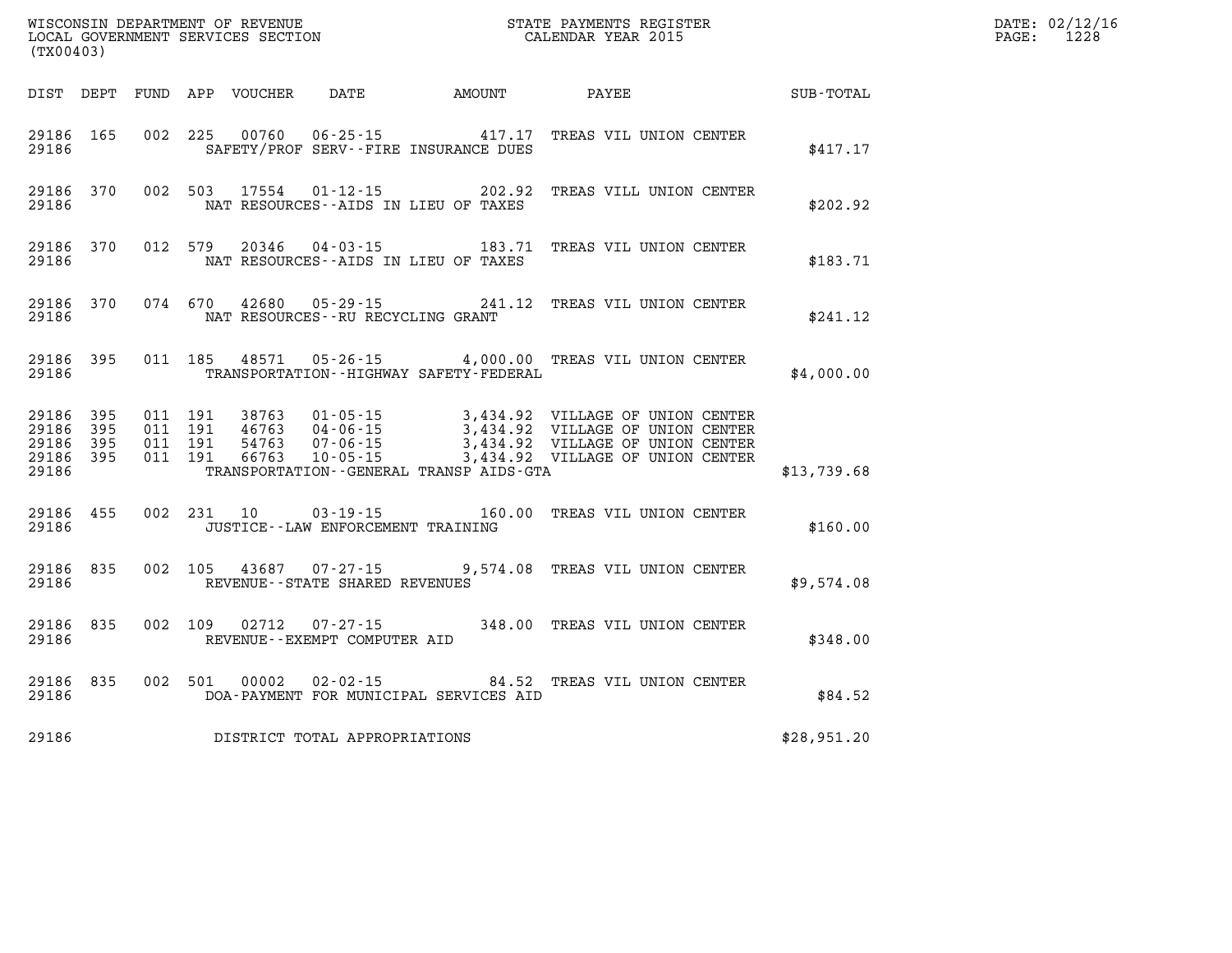WISCONSIN DEPARTMENT OF REVENUE
LOCAL GOVERNMENT SERVICES SECTION
(TX00403)

STATE PAYMENTS REGISTER
CALENDAR YEAR 2015

DATE: 02/12/16
PAGE: 1228

| DIST | DEPT | FUND | APP | VOUCHER | DATE | AMOUNT | PAYEE | SUB-TOTAL |
|---|---|---|---|---|---|---|---|---|
| 29186 | 165 | 002 | 225 | 00760 | 06-25-15 | 417.17 | TREAS VIL UNION CENTER | |
| 29186 | | | | | SAFETY/PROF SERV--FIRE INSURANCE DUES | | | $417.17 |
| 29186 | 370 | 002 | 503 | 17554 | 01-12-15 | 202.92 | TREAS VILL UNION CENTER | |
| 29186 | | | | | NAT RESOURCES--AIDS IN LIEU OF TAXES | | | $202.92 |
| 29186 | 370 | 012 | 579 | 20346 | 04-03-15 | 183.71 | TREAS VIL UNION CENTER | |
| 29186 | | | | | NAT RESOURCES--AIDS IN LIEU OF TAXES | | | $183.71 |
| 29186 | 370 | 074 | 670 | 42680 | 05-29-15 | 241.12 | TREAS VIL UNION CENTER | |
| 29186 | | | | | NAT RESOURCES--RU RECYCLING GRANT | | | $241.12 |
| 29186 | 395 | 011 | 185 | 48571 | 05-26-15 | 4,000.00 | TREAS VIL UNION CENTER | |
| 29186 | | | | | TRANSPORTATION--HIGHWAY SAFETY-FEDERAL | | | $4,000.00 |
| 29186 | 395 | 011 | 191 | 38763 | 01-05-15 | 3,434.92 | VILLAGE OF UNION CENTER | |
| 29186 | 395 | 011 | 191 | 46763 | 04-06-15 | 3,434.92 | VILLAGE OF UNION CENTER | |
| 29186 | 395 | 011 | 191 | 54763 | 07-06-15 | 3,434.92 | VILLAGE OF UNION CENTER | |
| 29186 | 395 | 011 | 191 | 66763 | 10-05-15 | 3,434.92 | VILLAGE OF UNION CENTER | |
| 29186 | | | | | TRANSPORTATION--GENERAL TRANSP AIDS-GTA | | | $13,739.68 |
| 29186 | 455 | 002 | 231 | 10 | 03-19-15 | 160.00 | TREAS VIL UNION CENTER | |
| 29186 | | | | | JUSTICE--LAW ENFORCEMENT TRAINING | | | $160.00 |
| 29186 | 835 | 002 | 105 | 43687 | 07-27-15 | 9,574.08 | TREAS VIL UNION CENTER | |
| 29186 | | | | | REVENUE--STATE SHARED REVENUES | | | $9,574.08 |
| 29186 | 835 | 002 | 109 | 02712 | 07-27-15 | 348.00 | TREAS VIL UNION CENTER | |
| 29186 | | | | | REVENUE--EXEMPT COMPUTER AID | | | $348.00 |
| 29186 | 835 | 002 | 501 | 00002 | 02-02-15 | 84.52 | TREAS VIL UNION CENTER | |
| 29186 | | | | | DOA-PAYMENT FOR MUNICIPAL SERVICES AID | | | $84.52 |
| 29186 | | | | | DISTRICT TOTAL APPROPRIATIONS | | | $28,951.20 |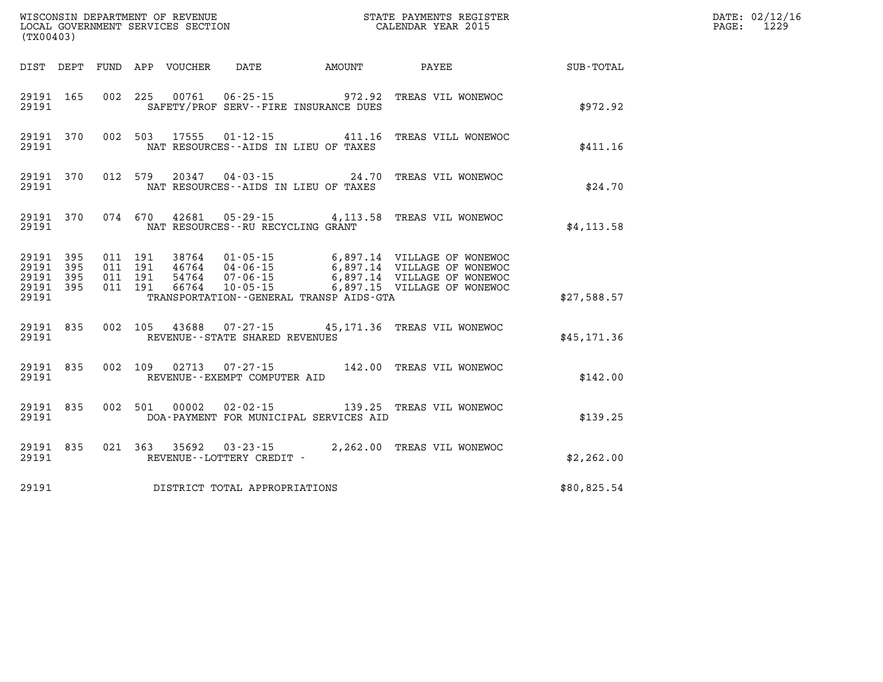WISCONSIN DEPARTMENT OF REVENUE
LOCAL GOVERNMENT SERVICES SECTION
(TX00403)

STATE PAYMENTS REGISTER
CALENDAR YEAR 2015

DATE: 02/12/16

| DIST | DEPT | FUND | APP | VOUCHER | DATE | AMOUNT | PAYEE | SUB-TOTAL |
|---|---|---|---|---|---|---|---|---|
| 29191 | 165 | 002 | 225 | 00761 | 06-25-15 | 972.92 | TREAS VIL WONEWOC | |
| 29191 | | | | | SAFETY/PROF SERV--FIRE INSURANCE DUES | | | $972.92 |
| 29191 | 370 | 002 | 503 | 17555 | 01-12-15 | 411.16 | TREAS VILL WONEWOC | |
| 29191 | | | | | NAT RESOURCES--AIDS IN LIEU OF TAXES | | | $411.16 |
| 29191 | 370 | 012 | 579 | 20347 | 04-03-15 | 24.70 | TREAS VIL WONEWOC | |
| 29191 | | | | | NAT RESOURCES--AIDS IN LIEU OF TAXES | | | $24.70 |
| 29191 | 370 | 074 | 670 | 42681 | 05-29-15 | 4,113.58 | TREAS VIL WONEWOC | |
| 29191 | | | | | NAT RESOURCES--RU RECYCLING GRANT | | | $4,113.58 |
| 29191 | 395 | 011 | 191 | 38764 | 01-05-15 | 6,897.14 | VILLAGE OF WONEWOC | |
| 29191 | 395 | 011 | 191 | 46764 | 04-06-15 | 6,897.14 | VILLAGE OF WONEWOC | |
| 29191 | 395 | 011 | 191 | 54764 | 07-06-15 | 6,897.14 | VILLAGE OF WONEWOC | |
| 29191 | 395 | 011 | 191 | 66764 | 10-05-15 | 6,897.15 | VILLAGE OF WONEWOC | |
| 29191 | | | | | TRANSPORTATION--GENERAL TRANSP AIDS-GTA | | | $27,588.57 |
| 29191 | 835 | 002 | 105 | 43688 | 07-27-15 | 45,171.36 | TREAS VIL WONEWOC | |
| 29191 | | | | | REVENUE--STATE SHARED REVENUES | | | $45,171.36 |
| 29191 | 835 | 002 | 109 | 02713 | 07-27-15 | 142.00 | TREAS VIL WONEWOC | |
| 29191 | | | | | REVENUE--EXEMPT COMPUTER AID | | | $142.00 |
| 29191 | 835 | 002 | 501 | 00002 | 02-02-15 | 139.25 | TREAS VIL WONEWOC | |
| 29191 | | | | | DOA-PAYMENT FOR MUNICIPAL SERVICES AID | | | $139.25 |
| 29191 | 835 | 021 | 363 | 35692 | 03-23-15 | 2,262.00 | TREAS VIL WONEWOC | |
| 29191 | | | | | REVENUE--LOTTERY CREDIT - | | | $2,262.00 |
| 29191 | | | | | DISTRICT TOTAL APPROPRIATIONS | | | $80,825.54 |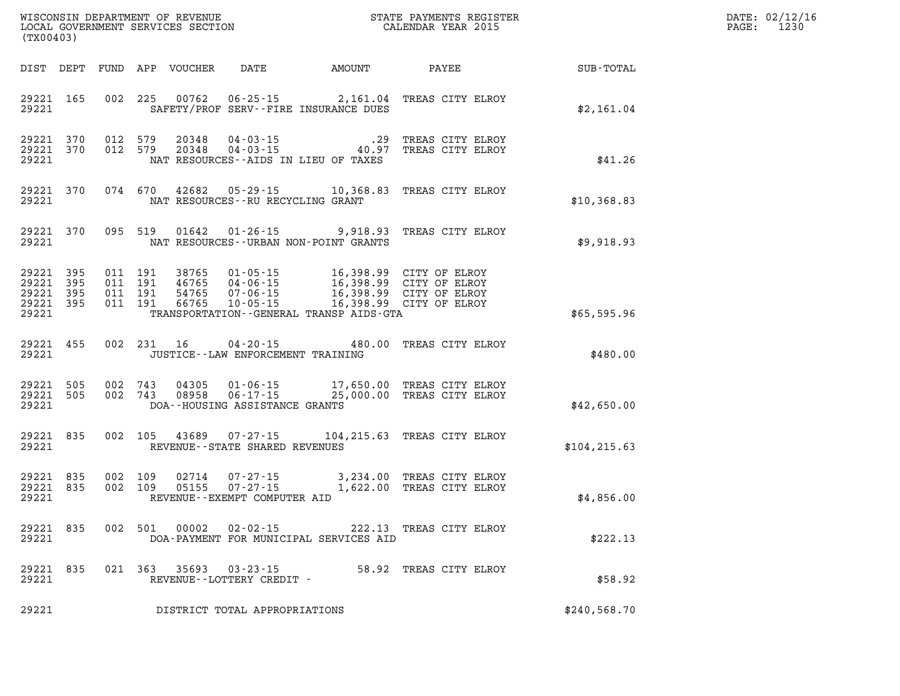WISCONSIN DEPARTMENT OF REVENUE
LOCAL GOVERNMENT SERVICES SECTION
(TX00403)

STATE PAYMENTS REGISTER
CALENDAR YEAR 2015

DATE: 02/12/16
PAGE: 1230

| DIST | DEPT | FUND | APP | VOUCHER | DATE | AMOUNT | PAYEE | SUB-TOTAL |
|---|---|---|---|---|---|---|---|---|
| 29221 | 165 | 002 | 225 | 00762 | 06-25-15 | 2,161.04 | TREAS CITY ELROY | |
| 29221 | | | | SAFETY/PROF SERV--FIRE INSURANCE DUES | | | | $2,161.04 |
| 29221 | 370 | 012 | 579 | 20348 | 04-03-15 | .29 | TREAS CITY ELROY | |
| 29221 | 370 | 012 | 579 | 20348 | 04-03-15 | 40.97 | TREAS CITY ELROY | |
| 29221 | | | | NAT RESOURCES--AIDS IN LIEU OF TAXES | | | | $41.26 |
| 29221 | 370 | 074 | 670 | 42682 | 05-29-15 | 10,368.83 | TREAS CITY ELROY | |
| 29221 | | | | NAT RESOURCES--RU RECYCLING GRANT | | | | $10,368.83 |
| 29221 | 370 | 095 | 519 | 01642 | 01-26-15 | 9,918.93 | TREAS CITY ELROY | |
| 29221 | | | | NAT RESOURCES--URBAN NON-POINT GRANTS | | | | $9,918.93 |
| 29221 | 395 | 011 | 191 | 38765 | 01-05-15 | 16,398.99 | CITY OF ELROY | |
| 29221 | 395 | 011 | 191 | 46765 | 04-06-15 | 16,398.99 | CITY OF ELROY | |
| 29221 | 395 | 011 | 191 | 54765 | 07-06-15 | 16,398.99 | CITY OF ELROY | |
| 29221 | 395 | 011 | 191 | 66765 | 10-05-15 | 16,398.99 | CITY OF ELROY | |
| 29221 | | | | TRANSPORTATION--GENERAL TRANSP AIDS-GTA | | | | $65,595.96 |
| 29221 | 455 | 002 | 231 | 16 | 04-20-15 | 480.00 | TREAS CITY ELROY | |
| 29221 | | | | JUSTICE--LAW ENFORCEMENT TRAINING | | | | $480.00 |
| 29221 | 505 | 002 | 743 | 04305 | 01-06-15 | 17,650.00 | TREAS CITY ELROY | |
| 29221 | 505 | 002 | 743 | 08958 | 06-17-15 | 25,000.00 | TREAS CITY ELROY | |
| 29221 | | | | DOA--HOUSING ASSISTANCE GRANTS | | | | $42,650.00 |
| 29221 | 835 | 002 | 105 | 43689 | 07-27-15 | 104,215.63 | TREAS CITY ELROY | |
| 29221 | | | | REVENUE--STATE SHARED REVENUES | | | | $104,215.63 |
| 29221 | 835 | 002 | 109 | 02714 | 07-27-15 | 3,234.00 | TREAS CITY ELROY | |
| 29221 | 835 | 002 | 109 | 05155 | 07-27-15 | 1,622.00 | TREAS CITY ELROY | |
| 29221 | | | | REVENUE--EXEMPT COMPUTER AID | | | | $4,856.00 |
| 29221 | 835 | 002 | 501 | 00002 | 02-02-15 | 222.13 | TREAS CITY ELROY | |
| 29221 | | | | DOA-PAYMENT FOR MUNICIPAL SERVICES AID | | | | $222.13 |
| 29221 | 835 | 021 | 363 | 35693 | 03-23-15 | 58.92 | TREAS CITY ELROY | |
| 29221 | | | | REVENUE--LOTTERY CREDIT - | | | | $58.92 |
| 29221 | | | | DISTRICT TOTAL APPROPRIATIONS | | | | $240,568.70 |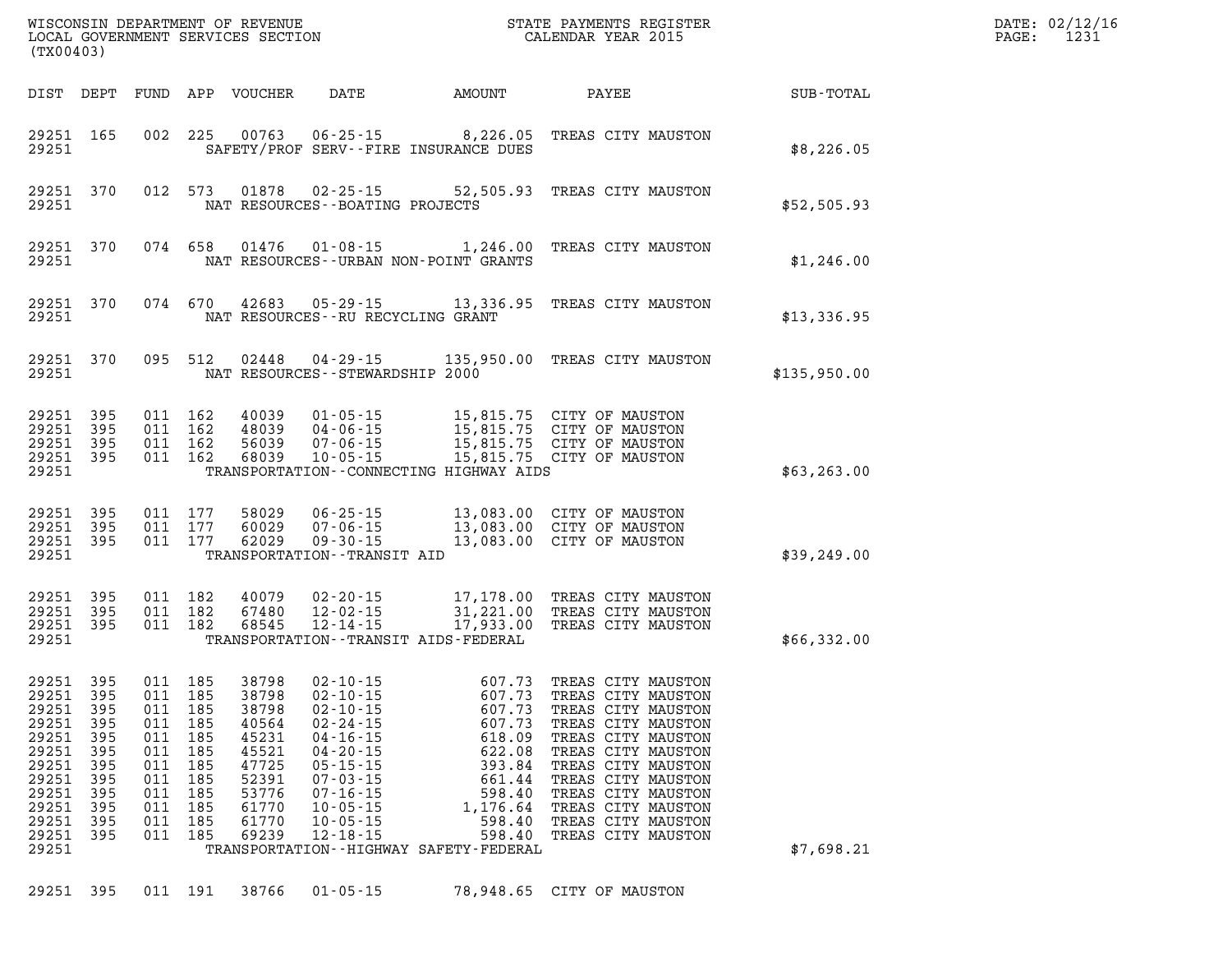WISCONSIN DEPARTMENT OF REVENUE
LOCAL GOVERNMENT SERVICES SECTION
(TX00403)

STATE PAYMENTS REGISTER
CALENDAR YEAR 2015

| DIST | DEPT | FUND | APP | VOUCHER | DATE | AMOUNT | PAYEE | SUB-TOTAL |
|---|---|---|---|---|---|---|---|---|
| 29251 | 165 | 002 | 225 | 00763 | 06-25-15 | 8,226.05 | TREAS CITY MAUSTON | |
| 29251 | | | | | SAFETY/PROF SERV--FIRE INSURANCE DUES | | | $8,226.05 |
| 29251 | 370 | 012 | 573 | 01878 | 02-25-15 | 52,505.93 | TREAS CITY MAUSTON | |
| 29251 | | | | | NAT RESOURCES--BOATING PROJECTS | | | $52,505.93 |
| 29251 | 370 | 074 | 658 | 01476 | 01-08-15 | 1,246.00 | TREAS CITY MAUSTON | |
| 29251 | | | | | NAT RESOURCES--URBAN NON-POINT GRANTS | | | $1,246.00 |
| 29251 | 370 | 074 | 670 | 42683 | 05-29-15 | 13,336.95 | TREAS CITY MAUSTON | |
| 29251 | | | | | NAT RESOURCES--RU RECYCLING GRANT | | | $13,336.95 |
| 29251 | 370 | 095 | 512 | 02448 | 04-29-15 | 135,950.00 | TREAS CITY MAUSTON | |
| 29251 | | | | | NAT RESOURCES--STEWARDSHIP 2000 | | | $135,950.00 |
| 29251 | 395 | 011 | 162 | 40039 | 01-05-15 | 15,815.75 | CITY OF MAUSTON | |
| 29251 | 395 | 011 | 162 | 48039 | 04-06-15 | 15,815.75 | CITY OF MAUSTON | |
| 29251 | 395 | 011 | 162 | 56039 | 07-06-15 | 15,815.75 | CITY OF MAUSTON | |
| 29251 | 395 | 011 | 162 | 68039 | 10-05-15 | 15,815.75 | CITY OF MAUSTON | |
| 29251 | | | | | TRANSPORTATION--CONNECTING HIGHWAY AIDS | | | $63,263.00 |
| 29251 | 395 | 011 | 177 | 58029 | 06-25-15 | 13,083.00 | CITY OF MAUSTON | |
| 29251 | 395 | 011 | 177 | 60029 | 07-06-15 | 13,083.00 | CITY OF MAUSTON | |
| 29251 | 395 | 011 | 177 | 62029 | 09-30-15 | 13,083.00 | CITY OF MAUSTON | |
| 29251 | | | | | TRANSPORTATION--TRANSIT AID | | | $39,249.00 |
| 29251 | 395 | 011 | 182 | 40079 | 02-20-15 | 17,178.00 | TREAS CITY MAUSTON | |
| 29251 | 395 | 011 | 182 | 67480 | 12-02-15 | 31,221.00 | TREAS CITY MAUSTON | |
| 29251 | 395 | 011 | 182 | 68545 | 12-14-15 | 17,933.00 | TREAS CITY MAUSTON | |
| 29251 | | | | | TRANSPORTATION--TRANSIT AIDS-FEDERAL | | | $66,332.00 |
| 29251 | 395 | 011 | 185 | 38798 | 02-10-15 | 607.73 | TREAS CITY MAUSTON | |
| 29251 | 395 | 011 | 185 | 38798 | 02-10-15 | 607.73 | TREAS CITY MAUSTON | |
| 29251 | 395 | 011 | 185 | 38798 | 02-10-15 | 607.73 | TREAS CITY MAUSTON | |
| 29251 | 395 | 011 | 185 | 40564 | 02-24-15 | 607.73 | TREAS CITY MAUSTON | |
| 29251 | 395 | 011 | 185 | 45231 | 04-16-15 | 618.09 | TREAS CITY MAUSTON | |
| 29251 | 395 | 011 | 185 | 45521 | 04-20-15 | 622.08 | TREAS CITY MAUSTON | |
| 29251 | 395 | 011 | 185 | 47725 | 05-15-15 | 393.84 | TREAS CITY MAUSTON | |
| 29251 | 395 | 011 | 185 | 52391 | 07-03-15 | 661.44 | TREAS CITY MAUSTON | |
| 29251 | 395 | 011 | 185 | 53776 | 07-16-15 | 598.40 | TREAS CITY MAUSTON | |
| 29251 | 395 | 011 | 185 | 61770 | 10-05-15 | 1,176.64 | TREAS CITY MAUSTON | |
| 29251 | 395 | 011 | 185 | 61770 | 10-05-15 | 598.40 | TREAS CITY MAUSTON | |
| 29251 | 395 | 011 | 185 | 69239 | 12-18-15 | 598.40 | TREAS CITY MAUSTON | |
| 29251 | | | | | TRANSPORTATION--HIGHWAY SAFETY-FEDERAL | | | $7,698.21 |
| 29251 | 395 | 011 | 191 | 38766 | 01-05-15 | 78,948.65 | CITY OF MAUSTON | |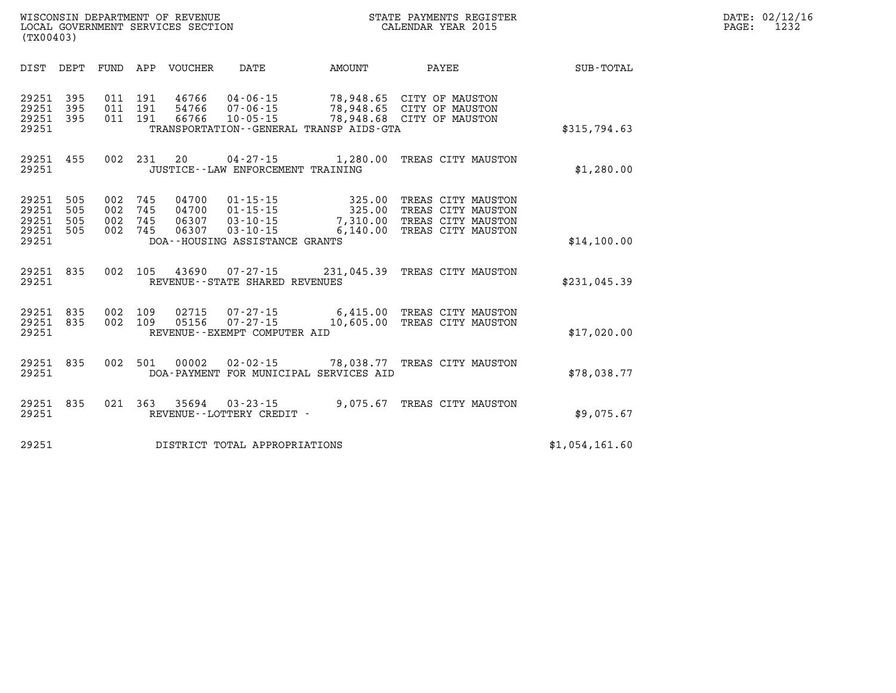WISCONSIN DEPARTMENT OF REVENUE
LOCAL GOVERNMENT SERVICES SECTION
(TX00403)

STATE PAYMENTS REGISTER
CALENDAR YEAR 2015

DATE: 02/12/16
PAGE: 1232

| DIST | DEPT | FUND | APP | VOUCHER | DATE | AMOUNT | PAYEE | SUB-TOTAL |
|---|---|---|---|---|---|---|---|---|
| 29251 | 395 | 011 | 191 | 46766 | 04-06-15 | 78,948.65 | CITY OF MAUSTON | |
| 29251 | 395 | 011 | 191 | 54766 | 07-06-15 | 78,948.65 | CITY OF MAUSTON | |
| 29251 | 395 | 011 | 191 | 66766 | 10-05-15 | 78,948.68 | CITY OF MAUSTON | |
| 29251 | | | | | TRANSPORTATION--GENERAL TRANSP AIDS-GTA | | | $315,794.63 |
| 29251 | 455 | 002 | 231 | 20 | 04-27-15 | 1,280.00 | TREAS CITY MAUSTON | |
| 29251 | | | | | JUSTICE--LAW ENFORCEMENT TRAINING | | | $1,280.00 |
| 29251 | 505 | 002 | 745 | 04700 | 01-15-15 | 325.00 | TREAS CITY MAUSTON | |
| 29251 | 505 | 002 | 745 | 04700 | 01-15-15 | 325.00 | TREAS CITY MAUSTON | |
| 29251 | 505 | 002 | 745 | 06307 | 03-10-15 | 7,310.00 | TREAS CITY MAUSTON | |
| 29251 | 505 | 002 | 745 | 06307 | 03-10-15 | 6,140.00 | TREAS CITY MAUSTON | |
| 29251 | | | | | DOA--HOUSING ASSISTANCE GRANTS | | | $14,100.00 |
| 29251 | 835 | 002 | 105 | 43690 | 07-27-15 | 231,045.39 | TREAS CITY MAUSTON | |
| 29251 | | | | | REVENUE--STATE SHARED REVENUES | | | $231,045.39 |
| 29251 | 835 | 002 | 109 | 02715 | 07-27-15 | 6,415.00 | TREAS CITY MAUSTON | |
| 29251 | 835 | 002 | 109 | 05156 | 07-27-15 | 10,605.00 | TREAS CITY MAUSTON | |
| 29251 | | | | | REVENUE--EXEMPT COMPUTER AID | | | $17,020.00 |
| 29251 | 835 | 002 | 501 | 00002 | 02-02-15 | 78,038.77 | TREAS CITY MAUSTON | |
| 29251 | | | | | DOA-PAYMENT FOR MUNICIPAL SERVICES AID | | | $78,038.77 |
| 29251 | 835 | 021 | 363 | 35694 | 03-23-15 | 9,075.67 | TREAS CITY MAUSTON | |
| 29251 | | | | | REVENUE--LOTTERY CREDIT - | | | $9,075.67 |
| 29251 | | | | | DISTRICT TOTAL APPROPRIATIONS | | | $1,054,161.60 |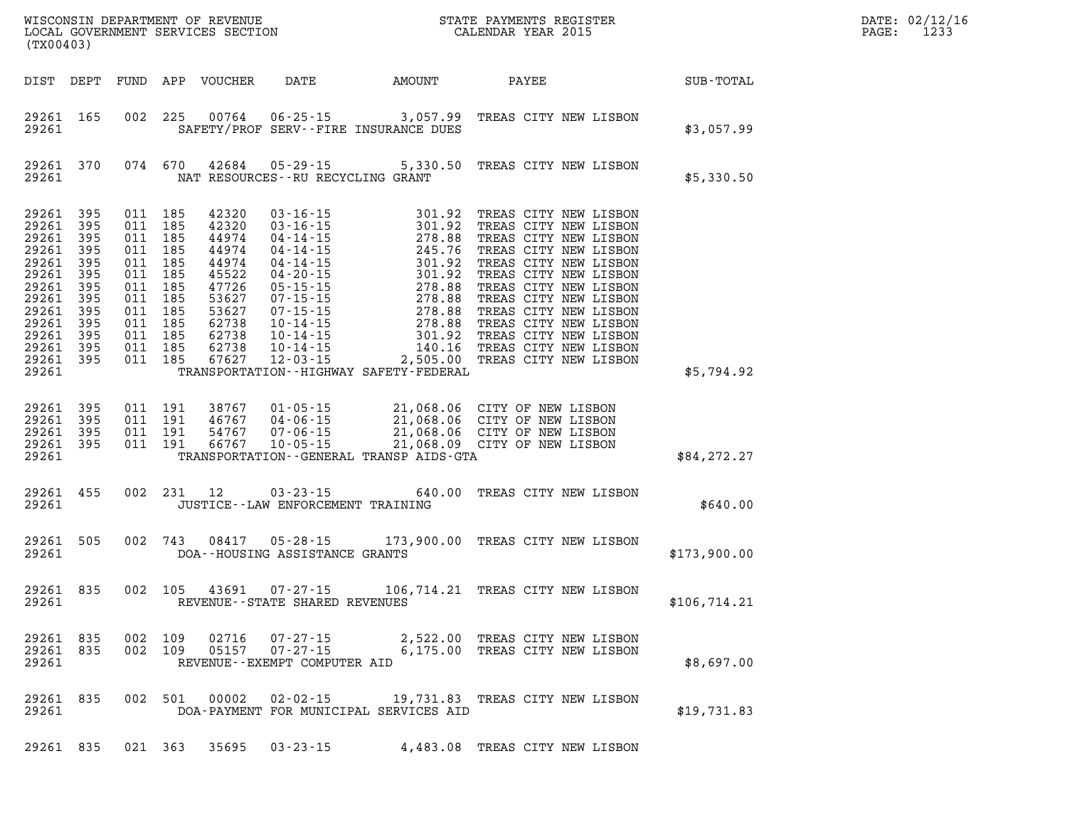WISCONSIN DEPARTMENT OF REVENUE
LOCAL GOVERNMENT SERVICES SECTION
(TX00403)

STATE PAYMENTS REGISTER
CALENDAR YEAR 2015

DATE: 02/12/16
PAGE: 1233

| DIST | DEPT | FUND | APP | VOUCHER | DATE | AMOUNT | PAYEE | SUB-TOTAL |
|---|---|---|---|---|---|---|---|---|
| 29261 | 165 | 002 | 225 | 00764 | 06-25-15 | 3,057.99 | TREAS CITY NEW LISBON | |
| 29261 | | | | | SAFETY/PROF SERV--FIRE INSURANCE DUES | | | $3,057.99 |
| 29261 | 370 | 074 | 670 | 42684 | 05-29-15 | 5,330.50 | TREAS CITY NEW LISBON | |
| 29261 | | | | | NAT RESOURCES--RU RECYCLING GRANT | | | $5,330.50 |
| 29261 | 395 | 011 | 185 | 42320 | 03-16-15 | 301.92 | TREAS CITY NEW LISBON | |
| 29261 | 395 | 011 | 185 | 42320 | 03-16-15 | 301.92 | TREAS CITY NEW LISBON | |
| 29261 | 395 | 011 | 185 | 44974 | 04-14-15 | 278.88 | TREAS CITY NEW LISBON | |
| 29261 | 395 | 011 | 185 | 44974 | 04-14-15 | 245.76 | TREAS CITY NEW LISBON | |
| 29261 | 395 | 011 | 185 | 44974 | 04-14-15 | 301.92 | TREAS CITY NEW LISBON | |
| 29261 | 395 | 011 | 185 | 45522 | 04-20-15 | 301.92 | TREAS CITY NEW LISBON | |
| 29261 | 395 | 011 | 185 | 47726 | 05-15-15 | 278.88 | TREAS CITY NEW LISBON | |
| 29261 | 395 | 011 | 185 | 53627 | 07-15-15 | 278.88 | TREAS CITY NEW LISBON | |
| 29261 | 395 | 011 | 185 | 53627 | 07-15-15 | 278.88 | TREAS CITY NEW LISBON | |
| 29261 | 395 | 011 | 185 | 62738 | 10-14-15 | 278.88 | TREAS CITY NEW LISBON | |
| 29261 | 395 | 011 | 185 | 62738 | 10-14-15 | 301.92 | TREAS CITY NEW LISBON | |
| 29261 | 395 | 011 | 185 | 62738 | 10-14-15 | 140.16 | TREAS CITY NEW LISBON | |
| 29261 | 395 | 011 | 185 | 67627 | 12-03-15 | 2,505.00 | TREAS CITY NEW LISBON | |
| 29261 | | | | | TRANSPORTATION--HIGHWAY SAFETY-FEDERAL | | | $5,794.92 |
| 29261 | 395 | 011 | 191 | 38767 | 01-05-15 | 21,068.06 | CITY OF NEW LISBON | |
| 29261 | 395 | 011 | 191 | 46767 | 04-06-15 | 21,068.06 | CITY OF NEW LISBON | |
| 29261 | 395 | 011 | 191 | 54767 | 07-06-15 | 21,068.06 | CITY OF NEW LISBON | |
| 29261 | 395 | 011 | 191 | 66767 | 10-05-15 | 21,068.09 | CITY OF NEW LISBON | |
| 29261 | | | | | TRANSPORTATION--GENERAL TRANSP AIDS-GTA | | | $84,272.27 |
| 29261 | 455 | 002 | 231 | 12 | 03-23-15 | 640.00 | TREAS CITY NEW LISBON | |
| 29261 | | | | | JUSTICE--LAW ENFORCEMENT TRAINING | | | $640.00 |
| 29261 | 505 | 002 | 743 | 08417 | 05-28-15 | 173,900.00 | TREAS CITY NEW LISBON | |
| 29261 | | | | | DOA--HOUSING ASSISTANCE GRANTS | | | $173,900.00 |
| 29261 | 835 | 002 | 105 | 43691 | 07-27-15 | 106,714.21 | TREAS CITY NEW LISBON | |
| 29261 | | | | | REVENUE--STATE SHARED REVENUES | | | $106,714.21 |
| 29261 | 835 | 002 | 109 | 02716 | 07-27-15 | 2,522.00 | TREAS CITY NEW LISBON | |
| 29261 | 835 | 002 | 109 | 05157 | 07-27-15 | 6,175.00 | TREAS CITY NEW LISBON | |
| 29261 | | | | | REVENUE--EXEMPT COMPUTER AID | | | $8,697.00 |
| 29261 | 835 | 002 | 501 | 00002 | 02-02-15 | 19,731.83 | TREAS CITY NEW LISBON | |
| 29261 | | | | | DOA-PAYMENT FOR MUNICIPAL SERVICES AID | | | $19,731.83 |
| 29261 | 835 | 021 | 363 | 35695 | 03-23-15 | 4,483.08 | TREAS CITY NEW LISBON | |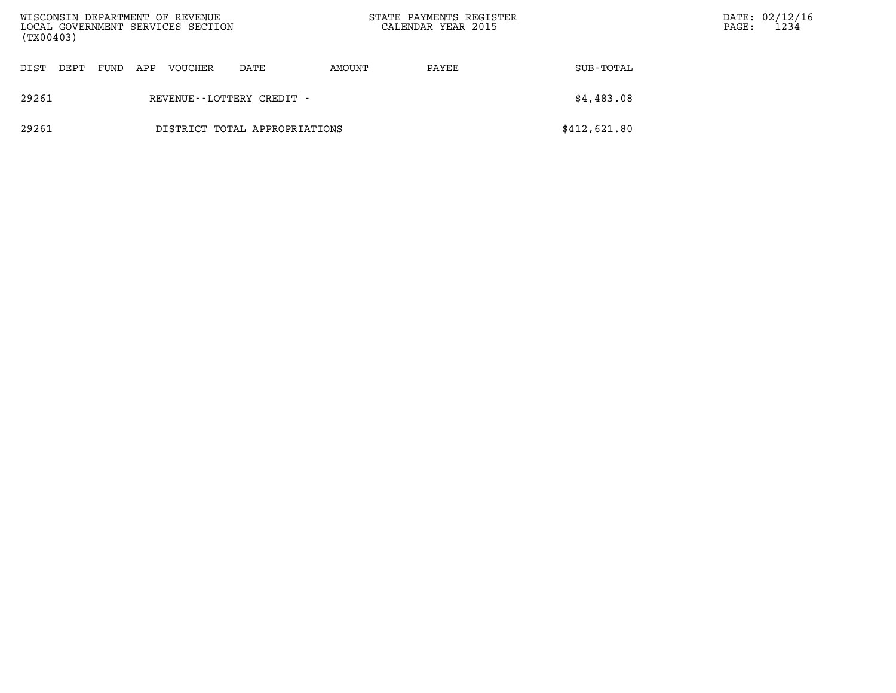| DIST | DEPT | FUND | APP | VOUCHER | DATE | AMOUNT | PAYEE | SUB-TOTAL |
|---|---|---|---|---|---|---|---|---|
| 29261 | | | | REVENUE--LOTTERY CREDIT - | | | | $4,483.08 |
| 29261 | | | | DISTRICT TOTAL APPROPRIATIONS | | | | $412,621.80 |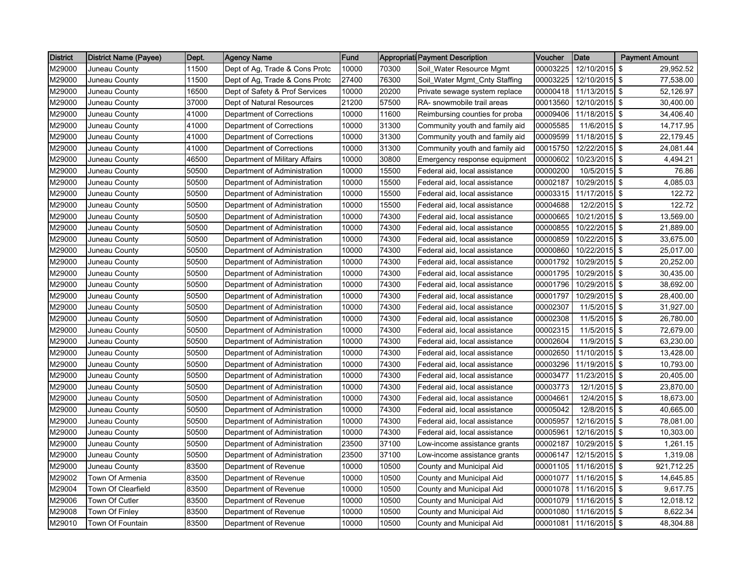| District | District Name (Payee) | Dept. | Agency Name | Fund | Appropriati | Payment Description | Voucher | Date | Payment Amount |
|---|---|---|---|---|---|---|---|---|---|
| M29000 | Juneau County | 11500 | Dept of Ag, Trade & Cons Protc | 10000 | 70300 | Soil_Water Resource Mgmt | 00003225 | 12/10/2015 | $ 29,952.52 |
| M29000 | Juneau County | 11500 | Dept of Ag, Trade & Cons Protc | 27400 | 76300 | Soil_Water Mgmt_Cnty Staffing | 00003225 | 12/10/2015 | $ 77,538.00 |
| M29000 | Juneau County | 16500 | Dept of Safety & Prof Services | 10000 | 20200 | Private sewage system replace | 00000418 | 11/13/2015 | $ 52,126.97 |
| M29000 | Juneau County | 37000 | Dept of Natural Resources | 21200 | 57500 | RA- snowmobile trail areas | 00013560 | 12/10/2015 | $ 30,400.00 |
| M29000 | Juneau County | 41000 | Department of Corrections | 10000 | 11600 | Reimbursing counties for proba | 00009406 | 11/18/2015 | $ 34,406.40 |
| M29000 | Juneau County | 41000 | Department of Corrections | 10000 | 31300 | Community youth and family aid | 00005585 | 11/6/2015 | $ 14,717.95 |
| M29000 | Juneau County | 41000 | Department of Corrections | 10000 | 31300 | Community youth and family aid | 00009599 | 11/18/2015 | $ 22,179.45 |
| M29000 | Juneau County | 41000 | Department of Corrections | 10000 | 31300 | Community youth and family aid | 00015750 | 12/22/2015 | $ 24,081.44 |
| M29000 | Juneau County | 46500 | Department of Military Affairs | 10000 | 30800 | Emergency response equipment | 00000602 | 10/23/2015 | $ 4,494.21 |
| M29000 | Juneau County | 50500 | Department of Administration | 10000 | 15500 | Federal aid, local assistance | 00000200 | 10/5/2015 | $ 76.86 |
| M29000 | Juneau County | 50500 | Department of Administration | 10000 | 15500 | Federal aid, local assistance | 00002187 | 10/29/2015 | $ 4,085.03 |
| M29000 | Juneau County | 50500 | Department of Administration | 10000 | 15500 | Federal aid, local assistance | 00003315 | 11/17/2015 | $ 122.72 |
| M29000 | Juneau County | 50500 | Department of Administration | 10000 | 15500 | Federal aid, local assistance | 00004688 | 12/2/2015 | $ 122.72 |
| M29000 | Juneau County | 50500 | Department of Administration | 10000 | 74300 | Federal aid, local assistance | 00000665 | 10/21/2015 | $ 13,569.00 |
| M29000 | Juneau County | 50500 | Department of Administration | 10000 | 74300 | Federal aid, local assistance | 00000855 | 10/22/2015 | $ 21,889.00 |
| M29000 | Juneau County | 50500 | Department of Administration | 10000 | 74300 | Federal aid, local assistance | 00000859 | 10/22/2015 | $ 33,675.00 |
| M29000 | Juneau County | 50500 | Department of Administration | 10000 | 74300 | Federal aid, local assistance | 00000860 | 10/22/2015 | $ 25,017.00 |
| M29000 | Juneau County | 50500 | Department of Administration | 10000 | 74300 | Federal aid, local assistance | 00001792 | 10/29/2015 | $ 20,252.00 |
| M29000 | Juneau County | 50500 | Department of Administration | 10000 | 74300 | Federal aid, local assistance | 00001795 | 10/29/2015 | $ 30,435.00 |
| M29000 | Juneau County | 50500 | Department of Administration | 10000 | 74300 | Federal aid, local assistance | 00001796 | 10/29/2015 | $ 38,692.00 |
| M29000 | Juneau County | 50500 | Department of Administration | 10000 | 74300 | Federal aid, local assistance | 00001797 | 10/29/2015 | $ 28,400.00 |
| M29000 | Juneau County | 50500 | Department of Administration | 10000 | 74300 | Federal aid, local assistance | 00002307 | 11/5/2015 | $ 31,927.00 |
| M29000 | Juneau County | 50500 | Department of Administration | 10000 | 74300 | Federal aid, local assistance | 00002308 | 11/5/2015 | $ 26,780.00 |
| M29000 | Juneau County | 50500 | Department of Administration | 10000 | 74300 | Federal aid, local assistance | 00002315 | 11/5/2015 | $ 72,679.00 |
| M29000 | Juneau County | 50500 | Department of Administration | 10000 | 74300 | Federal aid, local assistance | 00002604 | 11/9/2015 | $ 63,230.00 |
| M29000 | Juneau County | 50500 | Department of Administration | 10000 | 74300 | Federal aid, local assistance | 00002650 | 11/10/2015 | $ 13,428.00 |
| M29000 | Juneau County | 50500 | Department of Administration | 10000 | 74300 | Federal aid, local assistance | 00003296 | 11/19/2015 | $ 10,793.00 |
| M29000 | Juneau County | 50500 | Department of Administration | 10000 | 74300 | Federal aid, local assistance | 00003477 | 11/23/2015 | $ 20,405.00 |
| M29000 | Juneau County | 50500 | Department of Administration | 10000 | 74300 | Federal aid, local assistance | 00003773 | 12/1/2015 | $ 23,870.00 |
| M29000 | Juneau County | 50500 | Department of Administration | 10000 | 74300 | Federal aid, local assistance | 00004661 | 12/4/2015 | $ 18,673.00 |
| M29000 | Juneau County | 50500 | Department of Administration | 10000 | 74300 | Federal aid, local assistance | 00005042 | 12/8/2015 | $ 40,665.00 |
| M29000 | Juneau County | 50500 | Department of Administration | 10000 | 74300 | Federal aid, local assistance | 00005957 | 12/16/2015 | $ 78,081.00 |
| M29000 | Juneau County | 50500 | Department of Administration | 10000 | 74300 | Federal aid, local assistance | 00005961 | 12/16/2015 | $ 10,303.00 |
| M29000 | Juneau County | 50500 | Department of Administration | 23500 | 37100 | Low-income assistance grants | 00002187 | 10/29/2015 | $ 1,261.15 |
| M29000 | Juneau County | 50500 | Department of Administration | 23500 | 37100 | Low-income assistance grants | 00006147 | 12/15/2015 | $ 1,319.08 |
| M29000 | Juneau County | 83500 | Department of Revenue | 10000 | 10500 | County and Municipal Aid | 00001105 | 11/16/2015 | $ 921,712.25 |
| M29002 | Town Of Armenia | 83500 | Department of Revenue | 10000 | 10500 | County and Municipal Aid | 00001077 | 11/16/2015 | $ 14,645.85 |
| M29004 | Town Of Clearfield | 83500 | Department of Revenue | 10000 | 10500 | County and Municipal Aid | 00001078 | 11/16/2015 | $ 9,617.75 |
| M29006 | Town Of Cutler | 83500 | Department of Revenue | 10000 | 10500 | County and Municipal Aid | 00001079 | 11/16/2015 | $ 12,018.12 |
| M29008 | Town Of Finley | 83500 | Department of Revenue | 10000 | 10500 | County and Municipal Aid | 00001080 | 11/16/2015 | $ 8,622.34 |
| M29010 | Town Of Fountain | 83500 | Department of Revenue | 10000 | 10500 | County and Municipal Aid | 00001081 | 11/16/2015 | $ 48,304.88 |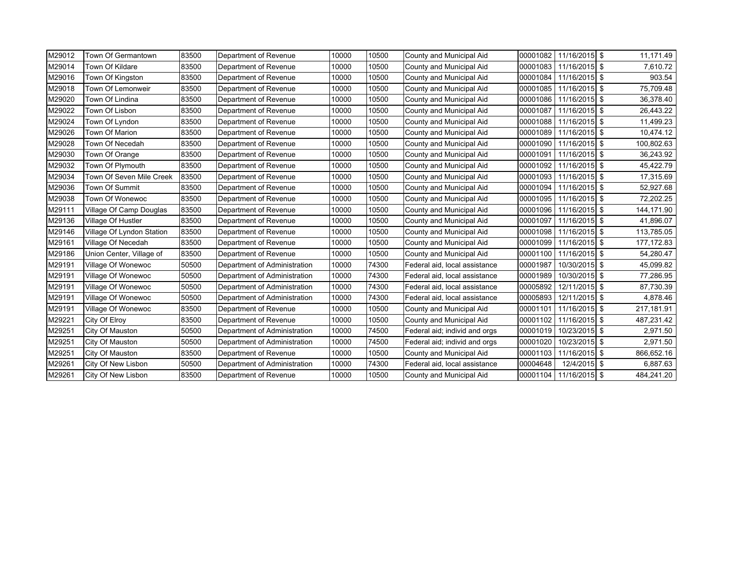| | | | | | | | | | | |
|---|---|---|---|---|---|---|---|---|---|---|
| M29012 | Town Of Germantown | 83500 | Department of Revenue | 10000 | 10500 | County and Municipal Aid | 00001082 | 11/16/2015 | $ | 11,171.49 |
| M29014 | Town Of Kildare | 83500 | Department of Revenue | 10000 | 10500 | County and Municipal Aid | 00001083 | 11/16/2015 | $ | 7,610.72 |
| M29016 | Town Of Kingston | 83500 | Department of Revenue | 10000 | 10500 | County and Municipal Aid | 00001084 | 11/16/2015 | $ | 903.54 |
| M29018 | Town Of Lemonweir | 83500 | Department of Revenue | 10000 | 10500 | County and Municipal Aid | 00001085 | 11/16/2015 | $ | 75,709.48 |
| M29020 | Town Of Lindina | 83500 | Department of Revenue | 10000 | 10500 | County and Municipal Aid | 00001086 | 11/16/2015 | $ | 36,378.40 |
| M29022 | Town Of Lisbon | 83500 | Department of Revenue | 10000 | 10500 | County and Municipal Aid | 00001087 | 11/16/2015 | $ | 26,443.22 |
| M29024 | Town Of Lyndon | 83500 | Department of Revenue | 10000 | 10500 | County and Municipal Aid | 00001088 | 11/16/2015 | $ | 11,499.23 |
| M29026 | Town Of Marion | 83500 | Department of Revenue | 10000 | 10500 | County and Municipal Aid | 00001089 | 11/16/2015 | $ | 10,474.12 |
| M29028 | Town Of Necedah | 83500 | Department of Revenue | 10000 | 10500 | County and Municipal Aid | 00001090 | 11/16/2015 | $ | 100,802.63 |
| M29030 | Town Of Orange | 83500 | Department of Revenue | 10000 | 10500 | County and Municipal Aid | 00001091 | 11/16/2015 | $ | 36,243.92 |
| M29032 | Town Of Plymouth | 83500 | Department of Revenue | 10000 | 10500 | County and Municipal Aid | 00001092 | 11/16/2015 | $ | 45,422.79 |
| M29034 | Town Of Seven Mile Creek | 83500 | Department of Revenue | 10000 | 10500 | County and Municipal Aid | 00001093 | 11/16/2015 | $ | 17,315.69 |
| M29036 | Town Of Summit | 83500 | Department of Revenue | 10000 | 10500 | County and Municipal Aid | 00001094 | 11/16/2015 | $ | 52,927.68 |
| M29038 | Town Of Wonewoc | 83500 | Department of Revenue | 10000 | 10500 | County and Municipal Aid | 00001095 | 11/16/2015 | $ | 72,202.25 |
| M29111 | Village Of Camp Douglas | 83500 | Department of Revenue | 10000 | 10500 | County and Municipal Aid | 00001096 | 11/16/2015 | $ | 144,171.90 |
| M29136 | Village Of Hustler | 83500 | Department of Revenue | 10000 | 10500 | County and Municipal Aid | 00001097 | 11/16/2015 | $ | 41,896.07 |
| M29146 | Village Of Lyndon Station | 83500 | Department of Revenue | 10000 | 10500 | County and Municipal Aid | 00001098 | 11/16/2015 | $ | 113,785.05 |
| M29161 | Village Of Necedah | 83500 | Department of Revenue | 10000 | 10500 | County and Municipal Aid | 00001099 | 11/16/2015 | $ | 177,172.83 |
| M29186 | Union Center, Village of | 83500 | Department of Revenue | 10000 | 10500 | County and Municipal Aid | 00001100 | 11/16/2015 | $ | 54,280.47 |
| M29191 | Village Of Wonewoc | 50500 | Department of Administration | 10000 | 74300 | Federal aid, local assistance | 00001987 | 10/30/2015 | $ | 45,099.82 |
| M29191 | Village Of Wonewoc | 50500 | Department of Administration | 10000 | 74300 | Federal aid, local assistance | 00001989 | 10/30/2015 | $ | 77,286.95 |
| M29191 | Village Of Wonewoc | 50500 | Department of Administration | 10000 | 74300 | Federal aid, local assistance | 00005892 | 12/11/2015 | $ | 87,730.39 |
| M29191 | Village Of Wonewoc | 50500 | Department of Administration | 10000 | 74300 | Federal aid, local assistance | 00005893 | 12/11/2015 | $ | 4,878.46 |
| M29191 | Village Of Wonewoc | 83500 | Department of Revenue | 10000 | 10500 | County and Municipal Aid | 00001101 | 11/16/2015 | $ | 217,181.91 |
| M29221 | City Of Elroy | 83500 | Department of Revenue | 10000 | 10500 | County and Municipal Aid | 00001102 | 11/16/2015 | $ | 487,231.42 |
| M29251 | City Of Mauston | 50500 | Department of Administration | 10000 | 74500 | Federal aid; individ and orgs | 00001019 | 10/23/2015 | $ | 2,971.50 |
| M29251 | City Of Mauston | 50500 | Department of Administration | 10000 | 74500 | Federal aid; individ and orgs | 00001020 | 10/23/2015 | $ | 2,971.50 |
| M29251 | City Of Mauston | 83500 | Department of Revenue | 10000 | 10500 | County and Municipal Aid | 00001103 | 11/16/2015 | $ | 866,652.16 |
| M29261 | City Of New Lisbon | 50500 | Department of Administration | 10000 | 74300 | Federal aid, local assistance | 00004648 | 12/4/2015 | $ | 6,887.63 |
| M29261 | City Of New Lisbon | 83500 | Department of Revenue | 10000 | 10500 | County and Municipal Aid | 00001104 | 11/16/2015 | $ | 484,241.20 |